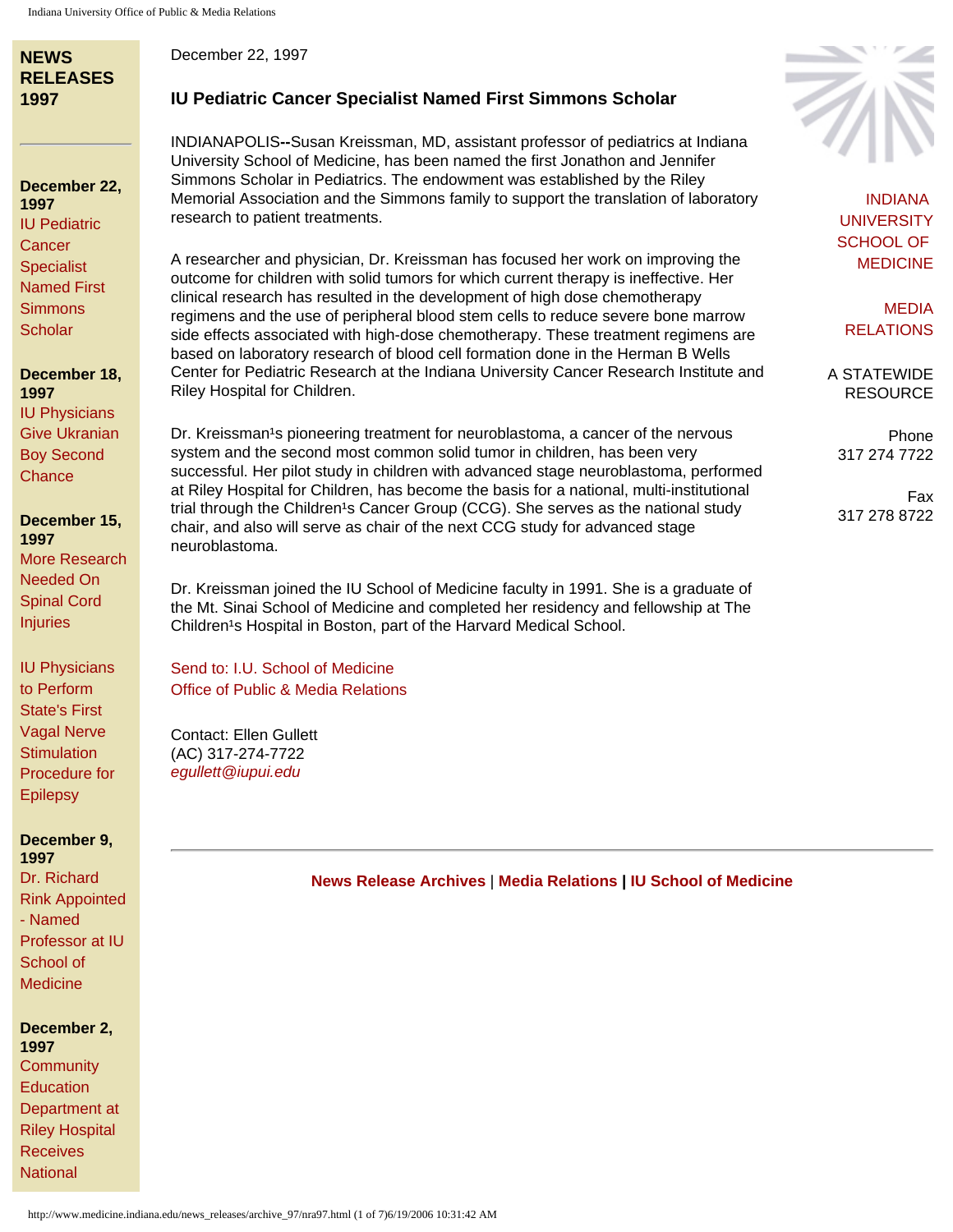## NEWS RELEASES 1997

**December 22, 1997**
IU Pediatric Cancer Specialist Named First Simmons Scholar

**December 18, 1997**
IU Physicians Give Ukranian Boy Second Chance

**December 15, 1997**
More Research Needed On Spinal Cord Injuries

IU Physicians to Perform State's First Vagal Nerve Stimulation Procedure for Epilepsy

**December 9, 1997**
Dr. Richard Rink Appointed - Named Professor at IU School of Medicine

**December 2, 1997**
Community Education Department at Riley Hospital Receives National

---

December 22, 1997

### IU Pediatric Cancer Specialist Named First Simmons Scholar

INDIANAPOLIS**--**Susan Kreissman, MD, assistant professor of pediatrics at Indiana University School of Medicine, has been named the first Jonathon and Jennifer Simmons Scholar in Pediatrics. The endowment was established by the Riley Memorial Association and the Simmons family to support the translation of laboratory research to patient treatments.

A researcher and physician, Dr. Kreissman has focused her work on improving the outcome for children with solid tumors for which current therapy is ineffective. Her clinical research has resulted in the development of high dose chemotherapy regimens and the use of peripheral blood stem cells to reduce severe bone marrow side effects associated with high-dose chemotherapy. These treatment regimens are based on laboratory research of blood cell formation done in the Herman B Wells Center for Pediatric Research at the Indiana University Cancer Research Institute and Riley Hospital for Children.

Dr. Kreissman¹s pioneering treatment for neuroblastoma, a cancer of the nervous system and the second most common solid tumor in children, has been very successful. Her pilot study in children with advanced stage neuroblastoma, performed at Riley Hospital for Children, has become the basis for a national, multi-institutional trial through the Children¹s Cancer Group (CCG). She serves as the national study chair, and also will serve as chair of the next CCG study for advanced stage neuroblastoma.

Dr. Kreissman joined the IU School of Medicine faculty in 1991. She is a graduate of the Mt. Sinai School of Medicine and completed her residency and fellowship at The Children¹s Hospital in Boston, part of the Harvard Medical School.

Send to: I.U. School of Medicine
Office of Public & Media Relations

Contact: Ellen Gullett
(AC) 317-274-7722
*egullett@iupui.edu*

---

**News Release Archives** | **Media Relations** | **IU School of Medicine**

INDIANA UNIVERSITY SCHOOL OF MEDICINE

MEDIA RELATIONS

A STATEWIDE RESOURCE

Phone
317 274 7722

Fax
317 278 8722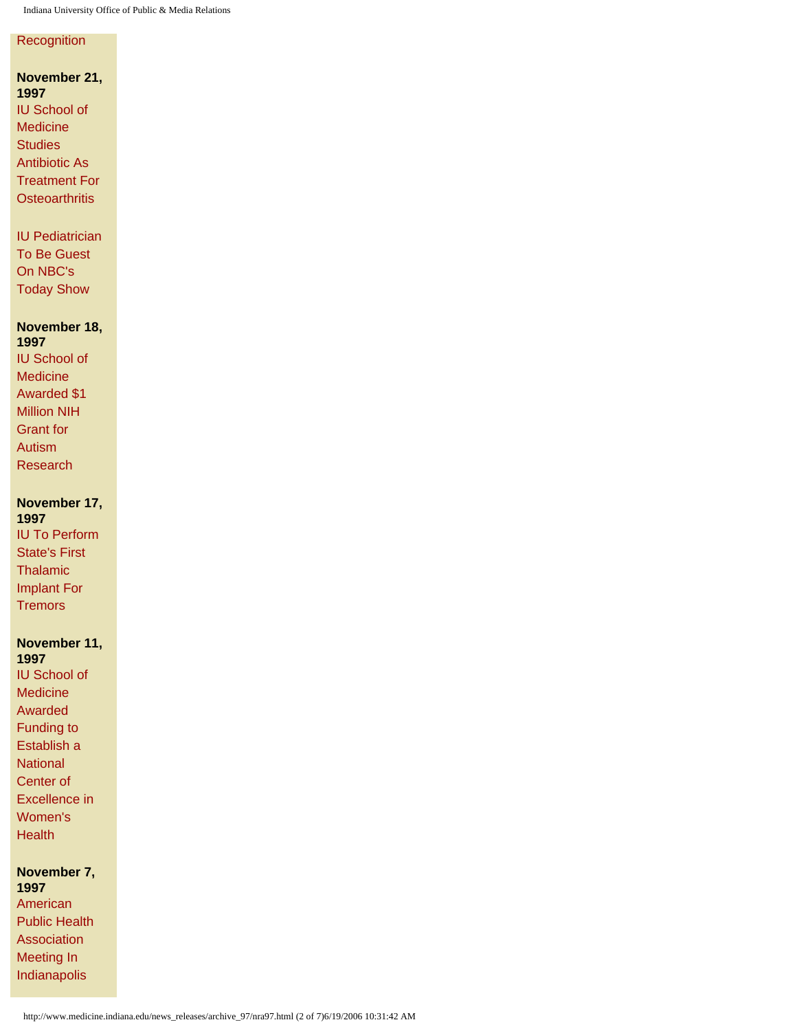Recognition

**November 21, 1997**

IU School of Medicine Studies Antibiotic As Treatment For Osteoarthritis

IU Pediatrician To Be Guest On NBC's Today Show

**November 18, 1997**

IU School of Medicine Awarded $1 Million NIH Grant for Autism Research

**November 17, 1997**

IU To Perform State's First Thalamic Implant For Tremors

**November 11, 1997**

IU School of Medicine Awarded Funding to Establish a National Center of Excellence in Women's Health

**November 7, 1997**

American Public Health Association Meeting In Indianapolis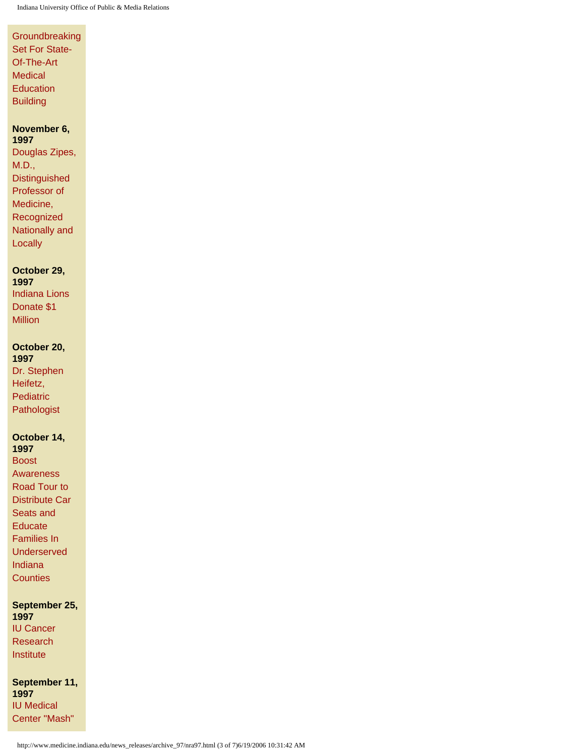Groundbreaking Set For State-Of-The-Art Medical Education Building

**November 6, 1997**
Douglas Zipes, M.D., Distinguished Professor of Medicine, Recognized Nationally and Locally

**October 29, 1997**
Indiana Lions Donate $1 Million

**October 20, 1997**
Dr. Stephen Heifetz, Pediatric Pathologist

**October 14, 1997**
Boost Awareness Road Tour to Distribute Car Seats and Educate Families In Underserved Indiana Counties

**September 25, 1997**
IU Cancer Research Institute

**September 11, 1997**
IU Medical Center "Mash"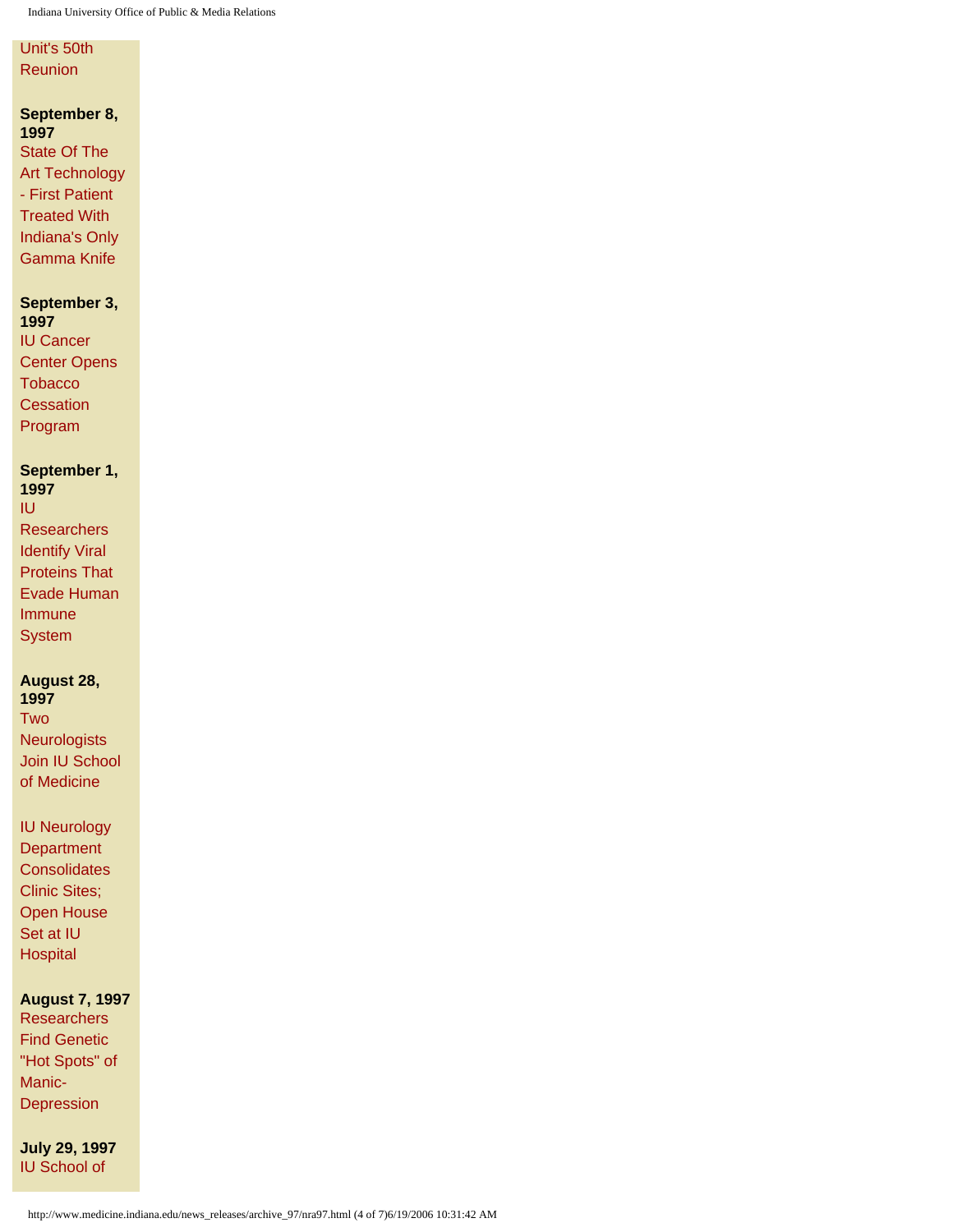Unit's 50th Reunion

**September 8, 1997**
State Of The Art Technology - First Patient Treated With Indiana's Only Gamma Knife

**September 3, 1997**
IU Cancer Center Opens Tobacco Cessation Program

**September 1, 1997**
IU Researchers Identify Viral Proteins That Evade Human Immune System

**August 28, 1997**
Two Neurologists Join IU School of Medicine

IU Neurology Department Consolidates Clinic Sites; Open House Set at IU Hospital

**August 7, 1997**
Researchers Find Genetic "Hot Spots" of Manic-Depression

**July 29, 1997**
IU School of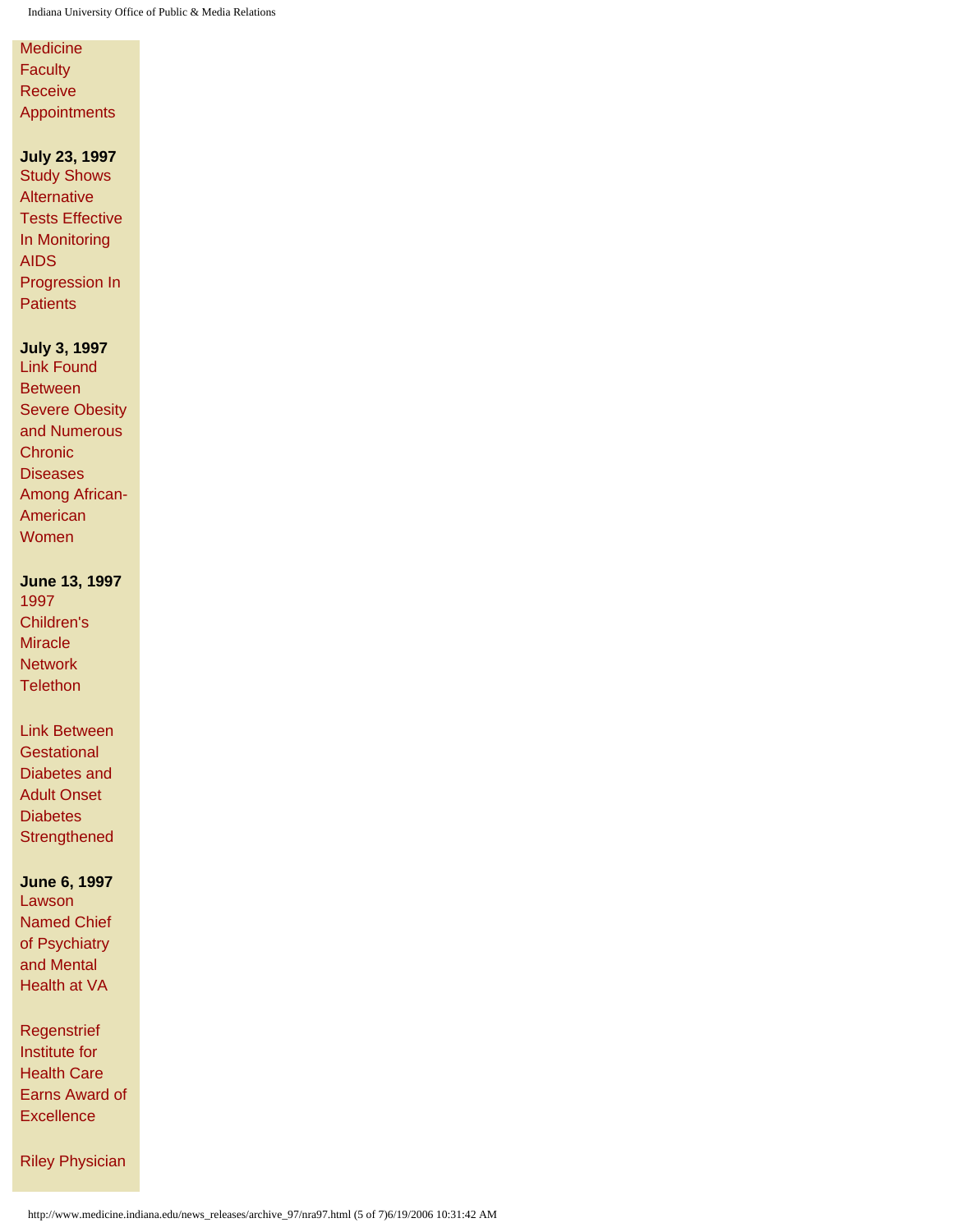Medicine Faculty Receive Appointments

**July 23, 1997**
Study Shows Alternative Tests Effective In Monitoring AIDS Progression In Patients

**July 3, 1997**
Link Found Between Severe Obesity and Numerous Chronic Diseases Among African-American Women

**June 13, 1997**
1997 Children's Miracle Network Telethon

Link Between Gestational Diabetes and Adult Onset Diabetes Strengthened

**June 6, 1997**
Lawson Named Chief of Psychiatry and Mental Health at VA

Regenstrief Institute for Health Care Earns Award of Excellence

Riley Physician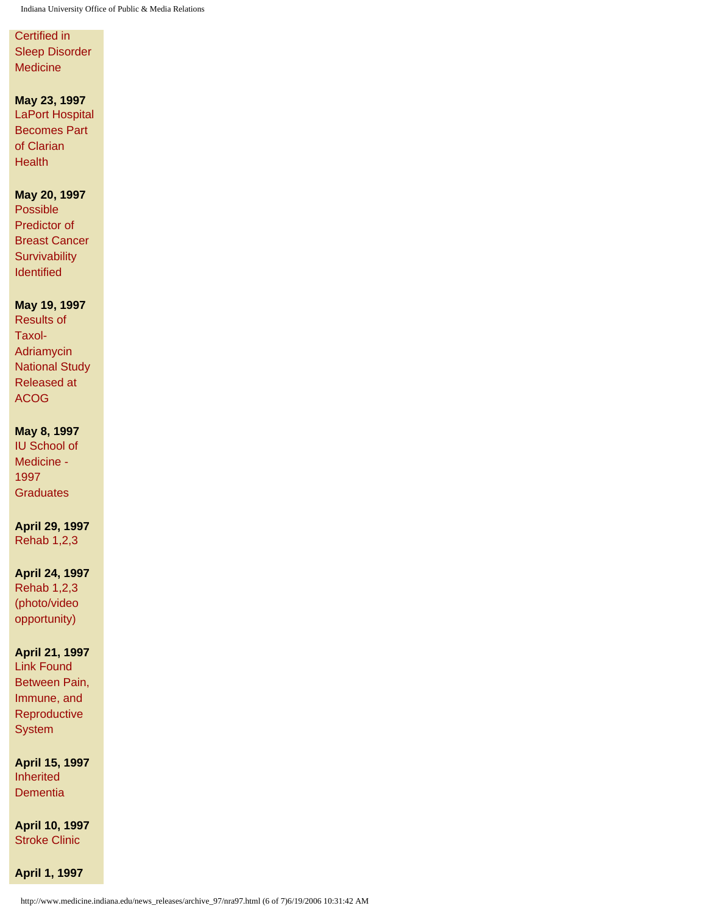Certified in Sleep Disorder Medicine

**May 23, 1997**
LaPort Hospital Becomes Part of Clarian Health

**May 20, 1997**
Possible Predictor of Breast Cancer Survivability Identified

**May 19, 1997**
Results of Taxol-Adriamycin National Study Released at ACOG

**May 8, 1997**
IU School of Medicine - 1997 Graduates

**April 29, 1997**
Rehab 1,2,3

**April 24, 1997**
Rehab 1,2,3 (photo/video opportunity)

**April 21, 1997**
Link Found Between Pain, Immune, and Reproductive System

**April 15, 1997**
Inherited Dementia

**April 10, 1997**
Stroke Clinic

**April 1, 1997**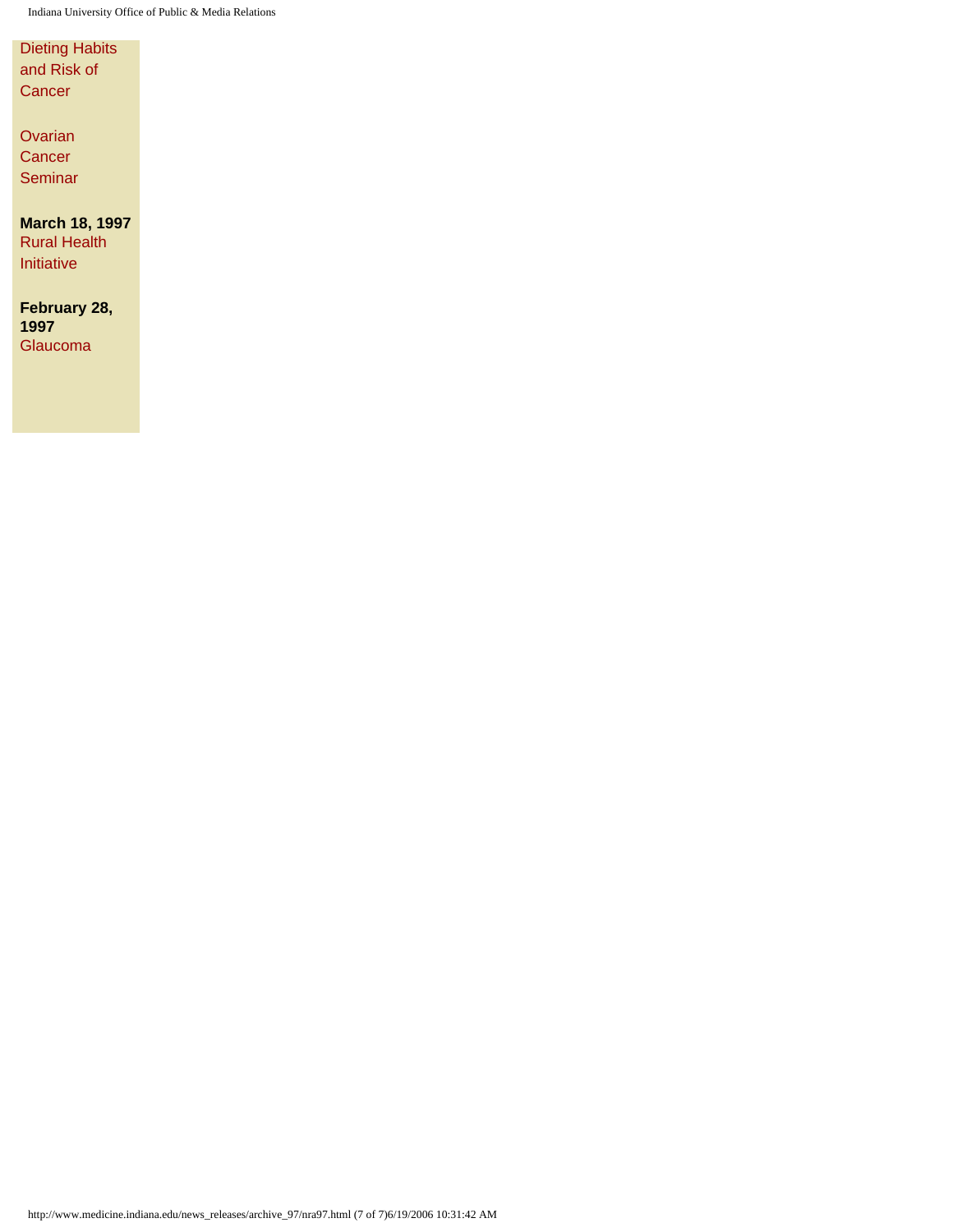Dieting Habits and Risk of Cancer

Ovarian Cancer Seminar

**March 18, 1997**
Rural Health Initiative

**February 28, 1997**
Glaucoma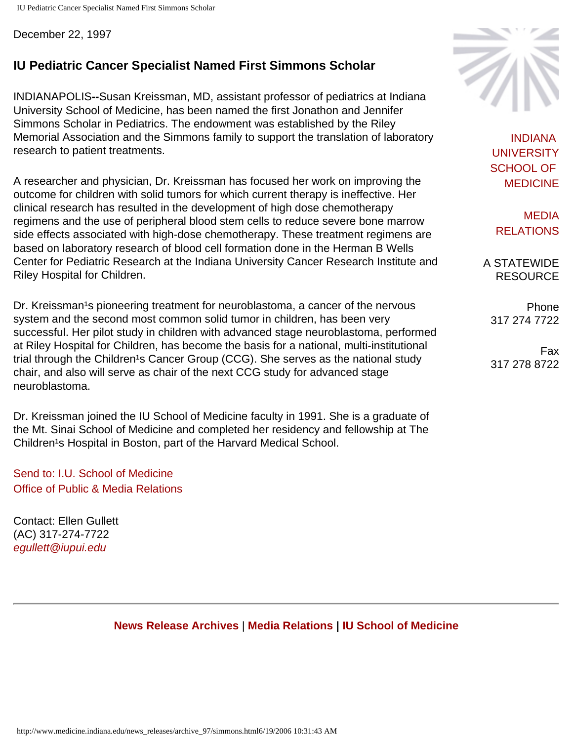December 22, 1997

## IU Pediatric Cancer Specialist Named First Simmons Scholar

INDIANAPOLIS**--**Susan Kreissman, MD, assistant professor of pediatrics at Indiana University School of Medicine, has been named the first Jonathon and Jennifer Simmons Scholar in Pediatrics. The endowment was established by the Riley Memorial Association and the Simmons family to support the translation of laboratory research to patient treatments.

A researcher and physician, Dr. Kreissman has focused her work on improving the outcome for children with solid tumors for which current therapy is ineffective. Her clinical research has resulted in the development of high dose chemotherapy regimens and the use of peripheral blood stem cells to reduce severe bone marrow side effects associated with high-dose chemotherapy. These treatment regimens are based on laboratory research of blood cell formation done in the Herman B Wells Center for Pediatric Research at the Indiana University Cancer Research Institute and Riley Hospital for Children.

Dr. Kreissman¹s pioneering treatment for neuroblastoma, a cancer of the nervous system and the second most common solid tumor in children, has been very successful. Her pilot study in children with advanced stage neuroblastoma, performed at Riley Hospital for Children, has become the basis for a national, multi-institutional trial through the Children¹s Cancer Group (CCG). She serves as the national study chair, and also will serve as chair of the next CCG study for advanced stage neuroblastoma.

Dr. Kreissman joined the IU School of Medicine faculty in 1991. She is a graduate of the Mt. Sinai School of Medicine and completed her residency and fellowship at The Children¹s Hospital in Boston, part of the Harvard Medical School.

Send to: I.U. School of Medicine
Office of Public & Media Relations

Contact: Ellen Gullett
(AC) 317-274-7722
*egullett@iupui.edu*

INDIANA UNIVERSITY SCHOOL OF MEDICINE

MEDIA RELATIONS

A STATEWIDE RESOURCE

Phone
317 274 7722

Fax
317 278 8722

---

**News Release Archives** | **Media Relations** | **IU School of Medicine**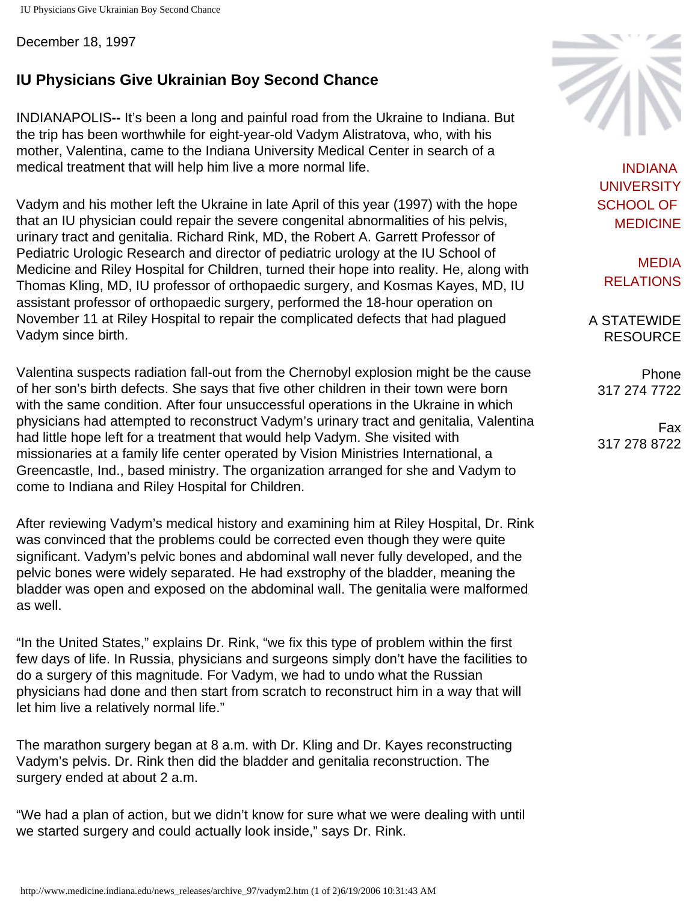December 18, 1997

## IU Physicians Give Ukrainian Boy Second Chance

INDIANAPOLIS**--** It's been a long and painful road from the Ukraine to Indiana. But the trip has been worthwhile for eight-year-old Vadym Alistratova, who, with his mother, Valentina, came to the Indiana University Medical Center in search of a medical treatment that will help him live a more normal life.

Vadym and his mother left the Ukraine in late April of this year (1997) with the hope that an IU physician could repair the severe congenital abnormalities of his pelvis, urinary tract and genitalia. Richard Rink, MD, the Robert A. Garrett Professor of Pediatric Urologic Research and director of pediatric urology at the IU School of Medicine and Riley Hospital for Children, turned their hope into reality. He, along with Thomas Kling, MD, IU professor of orthopaedic surgery, and Kosmas Kayes, MD, IU assistant professor of orthopaedic surgery, performed the 18-hour operation on November 11 at Riley Hospital to repair the complicated defects that had plagued Vadym since birth.

Valentina suspects radiation fall-out from the Chernobyl explosion might be the cause of her son's birth defects. She says that five other children in their town were born with the same condition. After four unsuccessful operations in the Ukraine in which physicians had attempted to reconstruct Vadym's urinary tract and genitalia, Valentina had little hope left for a treatment that would help Vadym. She visited with missionaries at a family life center operated by Vision Ministries International, a Greencastle, Ind., based ministry. The organization arranged for she and Vadym to come to Indiana and Riley Hospital for Children.

After reviewing Vadym's medical history and examining him at Riley Hospital, Dr. Rink was convinced that the problems could be corrected even though they were quite significant. Vadym's pelvic bones and abdominal wall never fully developed, and the pelvic bones were widely separated. He had exstrophy of the bladder, meaning the bladder was open and exposed on the abdominal wall. The genitalia were malformed as well.

"In the United States," explains Dr. Rink, "we fix this type of problem within the first few days of life. In Russia, physicians and surgeons simply don't have the facilities to do a surgery of this magnitude. For Vadym, we had to undo what the Russian physicians had done and then start from scratch to reconstruct him in a way that will let him live a relatively normal life."

The marathon surgery began at 8 a.m. with Dr. Kling and Dr. Kayes reconstructing Vadym's pelvis. Dr. Rink then did the bladder and genitalia reconstruction. The surgery ended at about 2 a.m.

"We had a plan of action, but we didn't know for sure what we were dealing with until we started surgery and could actually look inside," says Dr. Rink.

INDIANA UNIVERSITY SCHOOL OF MEDICINE

MEDIA RELATIONS

A STATEWIDE RESOURCE

Phone
317 274 7722

Fax
317 278 8722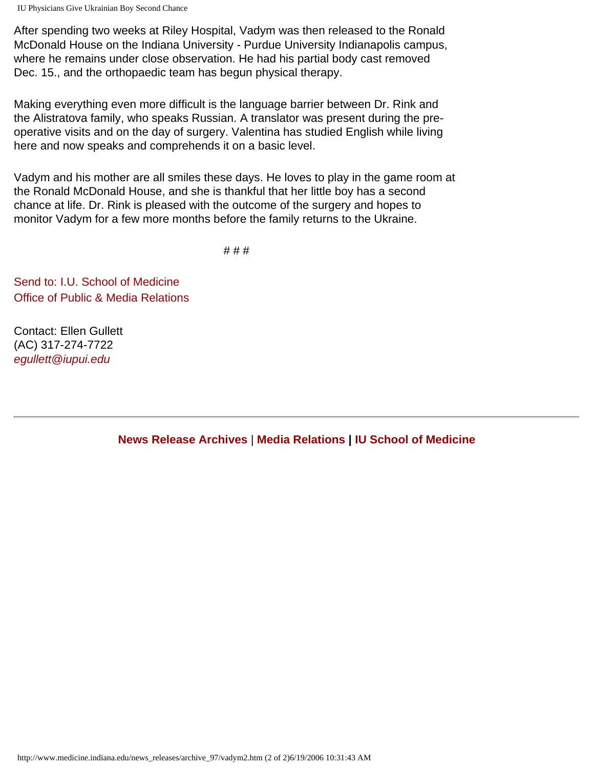After spending two weeks at Riley Hospital, Vadym was then released to the Ronald McDonald House on the Indiana University - Purdue University Indianapolis campus, where he remains under close observation. He had his partial body cast removed Dec. 15., and the orthopaedic team has begun physical therapy.

Making everything even more difficult is the language barrier between Dr. Rink and the Alistratova family, who speaks Russian. A translator was present during the pre-operative visits and on the day of surgery. Valentina has studied English while living here and now speaks and comprehends it on a basic level.

Vadym and his mother are all smiles these days. He loves to play in the game room at the Ronald McDonald House, and she is thankful that her little boy has a second chance at life. Dr. Rink is pleased with the outcome of the surgery and hopes to monitor Vadym for a few more months before the family returns to the Ukraine.

# # #

Send to: I.U. School of Medicine
Office of Public & Media Relations

Contact: Ellen Gullett
(AC) 317-274-7722
*egullett@iupui.edu*

---

**News Release Archives** | **Media Relations** | **IU School of Medicine**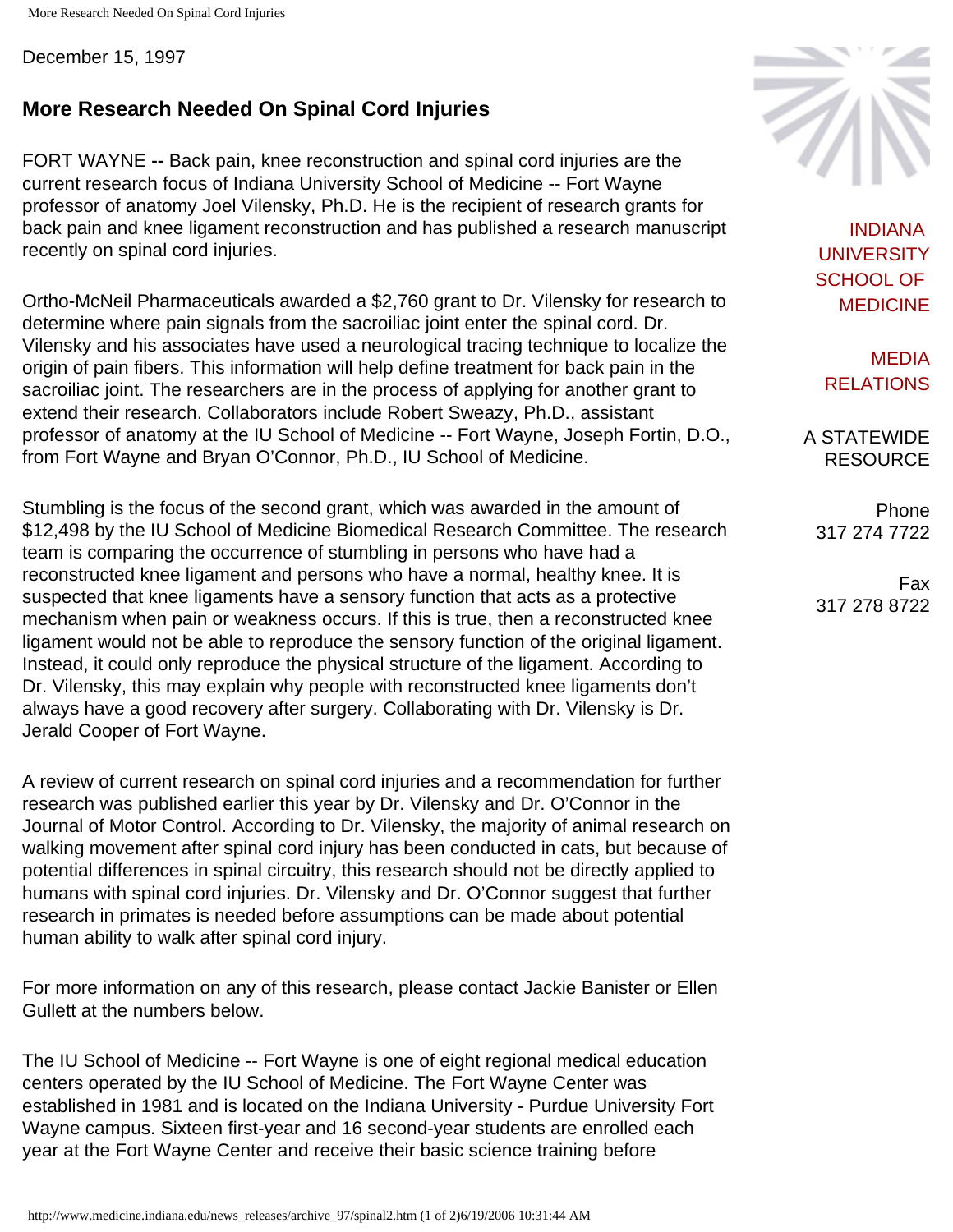December 15, 1997

## More Research Needed On Spinal Cord Injuries

FORT WAYNE **--** Back pain, knee reconstruction and spinal cord injuries are the current research focus of Indiana University School of Medicine -- Fort Wayne professor of anatomy Joel Vilensky, Ph.D. He is the recipient of research grants for back pain and knee ligament reconstruction and has published a research manuscript recently on spinal cord injuries.

Ortho-McNeil Pharmaceuticals awarded a $2,760 grant to Dr. Vilensky for research to determine where pain signals from the sacroiliac joint enter the spinal cord. Dr. Vilensky and his associates have used a neurological tracing technique to localize the origin of pain fibers. This information will help define treatment for back pain in the sacroiliac joint. The researchers are in the process of applying for another grant to extend their research. Collaborators include Robert Sweazy, Ph.D., assistant professor of anatomy at the IU School of Medicine -- Fort Wayne, Joseph Fortin, D.O., from Fort Wayne and Bryan O'Connor, Ph.D., IU School of Medicine.

Stumbling is the focus of the second grant, which was awarded in the amount of $12,498 by the IU School of Medicine Biomedical Research Committee. The research team is comparing the occurrence of stumbling in persons who have had a reconstructed knee ligament and persons who have a normal, healthy knee. It is suspected that knee ligaments have a sensory function that acts as a protective mechanism when pain or weakness occurs. If this is true, then a reconstructed knee ligament would not be able to reproduce the sensory function of the original ligament. Instead, it could only reproduce the physical structure of the ligament. According to Dr. Vilensky, this may explain why people with reconstructed knee ligaments don't always have a good recovery after surgery. Collaborating with Dr. Vilensky is Dr. Jerald Cooper of Fort Wayne.

A review of current research on spinal cord injuries and a recommendation for further research was published earlier this year by Dr. Vilensky and Dr. O'Connor in the Journal of Motor Control. According to Dr. Vilensky, the majority of animal research on walking movement after spinal cord injury has been conducted in cats, but because of potential differences in spinal circuitry, this research should not be directly applied to humans with spinal cord injuries. Dr. Vilensky and Dr. O'Connor suggest that further research in primates is needed before assumptions can be made about potential human ability to walk after spinal cord injury.

For more information on any of this research, please contact Jackie Banister or Ellen Gullett at the numbers below.

The IU School of Medicine -- Fort Wayne is one of eight regional medical education centers operated by the IU School of Medicine. The Fort Wayne Center was established in 1981 and is located on the Indiana University - Purdue University Fort Wayne campus. Sixteen first-year and 16 second-year students are enrolled each year at the Fort Wayne Center and receive their basic science training before

INDIANA UNIVERSITY SCHOOL OF MEDICINE

MEDIA RELATIONS

A STATEWIDE RESOURCE

Phone
317 274 7722

Fax
317 278 8722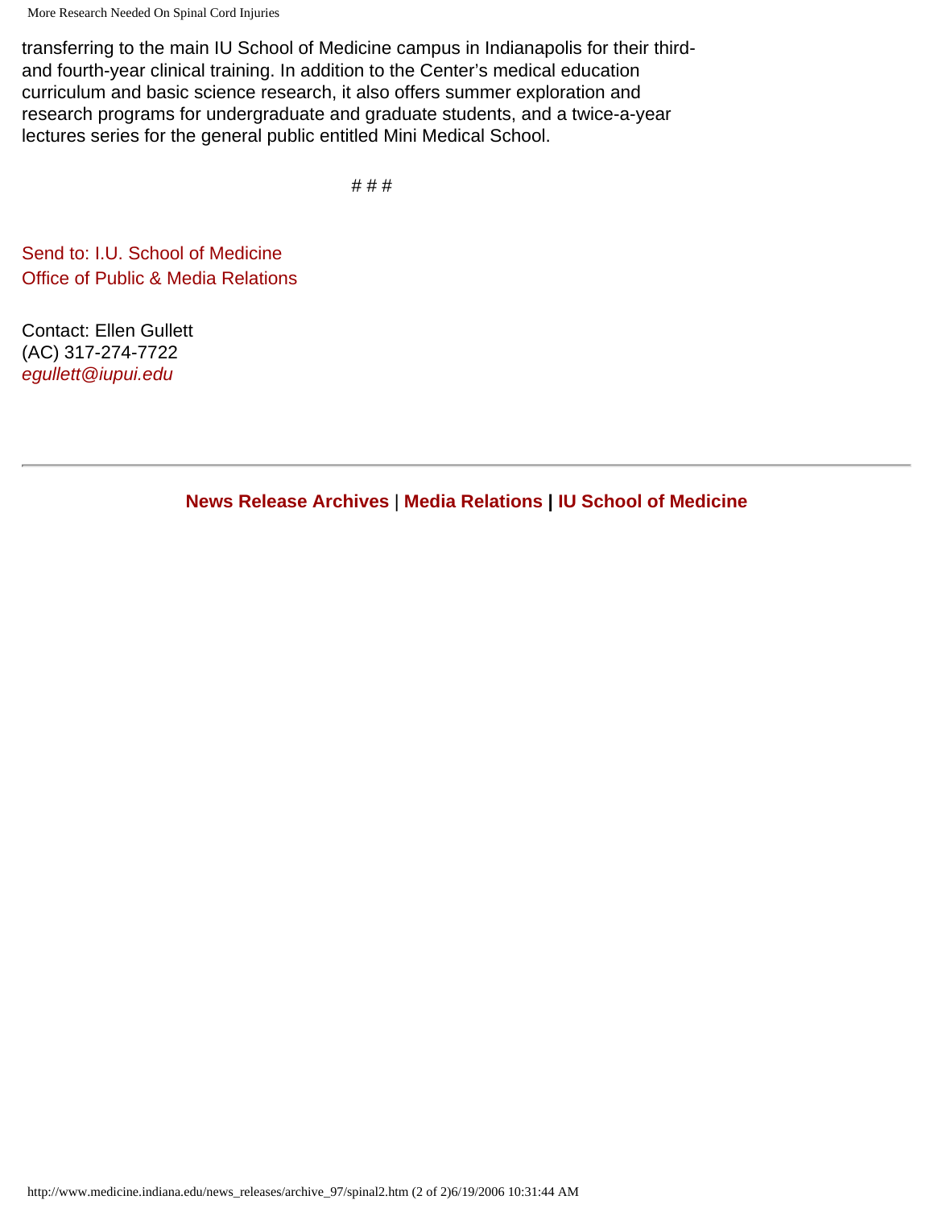transferring to the main IU School of Medicine campus in Indianapolis for their third- and fourth-year clinical training. In addition to the Center's medical education curriculum and basic science research, it also offers summer exploration and research programs for undergraduate and graduate students, and a twice-a-year lectures series for the general public entitled Mini Medical School.

# # #

Send to: I.U. School of Medicine
Office of Public & Media Relations

Contact: Ellen Gullett
(AC) 317-274-7722
*egullett@iupui.edu*

---

**News Release Archives** | **Media Relations** | **IU School of Medicine**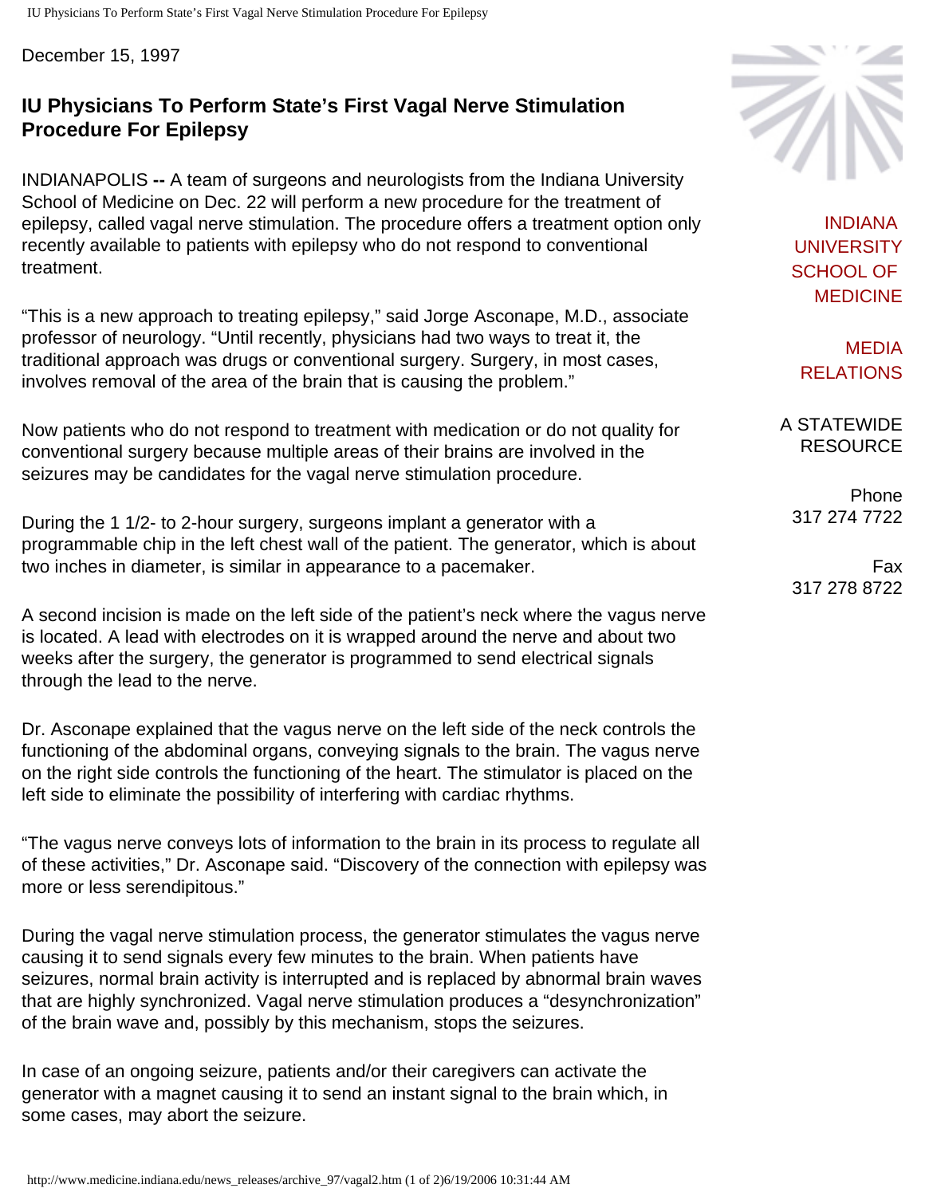December 15, 1997

## IU Physicians To Perform State's First Vagal Nerve Stimulation Procedure For Epilepsy

INDIANA UNIVERSITY SCHOOL OF MEDICINE

MEDIA RELATIONS

A STATEWIDE RESOURCE

Phone 317 274 7722

Fax 317 278 8722

INDIANAPOLIS **--** A team of surgeons and neurologists from the Indiana University School of Medicine on Dec. 22 will perform a new procedure for the treatment of epilepsy, called vagal nerve stimulation. The procedure offers a treatment option only recently available to patients with epilepsy who do not respond to conventional treatment.

"This is a new approach to treating epilepsy," said Jorge Asconape, M.D., associate professor of neurology. "Until recently, physicians had two ways to treat it, the traditional approach was drugs or conventional surgery. Surgery, in most cases, involves removal of the area of the brain that is causing the problem."

Now patients who do not respond to treatment with medication or do not quality for conventional surgery because multiple areas of their brains are involved in the seizures may be candidates for the vagal nerve stimulation procedure.

During the 1 1/2- to 2-hour surgery, surgeons implant a generator with a programmable chip in the left chest wall of the patient. The generator, which is about two inches in diameter, is similar in appearance to a pacemaker.

A second incision is made on the left side of the patient's neck where the vagus nerve is located. A lead with electrodes on it is wrapped around the nerve and about two weeks after the surgery, the generator is programmed to send electrical signals through the lead to the nerve.

Dr. Asconape explained that the vagus nerve on the left side of the neck controls the functioning of the abdominal organs, conveying signals to the brain. The vagus nerve on the right side controls the functioning of the heart. The stimulator is placed on the left side to eliminate the possibility of interfering with cardiac rhythms.

"The vagus nerve conveys lots of information to the brain in its process to regulate all of these activities," Dr. Asconape said. "Discovery of the connection with epilepsy was more or less serendipitous."

During the vagal nerve stimulation process, the generator stimulates the vagus nerve causing it to send signals every few minutes to the brain. When patients have seizures, normal brain activity is interrupted and is replaced by abnormal brain waves that are highly synchronized. Vagal nerve stimulation produces a "desynchronization" of the brain wave and, possibly by this mechanism, stops the seizures.

In case of an ongoing seizure, patients and/or their caregivers can activate the generator with a magnet causing it to send an instant signal to the brain which, in some cases, may abort the seizure.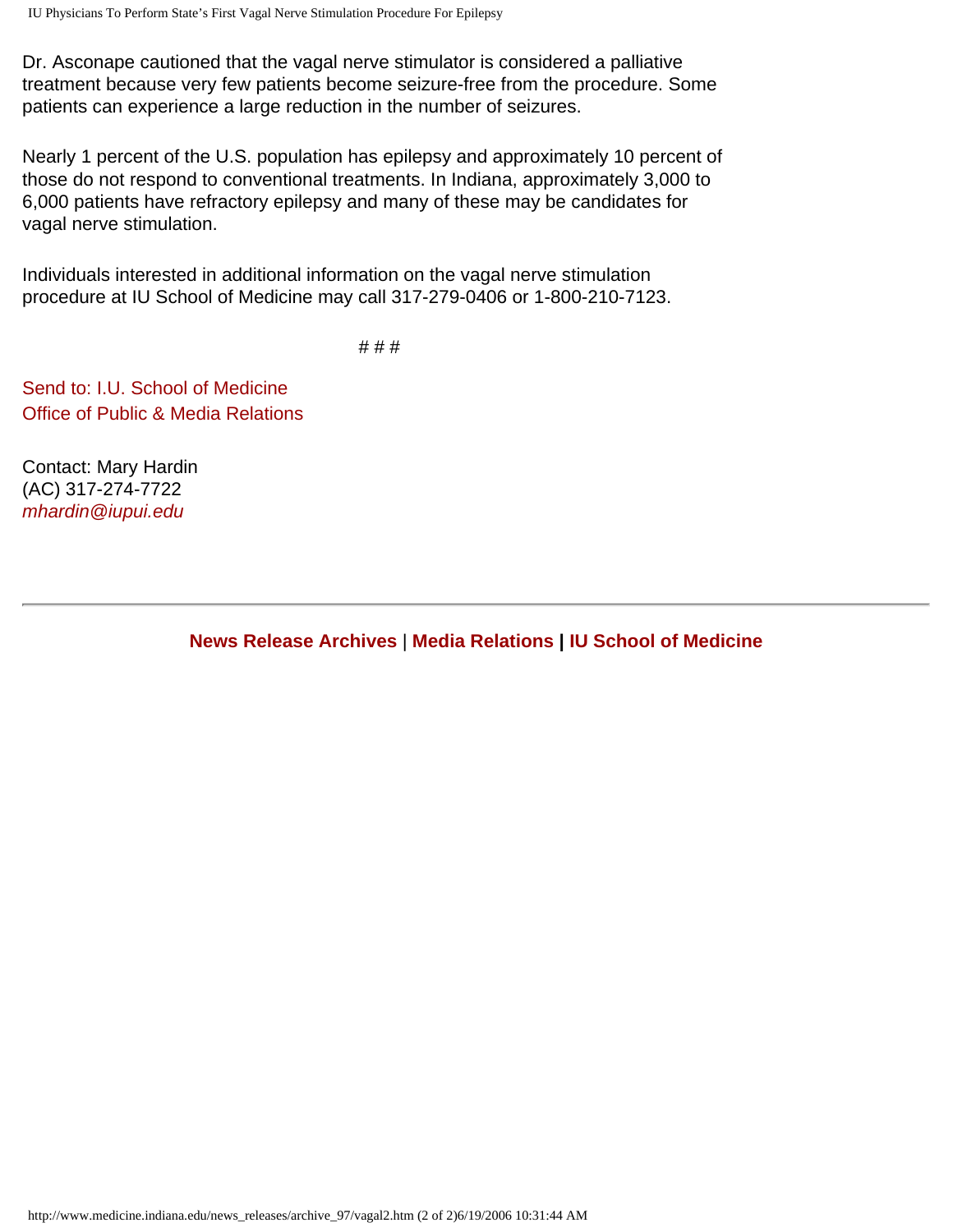Dr. Asconape cautioned that the vagal nerve stimulator is considered a palliative treatment because very few patients become seizure-free from the procedure. Some patients can experience a large reduction in the number of seizures.

Nearly 1 percent of the U.S. population has epilepsy and approximately 10 percent of those do not respond to conventional treatments. In Indiana, approximately 3,000 to 6,000 patients have refractory epilepsy and many of these may be candidates for vagal nerve stimulation.

Individuals interested in additional information on the vagal nerve stimulation procedure at IU School of Medicine may call 317-279-0406 or 1-800-210-7123.

# # #

Send to: I.U. School of Medicine
Office of Public & Media Relations

Contact: Mary Hardin
(AC) 317-274-7722
*mhardin@iupui.edu*

---

**News Release Archives** | **Media Relations** | **IU School of Medicine**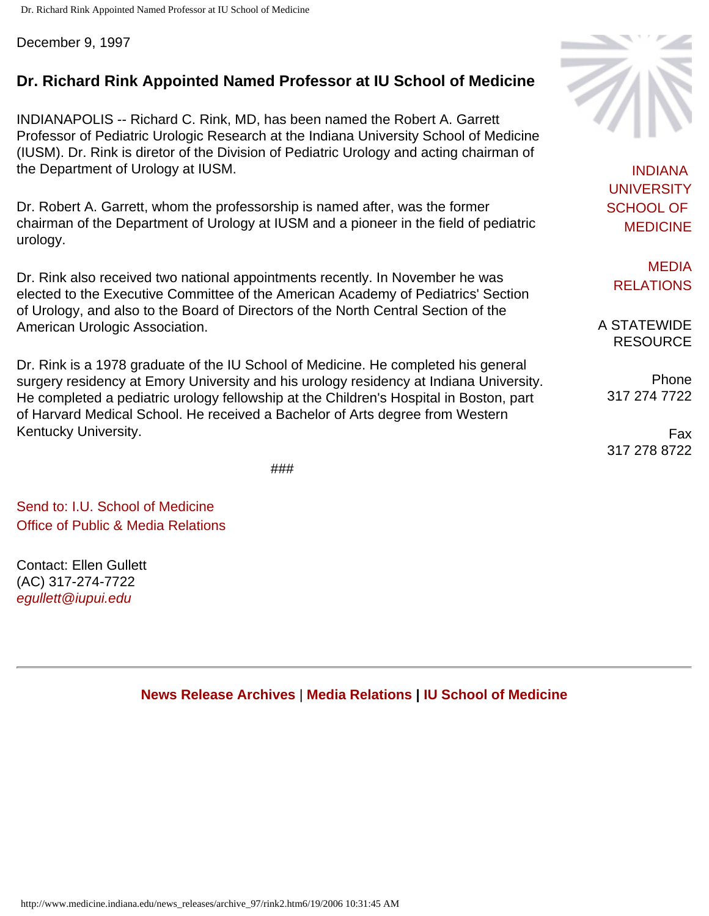December 9, 1997

## Dr. Richard Rink Appointed Named Professor at IU School of Medicine

INDIANAPOLIS -- Richard C. Rink, MD, has been named the Robert A. Garrett Professor of Pediatric Urologic Research at the Indiana University School of Medicine (IUSM). Dr. Rink is diretor of the Division of Pediatric Urology and acting chairman of the Department of Urology at IUSM.

Dr. Robert A. Garrett, whom the professorship is named after, was the former chairman of the Department of Urology at IUSM and a pioneer in the field of pediatric urology.

Dr. Rink also received two national appointments recently. In November he was elected to the Executive Committee of the American Academy of Pediatrics' Section of Urology, and also to the Board of Directors of the North Central Section of the American Urologic Association.

Dr. Rink is a 1978 graduate of the IU School of Medicine. He completed his general surgery residency at Emory University and his urology residency at Indiana University. He completed a pediatric urology fellowship at the Children's Hospital in Boston, part of Harvard Medical School. He received a Bachelor of Arts degree from Western Kentucky University.

###

Send to: I.U. School of Medicine
Office of Public & Media Relations

Contact: Ellen Gullett
(AC) 317-274-7722
*egullett@iupui.edu*

INDIANA UNIVERSITY SCHOOL OF MEDICINE

MEDIA RELATIONS

A STATEWIDE RESOURCE

Phone
317 274 7722

Fax
317 278 8722

---

**News Release Archives** | **Media Relations** | **IU School of Medicine**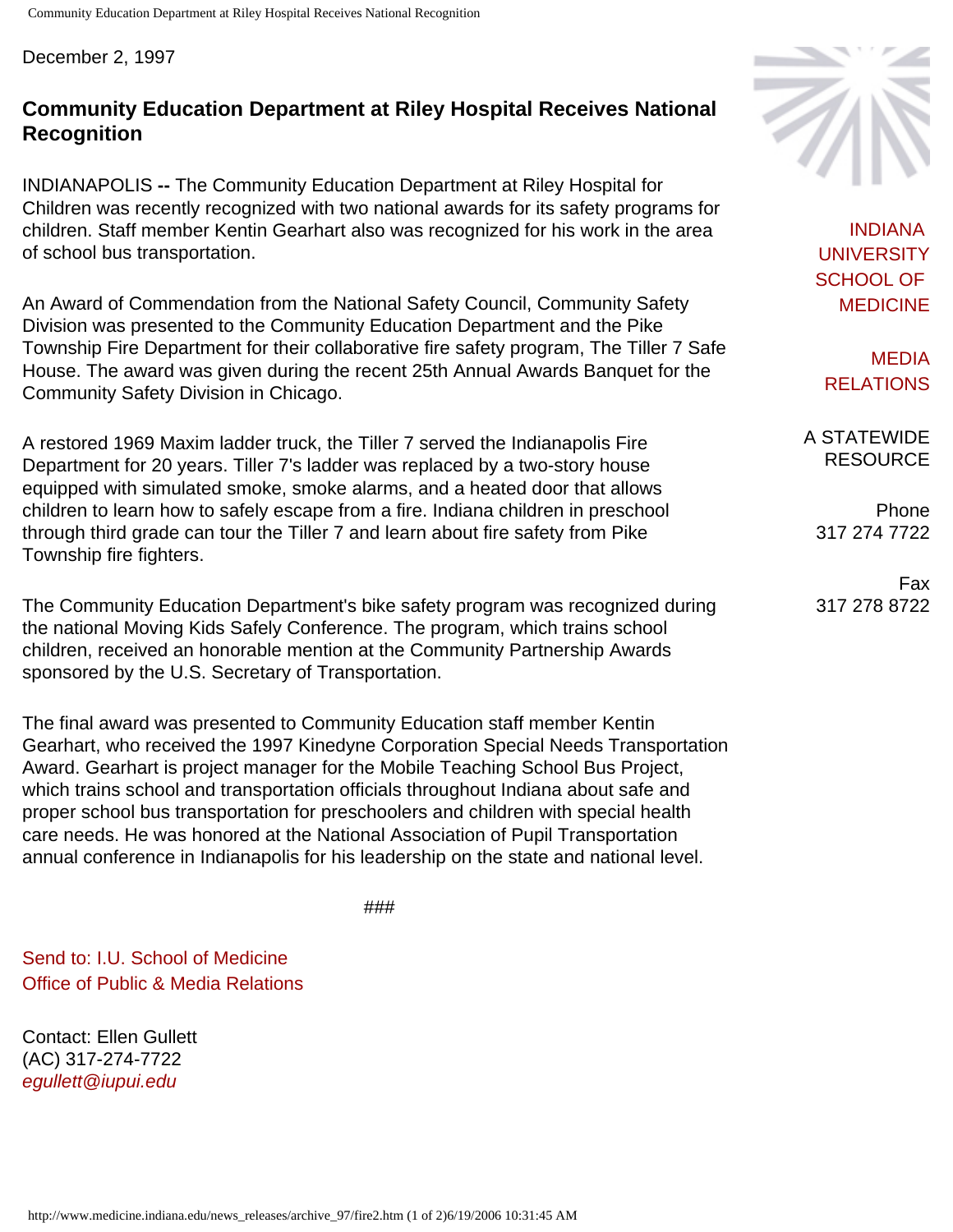December 2, 1997

## Community Education Department at Riley Hospital Receives National Recognition

INDIANAPOLIS **--** The Community Education Department at Riley Hospital for Children was recently recognized with two national awards for its safety programs for children. Staff member Kentin Gearhart also was recognized for his work in the area of school bus transportation.

An Award of Commendation from the National Safety Council, Community Safety Division was presented to the Community Education Department and the Pike Township Fire Department for their collaborative fire safety program, The Tiller 7 Safe House. The award was given during the recent 25th Annual Awards Banquet for the Community Safety Division in Chicago.

A restored 1969 Maxim ladder truck, the Tiller 7 served the Indianapolis Fire Department for 20 years. Tiller 7's ladder was replaced by a two-story house equipped with simulated smoke, smoke alarms, and a heated door that allows children to learn how to safely escape from a fire. Indiana children in preschool through third grade can tour the Tiller 7 and learn about fire safety from Pike Township fire fighters.

The Community Education Department's bike safety program was recognized during the national Moving Kids Safely Conference. The program, which trains school children, received an honorable mention at the Community Partnership Awards sponsored by the U.S. Secretary of Transportation.

The final award was presented to Community Education staff member Kentin Gearhart, who received the 1997 Kinedyne Corporation Special Needs Transportation Award. Gearhart is project manager for the Mobile Teaching School Bus Project, which trains school and transportation officials throughout Indiana about safe and proper school bus transportation for preschoolers and children with special health care needs. He was honored at the National Association of Pupil Transportation annual conference in Indianapolis for his leadership on the state and national level.

###

Send to: I.U. School of Medicine
Office of Public & Media Relations

Contact: Ellen Gullett
(AC) 317-274-7722
*egullett@iupui.edu*

INDIANA UNIVERSITY SCHOOL OF MEDICINE

MEDIA RELATIONS

A STATEWIDE RESOURCE

Phone
317 274 7722

Fax
317 278 8722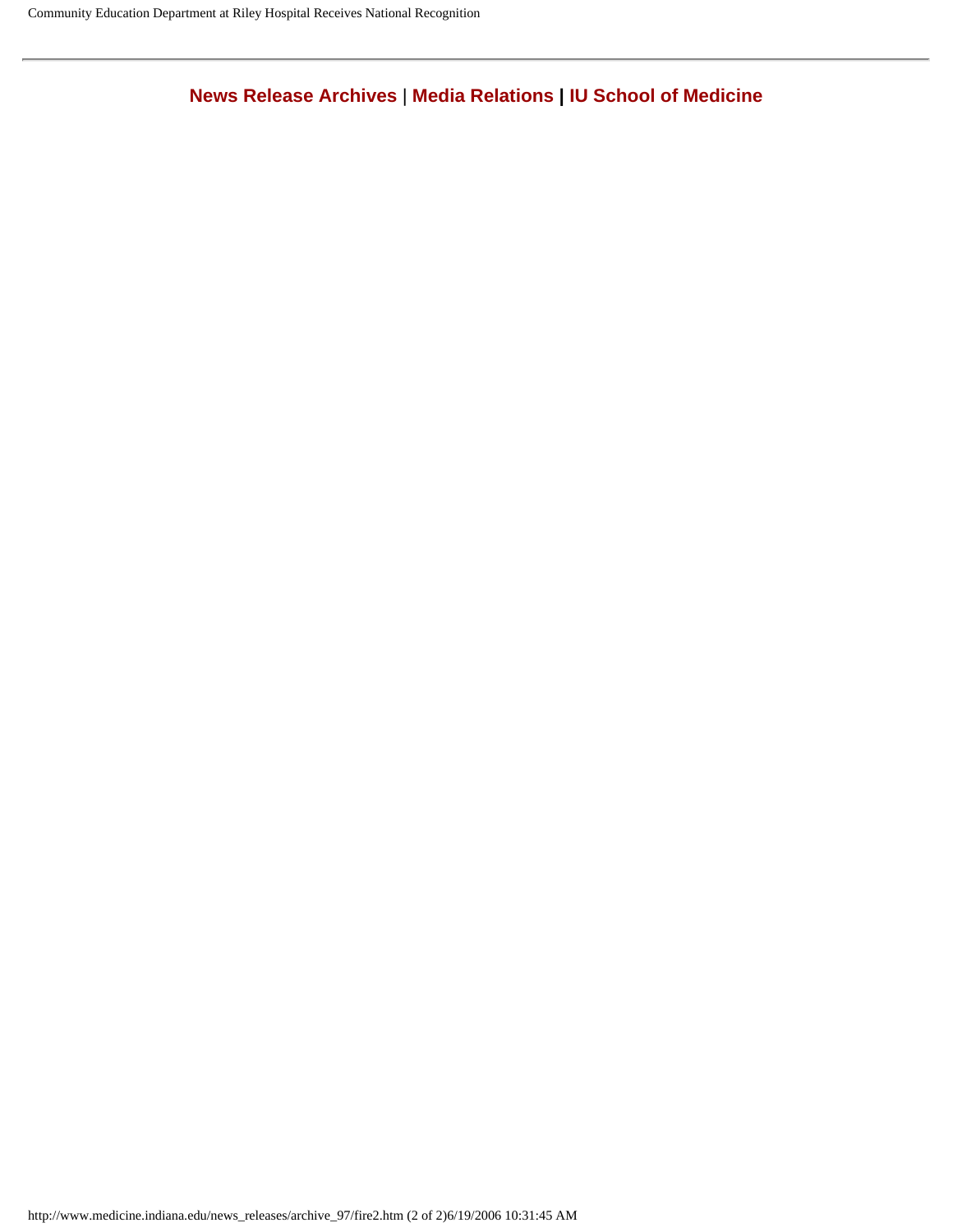**News Release Archives** | **Media Relations** | **IU School of Medicine**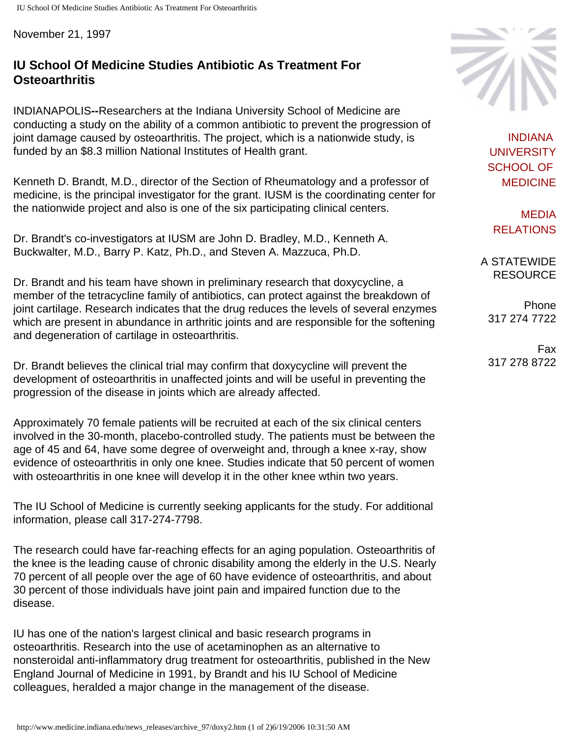November 21, 1997

## IU School Of Medicine Studies Antibiotic As Treatment For Osteoarthritis

INDIANAPOLIS**--**Researchers at the Indiana University School of Medicine are conducting a study on the ability of a common antibiotic to prevent the progression of joint damage caused by osteoarthritis. The project, which is a nationwide study, is funded by an $8.3 million National Institutes of Health grant.

Kenneth D. Brandt, M.D., director of the Section of Rheumatology and a professor of medicine, is the principal investigator for the grant. IUSM is the coordinating center for the nationwide project and also is one of the six participating clinical centers.

Dr. Brandt's co-investigators at IUSM are John D. Bradley, M.D., Kenneth A. Buckwalter, M.D., Barry P. Katz, Ph.D., and Steven A. Mazzuca, Ph.D.

Dr. Brandt and his team have shown in preliminary research that doxycycline, a member of the tetracycline family of antibiotics, can protect against the breakdown of joint cartilage. Research indicates that the drug reduces the levels of several enzymes which are present in abundance in arthritic joints and are responsible for the softening and degeneration of cartilage in osteoarthritis.

Dr. Brandt believes the clinical trial may confirm that doxycycline will prevent the development of osteoarthritis in unaffected joints and will be useful in preventing the progression of the disease in joints which are already affected.

Approximately 70 female patients will be recruited at each of the six clinical centers involved in the 30-month, placebo-controlled study. The patients must be between the age of 45 and 64, have some degree of overweight and, through a knee x-ray, show evidence of osteoarthritis in only one knee. Studies indicate that 50 percent of women with osteoarthritis in one knee will develop it in the other knee wthin two years.

The IU School of Medicine is currently seeking applicants for the study. For additional information, please call 317-274-7798.

The research could have far-reaching effects for an aging population. Osteoarthritis of the knee is the leading cause of chronic disability among the elderly in the U.S. Nearly 70 percent of all people over the age of 60 have evidence of osteoarthritis, and about 30 percent of those individuals have joint pain and impaired function due to the disease.

IU has one of the nation's largest clinical and basic research programs in osteoarthritis. Research into the use of acetaminophen as an alternative to nonsteroidal anti-inflammatory drug treatment for osteoarthritis, published in the New England Journal of Medicine in 1991, by Brandt and his IU School of Medicine colleagues, heralded a major change in the management of the disease.

INDIANA UNIVERSITY SCHOOL OF MEDICINE

MEDIA RELATIONS

A STATEWIDE RESOURCE

Phone
317 274 7722

Fax
317 278 8722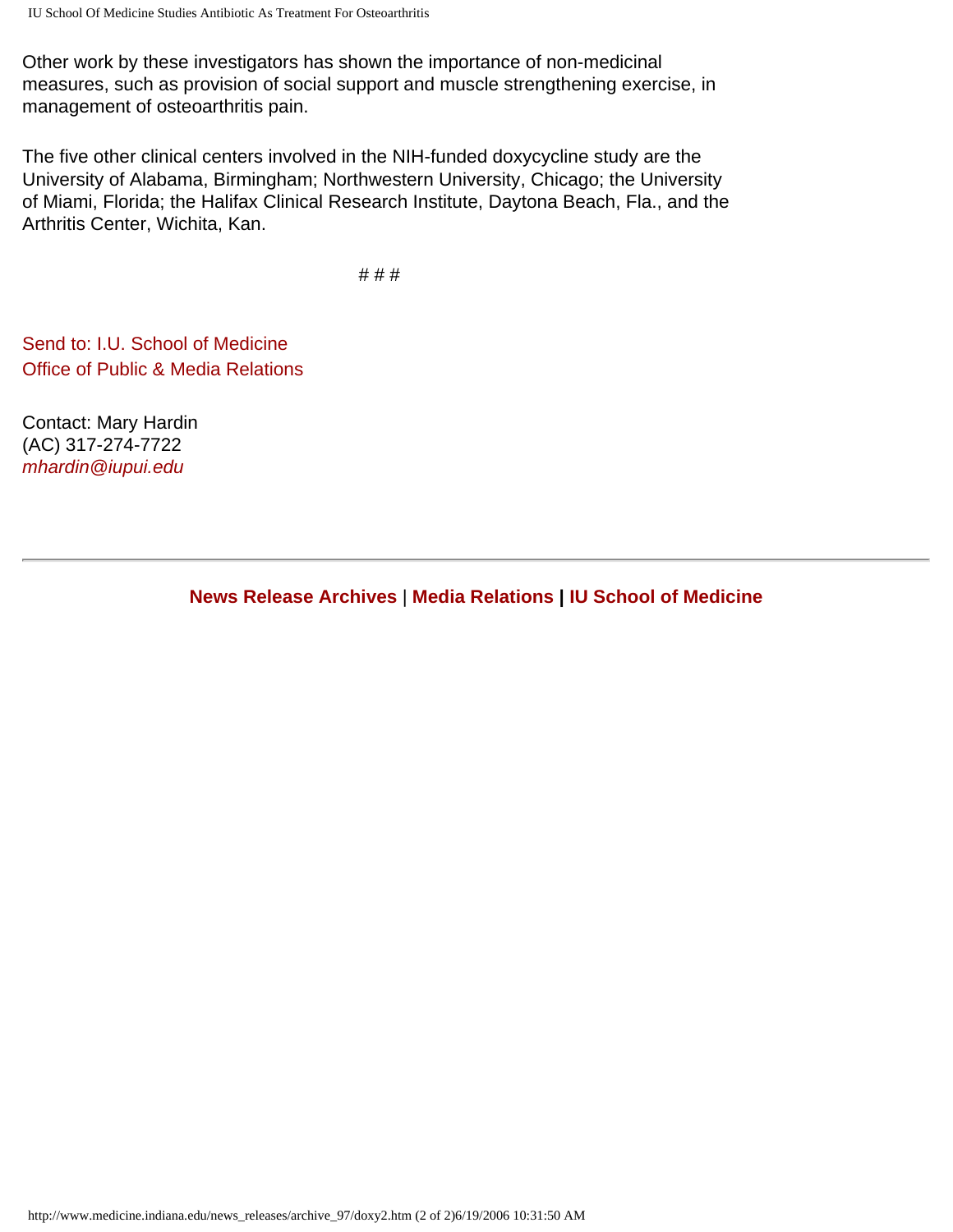Other work by these investigators has shown the importance of non-medicinal measures, such as provision of social support and muscle strengthening exercise, in management of osteoarthritis pain.

The five other clinical centers involved in the NIH-funded doxycycline study are the University of Alabama, Birmingham; Northwestern University, Chicago; the University of Miami, Florida; the Halifax Clinical Research Institute, Daytona Beach, Fla., and the Arthritis Center, Wichita, Kan.

# # #

Send to: I.U. School of Medicine
Office of Public & Media Relations

Contact: Mary Hardin
(AC) 317-274-7722
*mhardin@iupui.edu*

---

**News Release Archives** | **Media Relations** | **IU School of Medicine**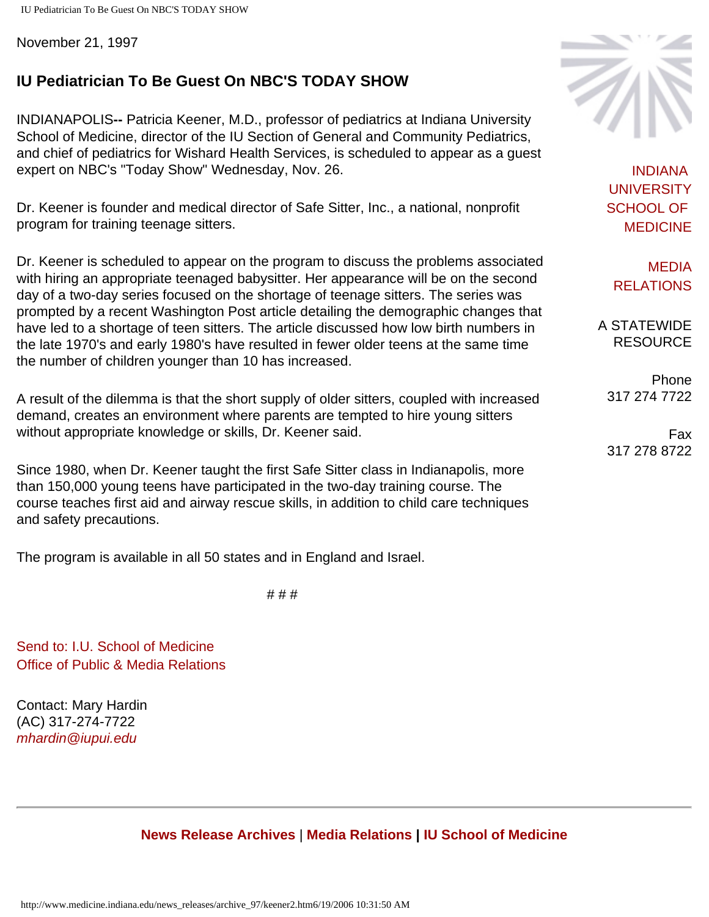November 21, 1997

## IU Pediatrician To Be Guest On NBC'S TODAY SHOW

INDIANAPOLIS**--** Patricia Keener, M.D., professor of pediatrics at Indiana University School of Medicine, director of the IU Section of General and Community Pediatrics, and chief of pediatrics for Wishard Health Services, is scheduled to appear as a guest expert on NBC's "Today Show" Wednesday, Nov. 26.

Dr. Keener is founder and medical director of Safe Sitter, Inc., a national, nonprofit program for training teenage sitters.

Dr. Keener is scheduled to appear on the program to discuss the problems associated with hiring an appropriate teenaged babysitter. Her appearance will be on the second day of a two-day series focused on the shortage of teenage sitters. The series was prompted by a recent Washington Post article detailing the demographic changes that have led to a shortage of teen sitters. The article discussed how low birth numbers in the late 1970's and early 1980's have resulted in fewer older teens at the same time the number of children younger than 10 has increased.

A result of the dilemma is that the short supply of older sitters, coupled with increased demand, creates an environment where parents are tempted to hire young sitters without appropriate knowledge or skills, Dr. Keener said.

Since 1980, when Dr. Keener taught the first Safe Sitter class in Indianapolis, more than 150,000 young teens have participated in the two-day training course. The course teaches first aid and airway rescue skills, in addition to child care techniques and safety precautions.

The program is available in all 50 states and in England and Israel.

# # #

Send to: I.U. School of Medicine
Office of Public & Media Relations

Contact: Mary Hardin
(AC) 317-274-7722
*mhardin@iupui.edu*

INDIANA UNIVERSITY SCHOOL OF MEDICINE

MEDIA RELATIONS

A STATEWIDE RESOURCE

Phone
317 274 7722

Fax
317 278 8722

---

**News Release Archives** | **Media Relations** | **IU School of Medicine**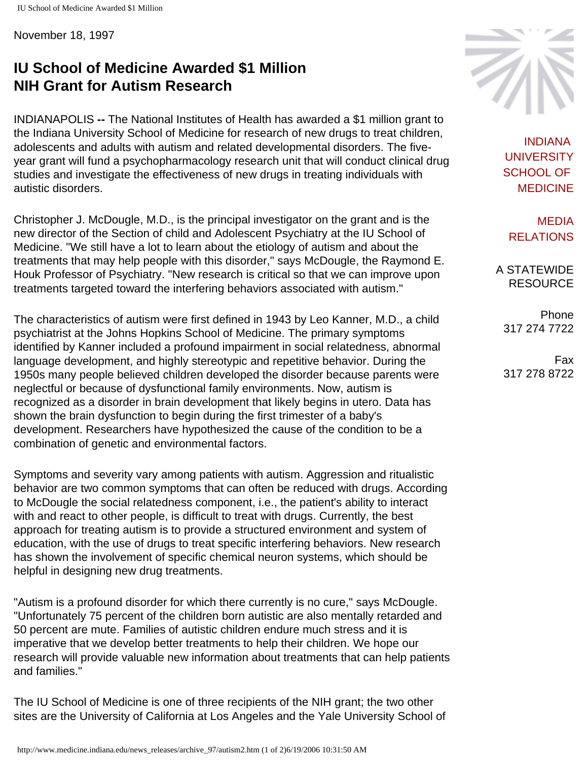November 18, 1997

# IU School of Medicine Awarded $1 Million NIH Grant for Autism Research

INDIANA UNIVERSITY SCHOOL OF MEDICINE

MEDIA RELATIONS

A STATEWIDE RESOURCE

Phone 317 274 7722

Fax 317 278 8722

INDIANAPOLIS **--** The National Institutes of Health has awarded a $1 million grant to the Indiana University School of Medicine for research of new drugs to treat children, adolescents and adults with autism and related developmental disorders. The five-year grant will fund a psychopharmacology research unit that will conduct clinical drug studies and investigate the effectiveness of new drugs in treating individuals with autistic disorders.

Christopher J. McDougle, M.D., is the principal investigator on the grant and is the new director of the Section of child and Adolescent Psychiatry at the IU School of Medicine. "We still have a lot to learn about the etiology of autism and about the treatments that may help people with this disorder," says McDougle, the Raymond E. Houk Professor of Psychiatry. "New research is critical so that we can improve upon treatments targeted toward the interfering behaviors associated with autism."

The characteristics of autism were first defined in 1943 by Leo Kanner, M.D., a child psychiatrist at the Johns Hopkins School of Medicine. The primary symptoms identified by Kanner included a profound impairment in social relatedness, abnormal language development, and highly stereotypic and repetitive behavior. During the 1950s many people believed children developed the disorder because parents were neglectful or because of dysfunctional family environments. Now, autism is recognized as a disorder in brain development that likely begins in utero. Data has shown the brain dysfunction to begin during the first trimester of a baby's development. Researchers have hypothesized the cause of the condition to be a combination of genetic and environmental factors.

Symptoms and severity vary among patients with autism. Aggression and ritualistic behavior are two common symptoms that can often be reduced with drugs. According to McDougle the social relatedness component, i.e., the patient's ability to interact with and react to other people, is difficult to treat with drugs. Currently, the best approach for treating autism is to provide a structured environment and system of education, with the use of drugs to treat specific interfering behaviors. New research has shown the involvement of specific chemical neuron systems, which should be helpful in designing new drug treatments.

"Autism is a profound disorder for which there currently is no cure," says McDougle. "Unfortunately 75 percent of the children born autistic are also mentally retarded and 50 percent are mute. Families of autistic children endure much stress and it is imperative that we develop better treatments to help their children. We hope our research will provide valuable new information about treatments that can help patients and families."

The IU School of Medicine is one of three recipients of the NIH grant; the two other sites are the University of California at Los Angeles and the Yale University School of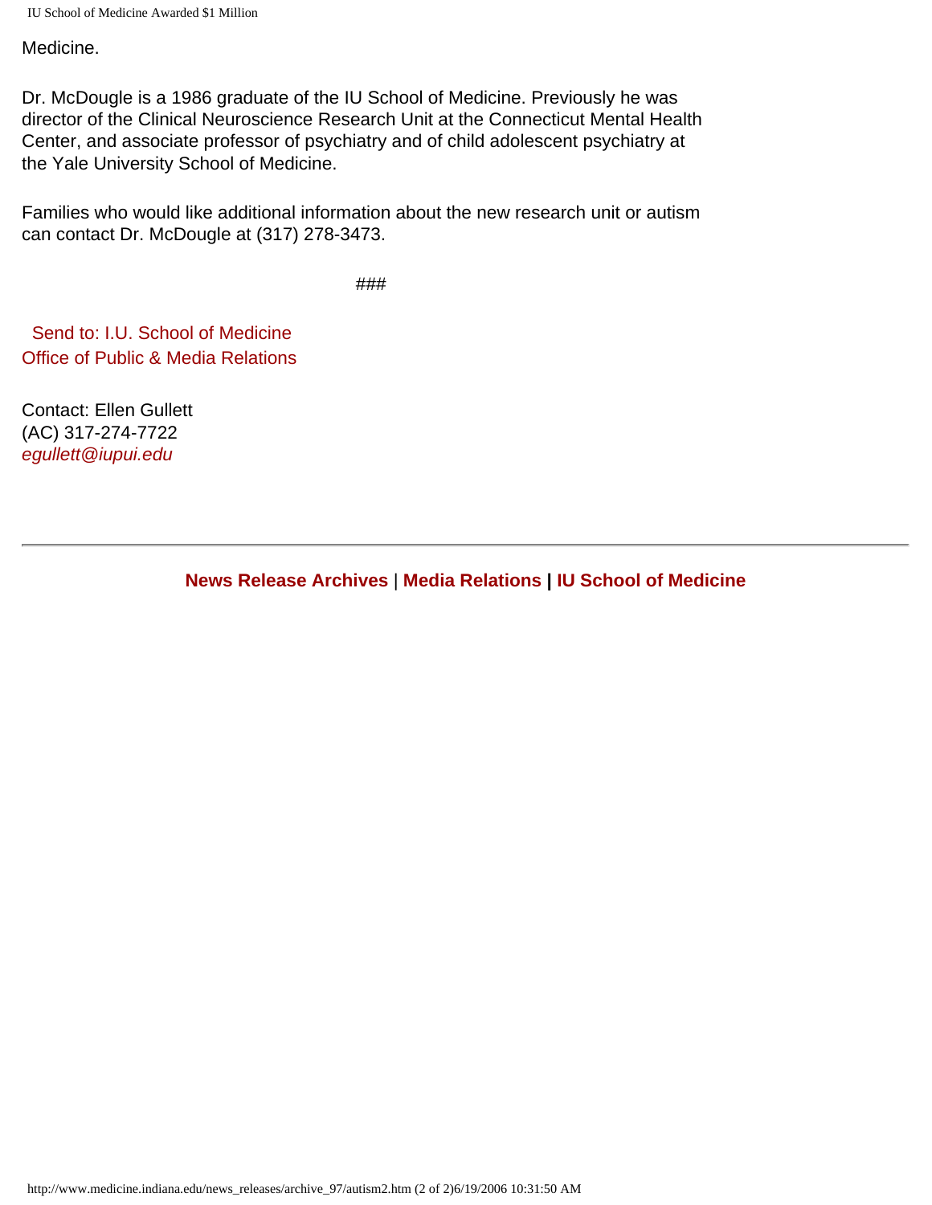Medicine.

Dr. McDougle is a 1986 graduate of the IU School of Medicine. Previously he was director of the Clinical Neuroscience Research Unit at the Connecticut Mental Health Center, and associate professor of psychiatry and of child adolescent psychiatry at the Yale University School of Medicine.

Families who would like additional information about the new research unit or autism can contact Dr. McDougle at (317) 278-3473.

###

Send to: I.U. School of Medicine
Office of Public & Media Relations

Contact: Ellen Gullett
(AC) 317-274-7722
*egullett@iupui.edu*

---

**News Release Archives** | **Media Relations** | **IU School of Medicine**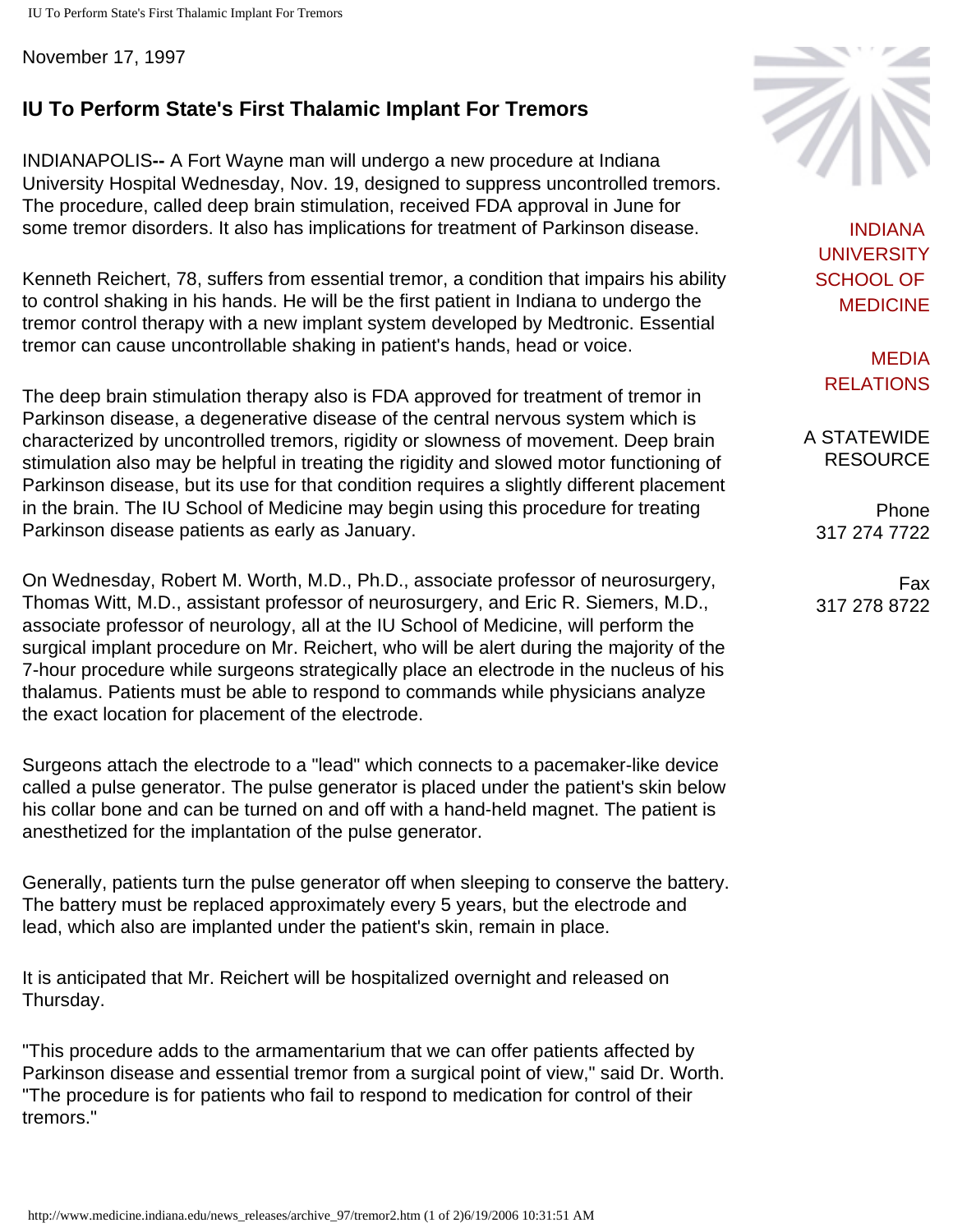November 17, 1997

## IU To Perform State's First Thalamic Implant For Tremors

INDIANAPOLIS**--** A Fort Wayne man will undergo a new procedure at Indiana University Hospital Wednesday, Nov. 19, designed to suppress uncontrolled tremors. The procedure, called deep brain stimulation, received FDA approval in June for some tremor disorders. It also has implications for treatment of Parkinson disease.

Kenneth Reichert, 78, suffers from essential tremor, a condition that impairs his ability to control shaking in his hands. He will be the first patient in Indiana to undergo the tremor control therapy with a new implant system developed by Medtronic. Essential tremor can cause uncontrollable shaking in patient's hands, head or voice.

The deep brain stimulation therapy also is FDA approved for treatment of tremor in Parkinson disease, a degenerative disease of the central nervous system which is characterized by uncontrolled tremors, rigidity or slowness of movement. Deep brain stimulation also may be helpful in treating the rigidity and slowed motor functioning of Parkinson disease, but its use for that condition requires a slightly different placement in the brain. The IU School of Medicine may begin using this procedure for treating Parkinson disease patients as early as January.

On Wednesday, Robert M. Worth, M.D., Ph.D., associate professor of neurosurgery, Thomas Witt, M.D., assistant professor of neurosurgery, and Eric R. Siemers, M.D., associate professor of neurology, all at the IU School of Medicine, will perform the surgical implant procedure on Mr. Reichert, who will be alert during the majority of the 7-hour procedure while surgeons strategically place an electrode in the nucleus of his thalamus. Patients must be able to respond to commands while physicians analyze the exact location for placement of the electrode.

Surgeons attach the electrode to a "lead" which connects to a pacemaker-like device called a pulse generator. The pulse generator is placed under the patient's skin below his collar bone and can be turned on and off with a hand-held magnet. The patient is anesthetized for the implantation of the pulse generator.

Generally, patients turn the pulse generator off when sleeping to conserve the battery. The battery must be replaced approximately every 5 years, but the electrode and lead, which also are implanted under the patient's skin, remain in place.

It is anticipated that Mr. Reichert will be hospitalized overnight and released on Thursday.

"This procedure adds to the armamentarium that we can offer patients affected by Parkinson disease and essential tremor from a surgical point of view," said Dr. Worth. "The procedure is for patients who fail to respond to medication for control of their tremors."

INDIANA UNIVERSITY SCHOOL OF MEDICINE

MEDIA RELATIONS

A STATEWIDE RESOURCE

Phone
317 274 7722

Fax
317 278 8722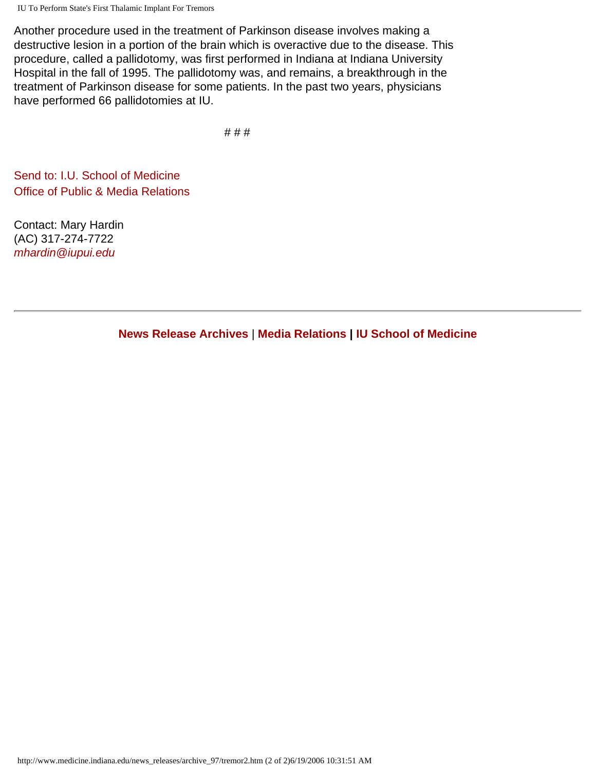Another procedure used in the treatment of Parkinson disease involves making a destructive lesion in a portion of the brain which is overactive due to the disease. This procedure, called a pallidotomy, was first performed in Indiana at Indiana University Hospital in the fall of 1995. The pallidotomy was, and remains, a breakthrough in the treatment of Parkinson disease for some patients. In the past two years, physicians have performed 66 pallidotomies at IU.

# # #

Send to: I.U. School of Medicine
Office of Public & Media Relations

Contact: Mary Hardin
(AC) 317-274-7722
*mhardin@iupui.edu*

---

**News Release Archives** | **Media Relations** | **IU School of Medicine**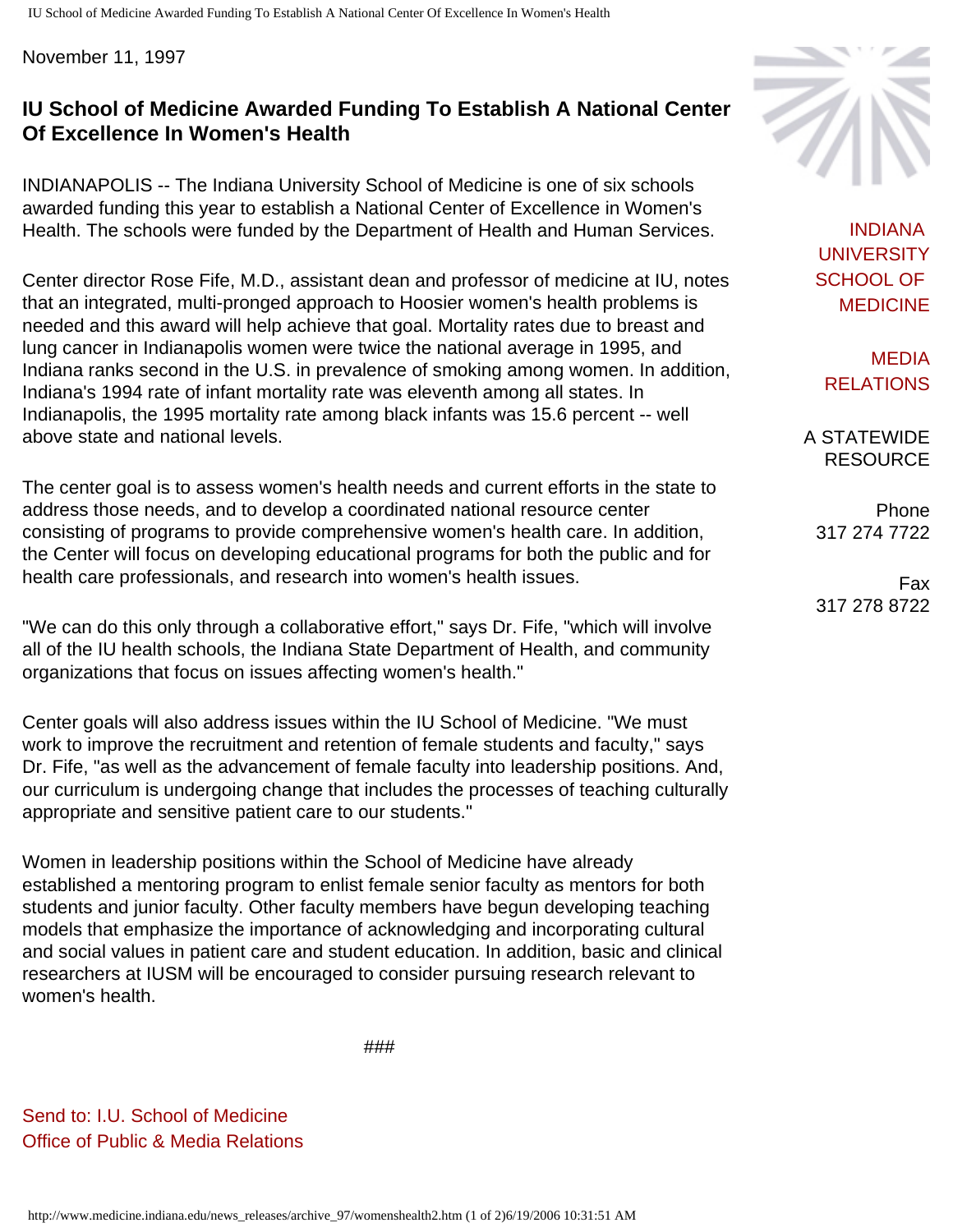November 11, 1997

## IU School of Medicine Awarded Funding To Establish A National Center Of Excellence In Women's Health

INDIANAPOLIS -- The Indiana University School of Medicine is one of six schools awarded funding this year to establish a National Center of Excellence in Women's Health. The schools were funded by the Department of Health and Human Services.

Center director Rose Fife, M.D., assistant dean and professor of medicine at IU, notes that an integrated, multi-pronged approach to Hoosier women's health problems is needed and this award will help achieve that goal. Mortality rates due to breast and lung cancer in Indianapolis women were twice the national average in 1995, and Indiana ranks second in the U.S. in prevalence of smoking among women. In addition, Indiana's 1994 rate of infant mortality rate was eleventh among all states. In Indianapolis, the 1995 mortality rate among black infants was 15.6 percent -- well above state and national levels.

The center goal is to assess women's health needs and current efforts in the state to address those needs, and to develop a coordinated national resource center consisting of programs to provide comprehensive women's health care. In addition, the Center will focus on developing educational programs for both the public and for health care professionals, and research into women's health issues.

"We can do this only through a collaborative effort," says Dr. Fife, "which will involve all of the IU health schools, the Indiana State Department of Health, and community organizations that focus on issues affecting women's health."

Center goals will also address issues within the IU School of Medicine. "We must work to improve the recruitment and retention of female students and faculty," says Dr. Fife, "as well as the advancement of female faculty into leadership positions. And, our curriculum is undergoing change that includes the processes of teaching culturally appropriate and sensitive patient care to our students."

Women in leadership positions within the School of Medicine have already established a mentoring program to enlist female senior faculty as mentors for both students and junior faculty. Other faculty members have begun developing teaching models that emphasize the importance of acknowledging and incorporating cultural and social values in patient care and student education. In addition, basic and clinical researchers at IUSM will be encouraged to consider pursuing research relevant to women's health.

###

Send to: I.U. School of Medicine
Office of Public & Media Relations

INDIANA UNIVERSITY SCHOOL OF MEDICINE

MEDIA RELATIONS

A STATEWIDE RESOURCE

Phone
317 274 7722

Fax
317 278 8722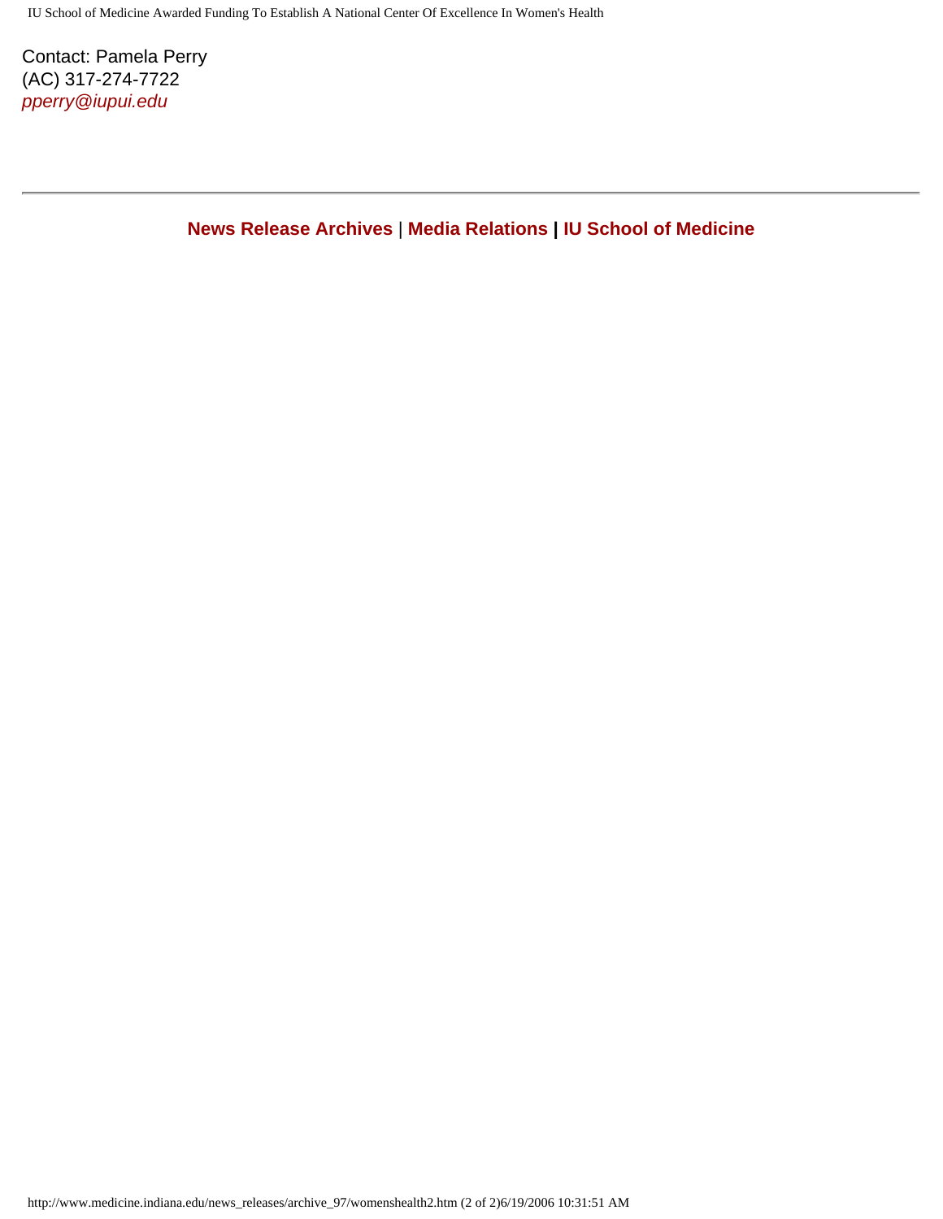Contact: Pamela Perry
(AC) 317-274-7722
*pperry@iupui.edu*

---

**News Release Archives** | **Media Relations** | **IU School of Medicine**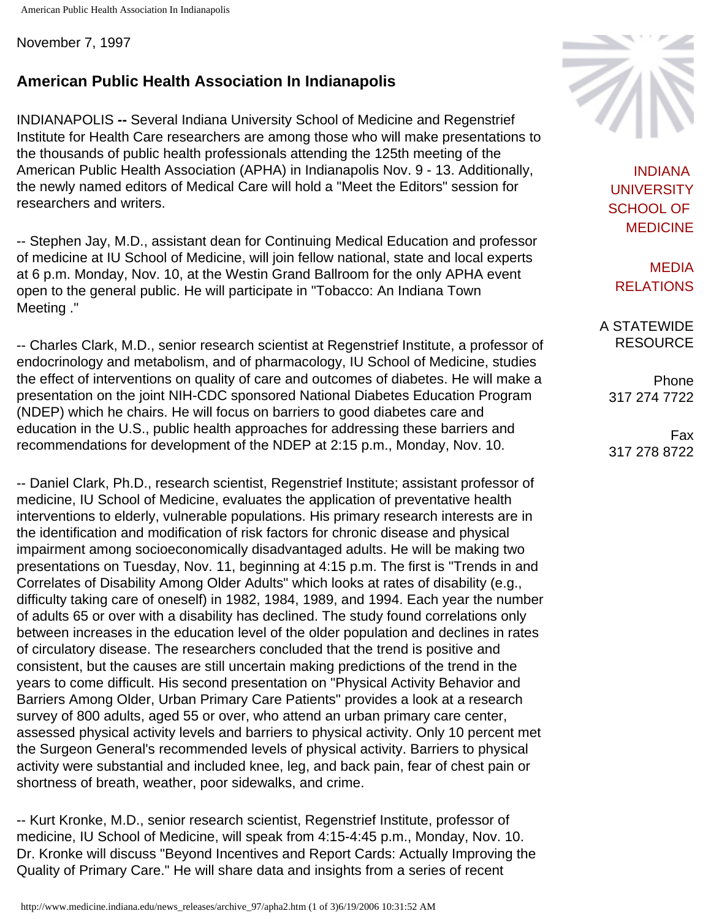November 7, 1997

## American Public Health Association In Indianapolis

INDIANAPOLIS **--** Several Indiana University School of Medicine and Regenstrief Institute for Health Care researchers are among those who will make presentations to the thousands of public health professionals attending the 125th meeting of the American Public Health Association (APHA) in Indianapolis Nov. 9 - 13. Additionally, the newly named editors of Medical Care will hold a "Meet the Editors" session for researchers and writers.

-- Stephen Jay, M.D., assistant dean for Continuing Medical Education and professor of medicine at IU School of Medicine, will join fellow national, state and local experts at 6 p.m. Monday, Nov. 10, at the Westin Grand Ballroom for the only APHA event open to the general public. He will participate in "Tobacco: An Indiana Town Meeting ."

-- Charles Clark, M.D., senior research scientist at Regenstrief Institute, a professor of endocrinology and metabolism, and of pharmacology, IU School of Medicine, studies the effect of interventions on quality of care and outcomes of diabetes. He will make a presentation on the joint NIH-CDC sponsored National Diabetes Education Program (NDEP) which he chairs. He will focus on barriers to good diabetes care and education in the U.S., public health approaches for addressing these barriers and recommendations for development of the NDEP at 2:15 p.m., Monday, Nov. 10.

-- Daniel Clark, Ph.D., research scientist, Regenstrief Institute; assistant professor of medicine, IU School of Medicine, evaluates the application of preventative health interventions to elderly, vulnerable populations. His primary research interests are in the identification and modification of risk factors for chronic disease and physical impairment among socioeconomically disadvantaged adults. He will be making two presentations on Tuesday, Nov. 11, beginning at 4:15 p.m. The first is "Trends in and Correlates of Disability Among Older Adults" which looks at rates of disability (e.g., difficulty taking care of oneself) in 1982, 1984, 1989, and 1994. Each year the number of adults 65 or over with a disability has declined. The study found correlations only between increases in the education level of the older population and declines in rates of circulatory disease. The researchers concluded that the trend is positive and consistent, but the causes are still uncertain making predictions of the trend in the years to come difficult. His second presentation on "Physical Activity Behavior and Barriers Among Older, Urban Primary Care Patients" provides a look at a research survey of 800 adults, aged 55 or over, who attend an urban primary care center, assessed physical activity levels and barriers to physical activity. Only 10 percent met the Surgeon General's recommended levels of physical activity. Barriers to physical activity were substantial and included knee, leg, and back pain, fear of chest pain or shortness of breath, weather, poor sidewalks, and crime.

-- Kurt Kronke, M.D., senior research scientist, Regenstrief Institute, professor of medicine, IU School of Medicine, will speak from 4:15-4:45 p.m., Monday, Nov. 10. Dr. Kronke will discuss "Beyond Incentives and Report Cards: Actually Improving the Quality of Primary Care." He will share data and insights from a series of recent

INDIANA UNIVERSITY SCHOOL OF MEDICINE

MEDIA RELATIONS

A STATEWIDE RESOURCE

Phone
317 274 7722

Fax
317 278 8722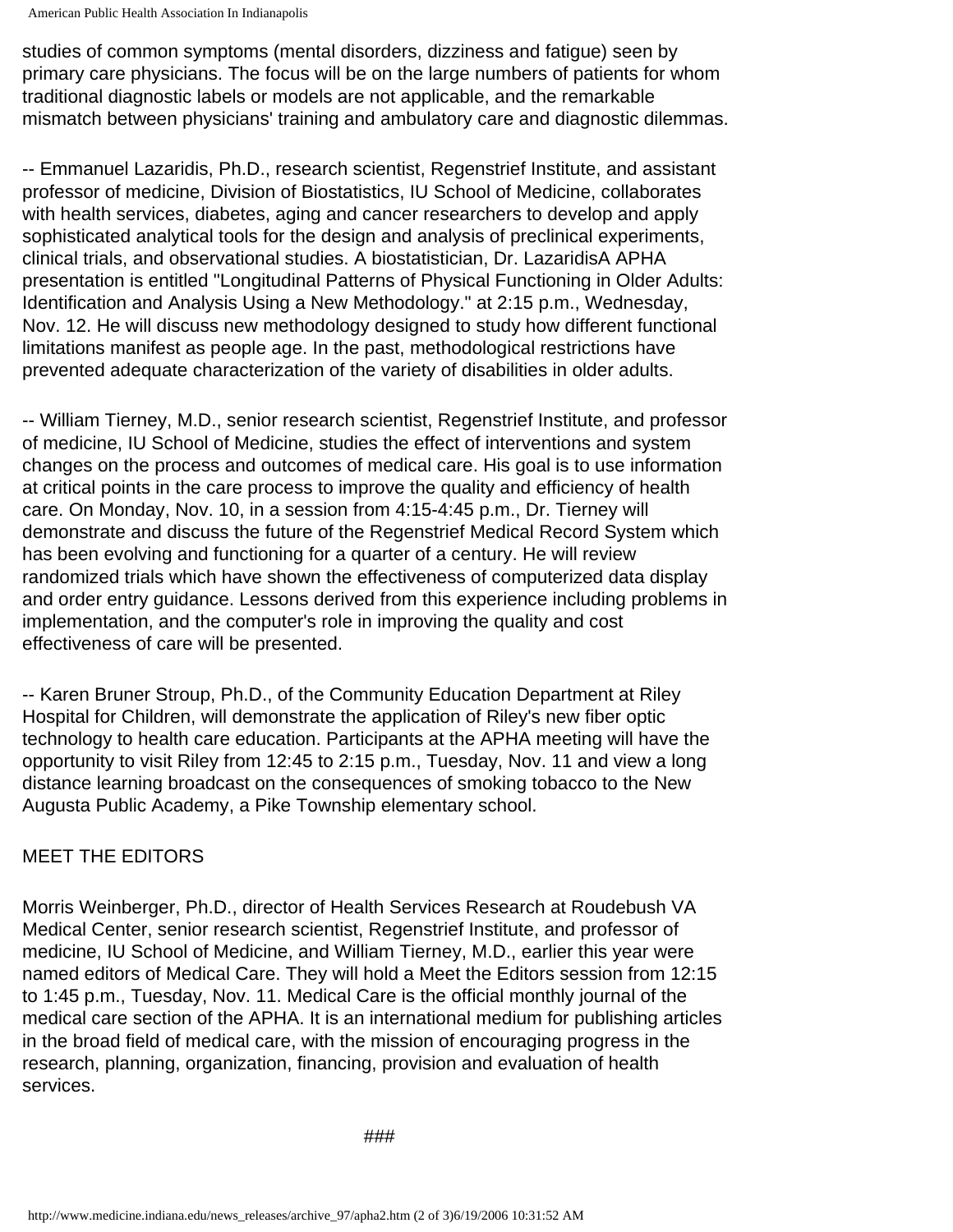studies of common symptoms (mental disorders, dizziness and fatigue) seen by primary care physicians. The focus will be on the large numbers of patients for whom traditional diagnostic labels or models are not applicable, and the remarkable mismatch between physicians' training and ambulatory care and diagnostic dilemmas.

-- Emmanuel Lazaridis, Ph.D., research scientist, Regenstrief Institute, and assistant professor of medicine, Division of Biostatistics, IU School of Medicine, collaborates with health services, diabetes, aging and cancer researchers to develop and apply sophisticated analytical tools for the design and analysis of preclinical experiments, clinical trials, and observational studies. A biostatistician, Dr. LazaridisA APHA presentation is entitled "Longitudinal Patterns of Physical Functioning in Older Adults: Identification and Analysis Using a New Methodology." at 2:15 p.m., Wednesday, Nov. 12. He will discuss new methodology designed to study how different functional limitations manifest as people age. In the past, methodological restrictions have prevented adequate characterization of the variety of disabilities in older adults.

-- William Tierney, M.D., senior research scientist, Regenstrief Institute, and professor of medicine, IU School of Medicine, studies the effect of interventions and system changes on the process and outcomes of medical care. His goal is to use information at critical points in the care process to improve the quality and efficiency of health care. On Monday, Nov. 10, in a session from 4:15-4:45 p.m., Dr. Tierney will demonstrate and discuss the future of the Regenstrief Medical Record System which has been evolving and functioning for a quarter of a century. He will review randomized trials which have shown the effectiveness of computerized data display and order entry guidance. Lessons derived from this experience including problems in implementation, and the computer's role in improving the quality and cost effectiveness of care will be presented.

-- Karen Bruner Stroup, Ph.D., of the Community Education Department at Riley Hospital for Children, will demonstrate the application of Riley's new fiber optic technology to health care education. Participants at the APHA meeting will have the opportunity to visit Riley from 12:45 to 2:15 p.m., Tuesday, Nov. 11 and view a long distance learning broadcast on the consequences of smoking tobacco to the New Augusta Public Academy, a Pike Township elementary school.

MEET THE EDITORS

Morris Weinberger, Ph.D., director of Health Services Research at Roudebush VA Medical Center, senior research scientist, Regenstrief Institute, and professor of medicine, IU School of Medicine, and William Tierney, M.D., earlier this year were named editors of Medical Care. They will hold a Meet the Editors session from 12:15 to 1:45 p.m., Tuesday, Nov. 11. Medical Care is the official monthly journal of the medical care section of the APHA. It is an international medium for publishing articles in the broad field of medical care, with the mission of encouraging progress in the research, planning, organization, financing, provision and evaluation of health services.

###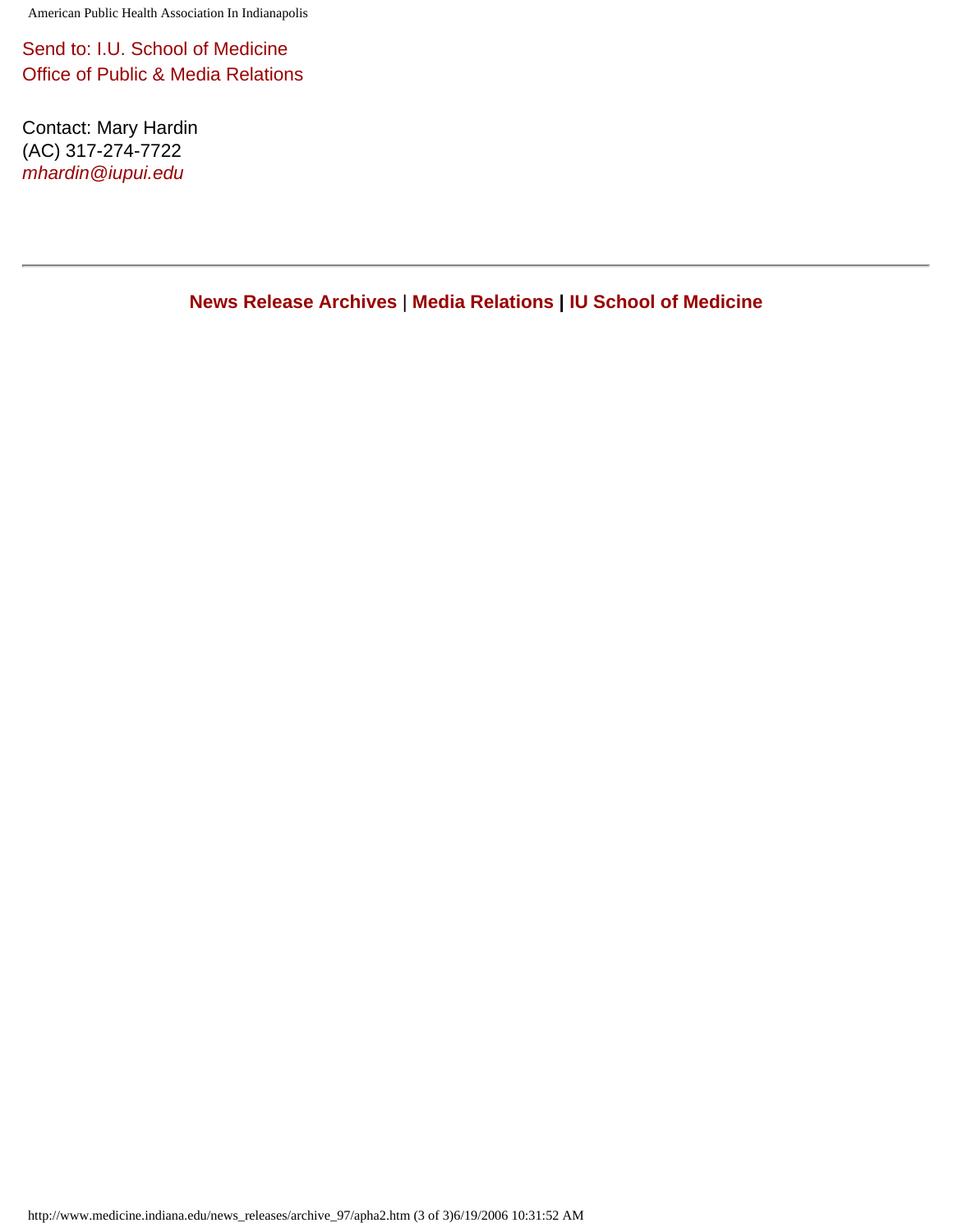Send to: I.U. School of Medicine
Office of Public & Media Relations

Contact: Mary Hardin
(AC) 317-274-7722
*mhardin@iupui.edu*

---

**News Release Archives** | **Media Relations** | **IU School of Medicine**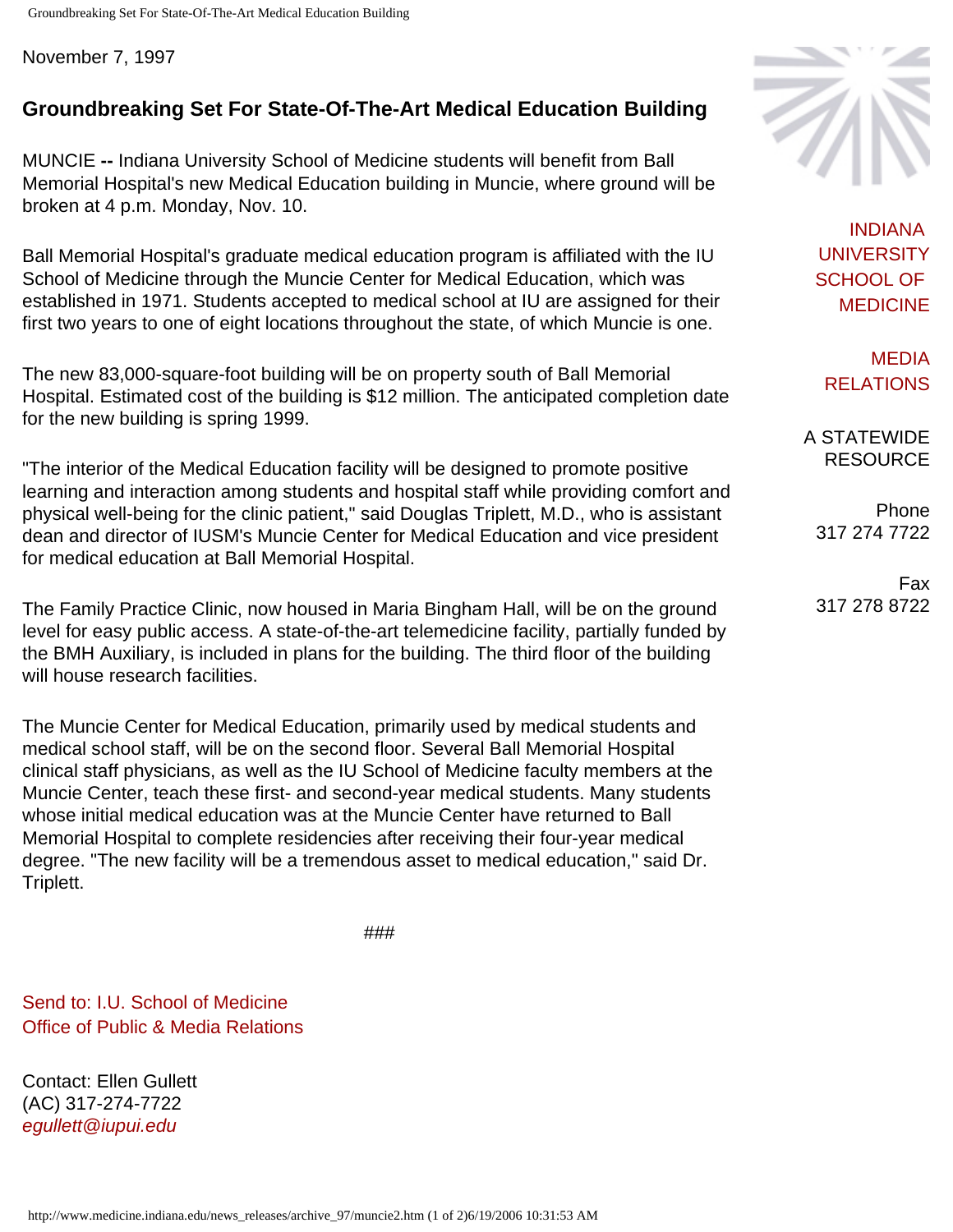November 7, 1997

## Groundbreaking Set For State-Of-The-Art Medical Education Building

MUNCIE **--** Indiana University School of Medicine students will benefit from Ball Memorial Hospital's new Medical Education building in Muncie, where ground will be broken at 4 p.m. Monday, Nov. 10.

Ball Memorial Hospital's graduate medical education program is affiliated with the IU School of Medicine through the Muncie Center for Medical Education, which was established in 1971. Students accepted to medical school at IU are assigned for their first two years to one of eight locations throughout the state, of which Muncie is one.

The new 83,000-square-foot building will be on property south of Ball Memorial Hospital. Estimated cost of the building is $12 million. The anticipated completion date for the new building is spring 1999.

"The interior of the Medical Education facility will be designed to promote positive learning and interaction among students and hospital staff while providing comfort and physical well-being for the clinic patient," said Douglas Triplett, M.D., who is assistant dean and director of IUSM's Muncie Center for Medical Education and vice president for medical education at Ball Memorial Hospital.

The Family Practice Clinic, now housed in Maria Bingham Hall, will be on the ground level for easy public access. A state-of-the-art telemedicine facility, partially funded by the BMH Auxiliary, is included in plans for the building. The third floor of the building will house research facilities.

The Muncie Center for Medical Education, primarily used by medical students and medical school staff, will be on the second floor. Several Ball Memorial Hospital clinical staff physicians, as well as the IU School of Medicine faculty members at the Muncie Center, teach these first- and second-year medical students. Many students whose initial medical education was at the Muncie Center have returned to Ball Memorial Hospital to complete residencies after receiving their four-year medical degree. "The new facility will be a tremendous asset to medical education," said Dr. Triplett.

###

Send to: I.U. School of Medicine
Office of Public & Media Relations

Contact: Ellen Gullett
(AC) 317-274-7722
*egullett@iupui.edu*

INDIANA UNIVERSITY SCHOOL OF MEDICINE

MEDIA RELATIONS

A STATEWIDE RESOURCE

Phone
317 274 7722

Fax
317 278 8722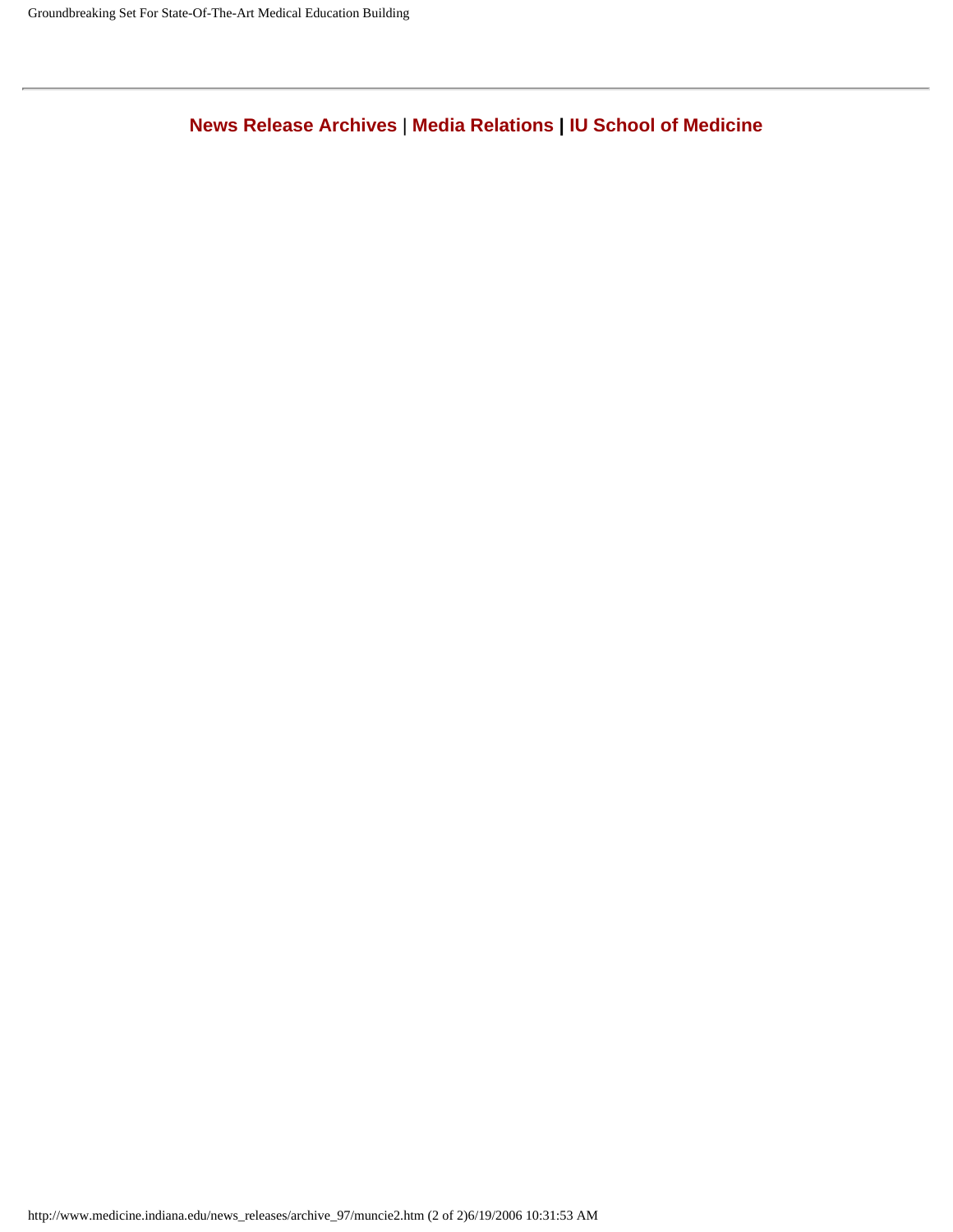**News Release Archives** | **Media Relations** | **IU School of Medicine**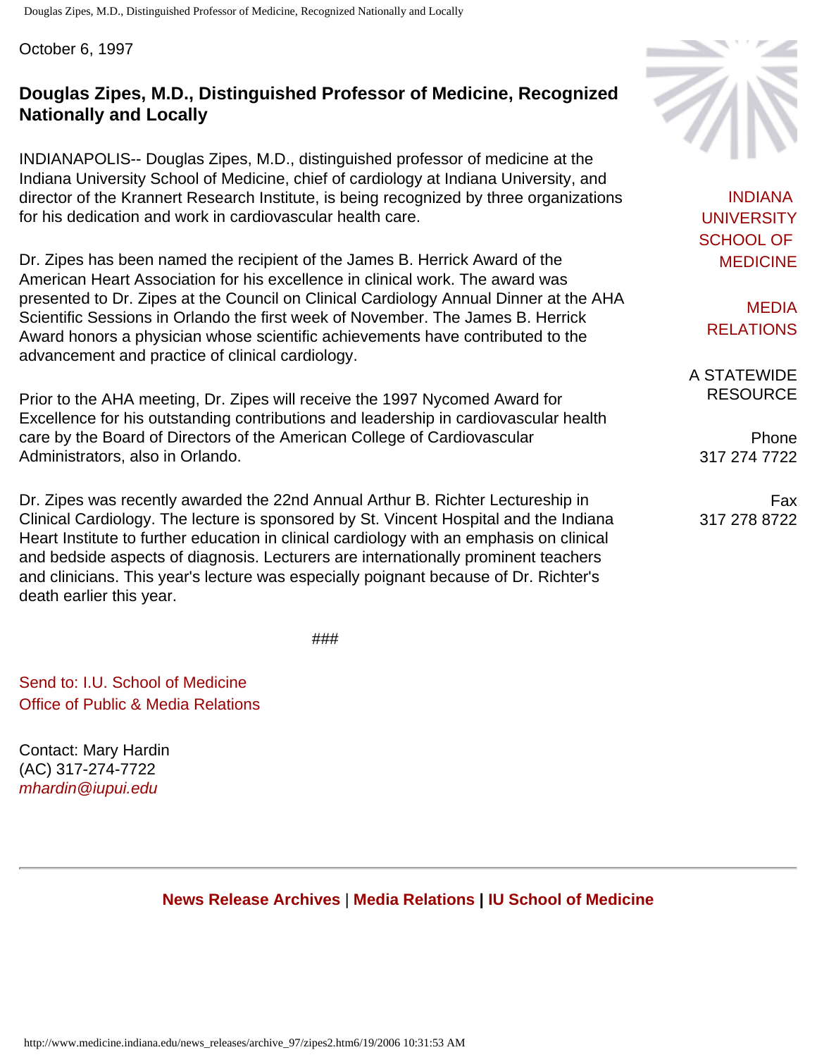October 6, 1997

## Douglas Zipes, M.D., Distinguished Professor of Medicine, Recognized Nationally and Locally

INDIANAPOLIS-- Douglas Zipes, M.D., distinguished professor of medicine at the Indiana University School of Medicine, chief of cardiology at Indiana University, and director of the Krannert Research Institute, is being recognized by three organizations for his dedication and work in cardiovascular health care.

Dr. Zipes has been named the recipient of the James B. Herrick Award of the American Heart Association for his excellence in clinical work. The award was presented to Dr. Zipes at the Council on Clinical Cardiology Annual Dinner at the AHA Scientific Sessions in Orlando the first week of November. The James B. Herrick Award honors a physician whose scientific achievements have contributed to the advancement and practice of clinical cardiology.

Prior to the AHA meeting, Dr. Zipes will receive the 1997 Nycomed Award for Excellence for his outstanding contributions and leadership in cardiovascular health care by the Board of Directors of the American College of Cardiovascular Administrators, also in Orlando.

Dr. Zipes was recently awarded the 22nd Annual Arthur B. Richter Lectureship in Clinical Cardiology. The lecture is sponsored by St. Vincent Hospital and the Indiana Heart Institute to further education in clinical cardiology with an emphasis on clinical and bedside aspects of diagnosis. Lecturers are internationally prominent teachers and clinicians. This year's lecture was especially poignant because of Dr. Richter's death earlier this year.

###

Send to: I.U. School of Medicine
Office of Public & Media Relations

Contact: Mary Hardin
(AC) 317-274-7722
*mhardin@iupui.edu*

INDIANA UNIVERSITY SCHOOL OF MEDICINE

MEDIA RELATIONS

A STATEWIDE RESOURCE

Phone
317 274 7722

Fax
317 278 8722

---

**News Release Archives** | **Media Relations** | **IU School of Medicine**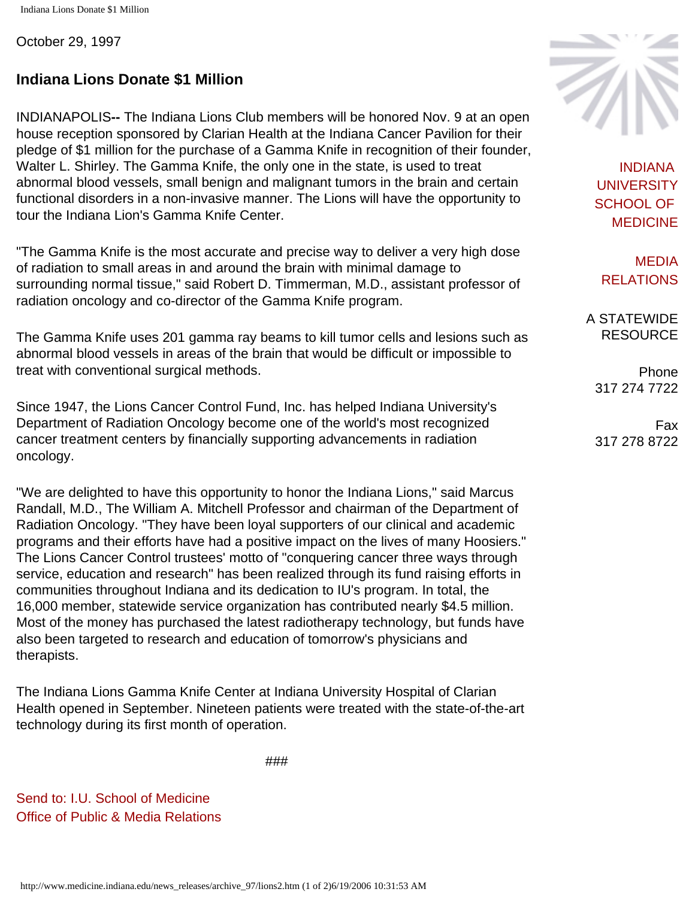October 29, 1997

## Indiana Lions Donate $1 Million

INDIANAPOLIS**--** The Indiana Lions Club members will be honored Nov. 9 at an open house reception sponsored by Clarian Health at the Indiana Cancer Pavilion for their pledge of $1 million for the purchase of a Gamma Knife in recognition of their founder, Walter L. Shirley. The Gamma Knife, the only one in the state, is used to treat abnormal blood vessels, small benign and malignant tumors in the brain and certain functional disorders in a non-invasive manner. The Lions will have the opportunity to tour the Indiana Lion's Gamma Knife Center.

"The Gamma Knife is the most accurate and precise way to deliver a very high dose of radiation to small areas in and around the brain with minimal damage to surrounding normal tissue," said Robert D. Timmerman, M.D., assistant professor of radiation oncology and co-director of the Gamma Knife program.

The Gamma Knife uses 201 gamma ray beams to kill tumor cells and lesions such as abnormal blood vessels in areas of the brain that would be difficult or impossible to treat with conventional surgical methods.

Since 1947, the Lions Cancer Control Fund, Inc. has helped Indiana University's Department of Radiation Oncology become one of the world's most recognized cancer treatment centers by financially supporting advancements in radiation oncology.

"We are delighted to have this opportunity to honor the Indiana Lions," said Marcus Randall, M.D., The William A. Mitchell Professor and chairman of the Department of Radiation Oncology. "They have been loyal supporters of our clinical and academic programs and their efforts have had a positive impact on the lives of many Hoosiers." The Lions Cancer Control trustees' motto of "conquering cancer three ways through service, education and research" has been realized through its fund raising efforts in communities throughout Indiana and its dedication to IU's program. In total, the 16,000 member, statewide service organization has contributed nearly $4.5 million. Most of the money has purchased the latest radiotherapy technology, but funds have also been targeted to research and education of tomorrow's physicians and therapists.

The Indiana Lions Gamma Knife Center at Indiana University Hospital of Clarian Health opened in September. Nineteen patients were treated with the state-of-the-art technology during its first month of operation.

###

Send to: I.U. School of Medicine
Office of Public & Media Relations

INDIANA UNIVERSITY SCHOOL OF MEDICINE

MEDIA RELATIONS

A STATEWIDE RESOURCE

Phone
317 274 7722

Fax
317 278 8722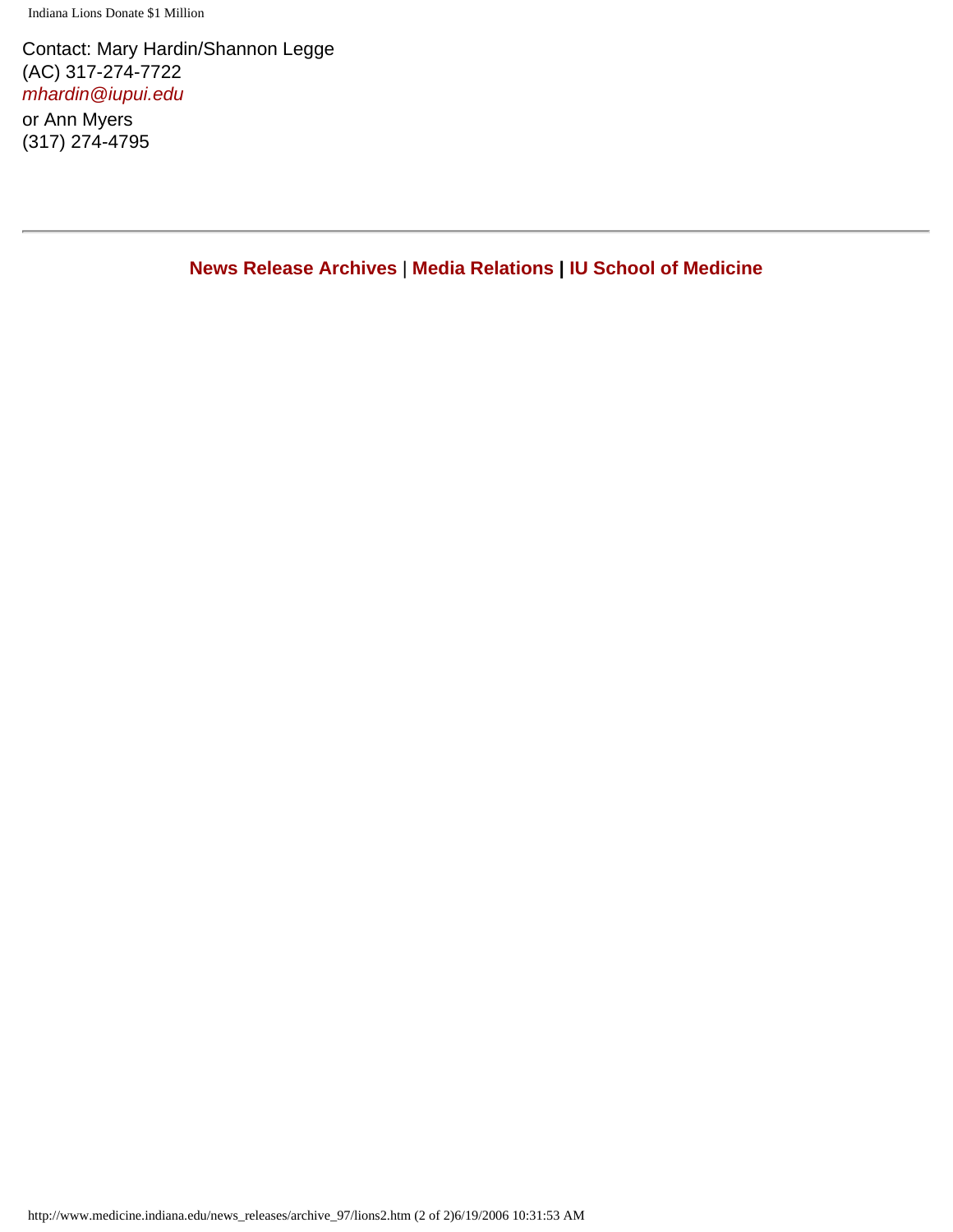Contact: Mary Hardin/Shannon Legge
(AC) 317-274-7722
*mhardin@iupui.edu*
or Ann Myers
(317) 274-4795

---

**News Release Archives** | **Media Relations** | **IU School of Medicine**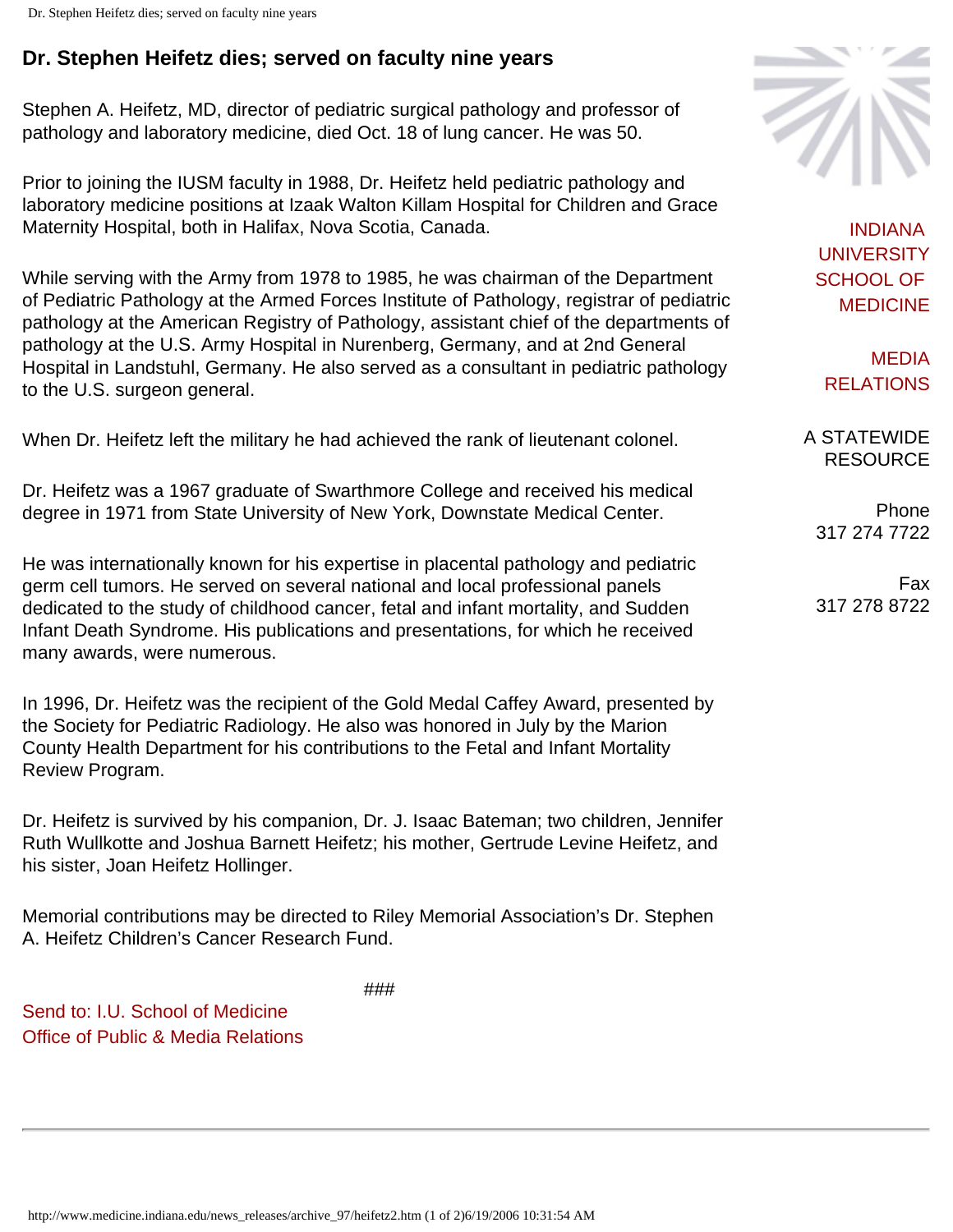## Dr. Stephen Heifetz dies; served on faculty nine years

Stephen A. Heifetz, MD, director of pediatric surgical pathology and professor of pathology and laboratory medicine, died Oct. 18 of lung cancer. He was 50.

Prior to joining the IUSM faculty in 1988, Dr. Heifetz held pediatric pathology and laboratory medicine positions at Izaak Walton Killam Hospital for Children and Grace Maternity Hospital, both in Halifax, Nova Scotia, Canada.

While serving with the Army from 1978 to 1985, he was chairman of the Department of Pediatric Pathology at the Armed Forces Institute of Pathology, registrar of pediatric pathology at the American Registry of Pathology, assistant chief of the departments of pathology at the U.S. Army Hospital in Nurenberg, Germany, and at 2nd General Hospital in Landstuhl, Germany. He also served as a consultant in pediatric pathology to the U.S. surgeon general.

When Dr. Heifetz left the military he had achieved the rank of lieutenant colonel.

Dr. Heifetz was a 1967 graduate of Swarthmore College and received his medical degree in 1971 from State University of New York, Downstate Medical Center.

He was internationally known for his expertise in placental pathology and pediatric germ cell tumors. He served on several national and local professional panels dedicated to the study of childhood cancer, fetal and infant mortality, and Sudden Infant Death Syndrome. His publications and presentations, for which he received many awards, were numerous.

In 1996, Dr. Heifetz was the recipient of the Gold Medal Caffey Award, presented by the Society for Pediatric Radiology. He also was honored in July by the Marion County Health Department for his contributions to the Fetal and Infant Mortality Review Program.

Dr. Heifetz is survived by his companion, Dr. J. Isaac Bateman; two children, Jennifer Ruth Wullkotte and Joshua Barnett Heifetz; his mother, Gertrude Levine Heifetz, and his sister, Joan Heifetz Hollinger.

Memorial contributions may be directed to Riley Memorial Association's Dr. Stephen A. Heifetz Children's Cancer Research Fund.

###

Send to: I.U. School of Medicine
Office of Public & Media Relations

INDIANA UNIVERSITY SCHOOL OF MEDICINE

MEDIA RELATIONS

A STATEWIDE RESOURCE

Phone
317 274 7722

Fax
317 278 8722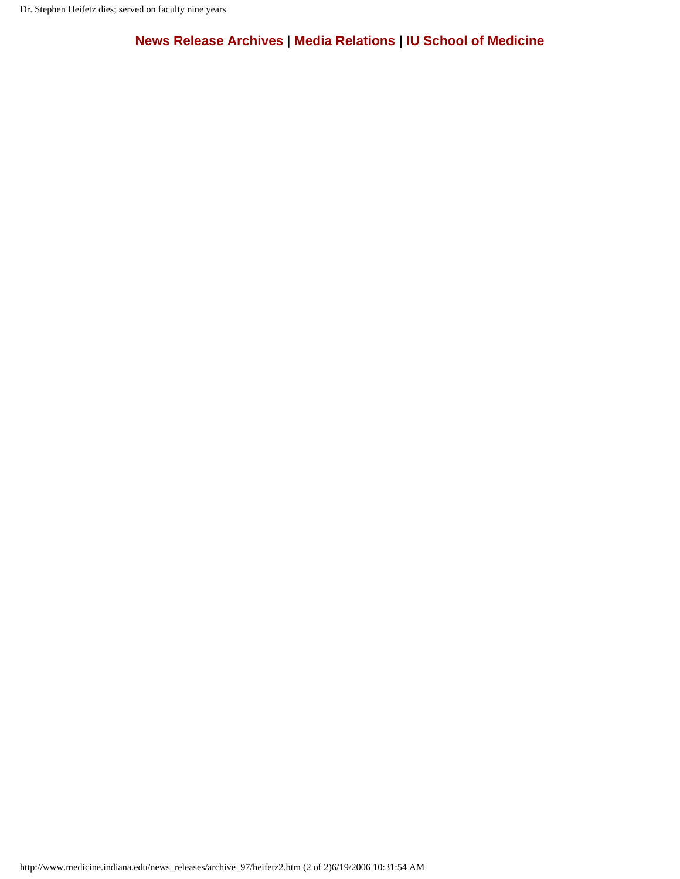**News Release Archives** | **Media Relations** | **IU School of Medicine**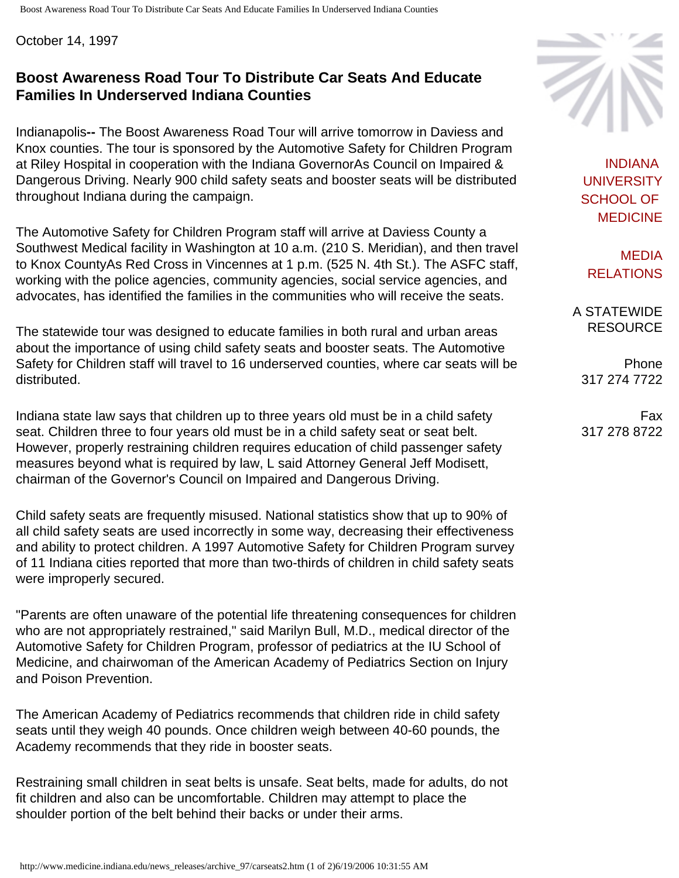October 14, 1997

## Boost Awareness Road Tour To Distribute Car Seats And Educate Families In Underserved Indiana Counties

INDIANA UNIVERSITY SCHOOL OF MEDICINE

MEDIA RELATIONS

A STATEWIDE RESOURCE

Phone
317 274 7722

Fax
317 278 8722

Indianapolis**--** The Boost Awareness Road Tour will arrive tomorrow in Daviess and Knox counties. The tour is sponsored by the Automotive Safety for Children Program at Riley Hospital in cooperation with the Indiana GovernorAs Council on Impaired & Dangerous Driving. Nearly 900 child safety seats and booster seats will be distributed throughout Indiana during the campaign.

The Automotive Safety for Children Program staff will arrive at Daviess County a Southwest Medical facility in Washington at 10 a.m. (210 S. Meridian), and then travel to Knox CountyAs Red Cross in Vincennes at 1 p.m. (525 N. 4th St.). The ASFC staff, working with the police agencies, community agencies, social service agencies, and advocates, has identified the families in the communities who will receive the seats.

The statewide tour was designed to educate families in both rural and urban areas about the importance of using child safety seats and booster seats. The Automotive Safety for Children staff will travel to 16 underserved counties, where car seats will be distributed.

Indiana state law says that children up to three years old must be in a child safety seat. Children three to four years old must be in a child safety seat or seat belt. However, properly restraining children requires education of child passenger safety measures beyond what is required by law, L said Attorney General Jeff Modisett, chairman of the Governor's Council on Impaired and Dangerous Driving.

Child safety seats are frequently misused. National statistics show that up to 90% of all child safety seats are used incorrectly in some way, decreasing their effectiveness and ability to protect children. A 1997 Automotive Safety for Children Program survey of 11 Indiana cities reported that more than two-thirds of children in child safety seats were improperly secured.

"Parents are often unaware of the potential life threatening consequences for children who are not appropriately restrained," said Marilyn Bull, M.D., medical director of the Automotive Safety for Children Program, professor of pediatrics at the IU School of Medicine, and chairwoman of the American Academy of Pediatrics Section on Injury and Poison Prevention.

The American Academy of Pediatrics recommends that children ride in child safety seats until they weigh 40 pounds. Once children weigh between 40-60 pounds, the Academy recommends that they ride in booster seats.

Restraining small children in seat belts is unsafe. Seat belts, made for adults, do not fit children and also can be uncomfortable. Children may attempt to place the shoulder portion of the belt behind their backs or under their arms.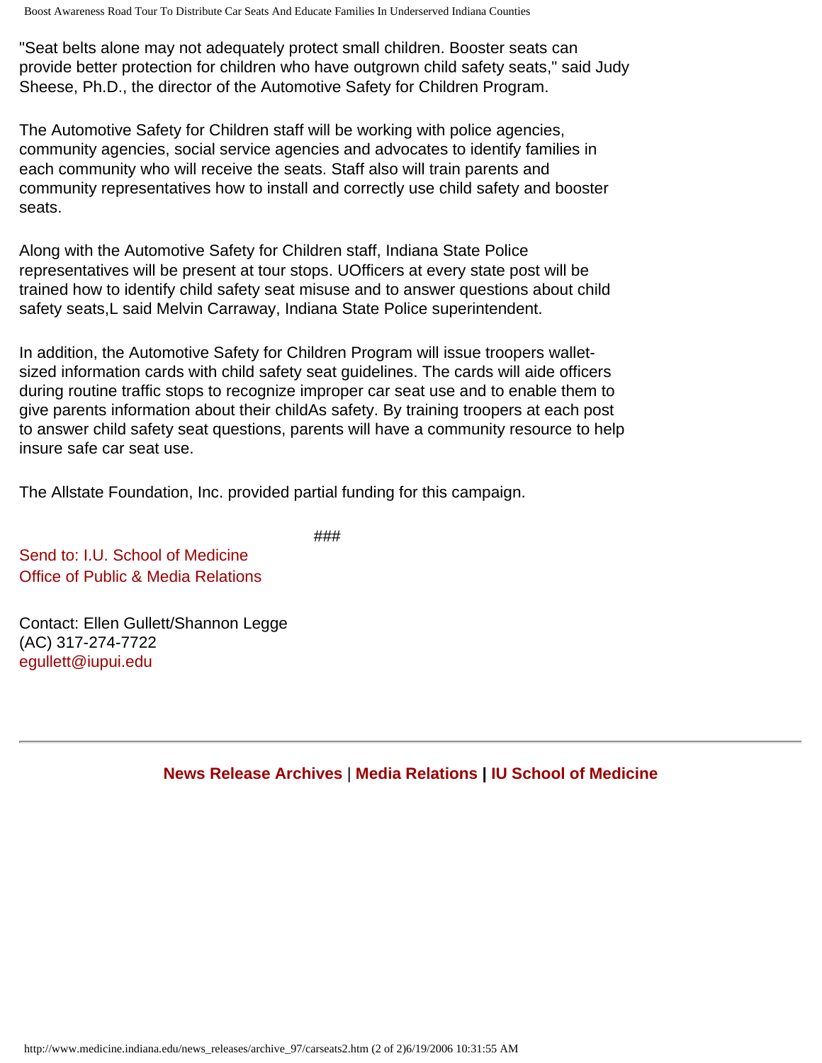"Seat belts alone may not adequately protect small children. Booster seats can provide better protection for children who have outgrown child safety seats," said Judy Sheese, Ph.D., the director of the Automotive Safety for Children Program.

The Automotive Safety for Children staff will be working with police agencies, community agencies, social service agencies and advocates to identify families in each community who will receive the seats. Staff also will train parents and community representatives how to install and correctly use child safety and booster seats.

Along with the Automotive Safety for Children staff, Indiana State Police representatives will be present at tour stops. UOfficers at every state post will be trained how to identify child safety seat misuse and to answer questions about child safety seats,L said Melvin Carraway, Indiana State Police superintendent.

In addition, the Automotive Safety for Children Program will issue troopers wallet-sized information cards with child safety seat guidelines. The cards will aide officers during routine traffic stops to recognize improper car seat use and to enable them to give parents information about their childAs safety. By training troopers at each post to answer child safety seat questions, parents will have a community resource to help insure safe car seat use.

The Allstate Foundation, Inc. provided partial funding for this campaign.

###

Send to: I.U. School of Medicine
Office of Public & Media Relations

Contact: Ellen Gullett/Shannon Legge
(AC) 317-274-7722
egullett@iupui.edu

---

**News Release Archives** | **Media Relations** | **IU School of Medicine**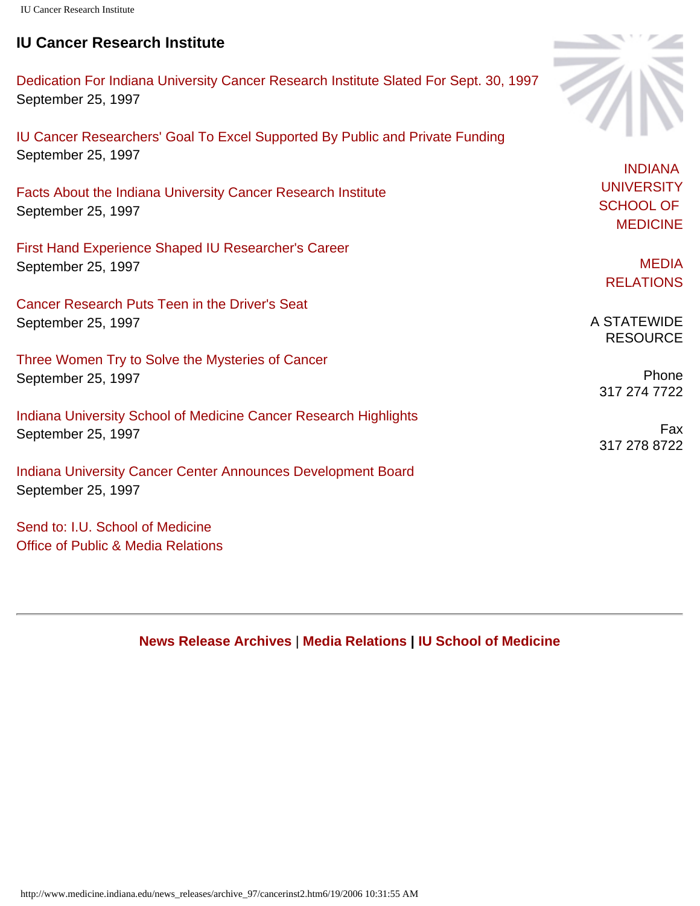## IU Cancer Research Institute

Dedication For Indiana University Cancer Research Institute Slated For Sept. 30, 1997
September 25, 1997

IU Cancer Researchers' Goal To Excel Supported By Public and Private Funding
September 25, 1997

Facts About the Indiana University Cancer Research Institute
September 25, 1997

First Hand Experience Shaped IU Researcher's Career
September 25, 1997

Cancer Research Puts Teen in the Driver's Seat
September 25, 1997

Three Women Try to Solve the Mysteries of Cancer
September 25, 1997

Indiana University School of Medicine Cancer Research Highlights
September 25, 1997

Indiana University Cancer Center Announces Development Board
September 25, 1997

Send to: I.U. School of Medicine
Office of Public & Media Relations

INDIANA UNIVERSITY SCHOOL OF MEDICINE

MEDIA RELATIONS

A STATEWIDE RESOURCE

Phone
317 274 7722

Fax
317 278 8722

---

**News Release Archives** | **Media Relations** | **IU School of Medicine**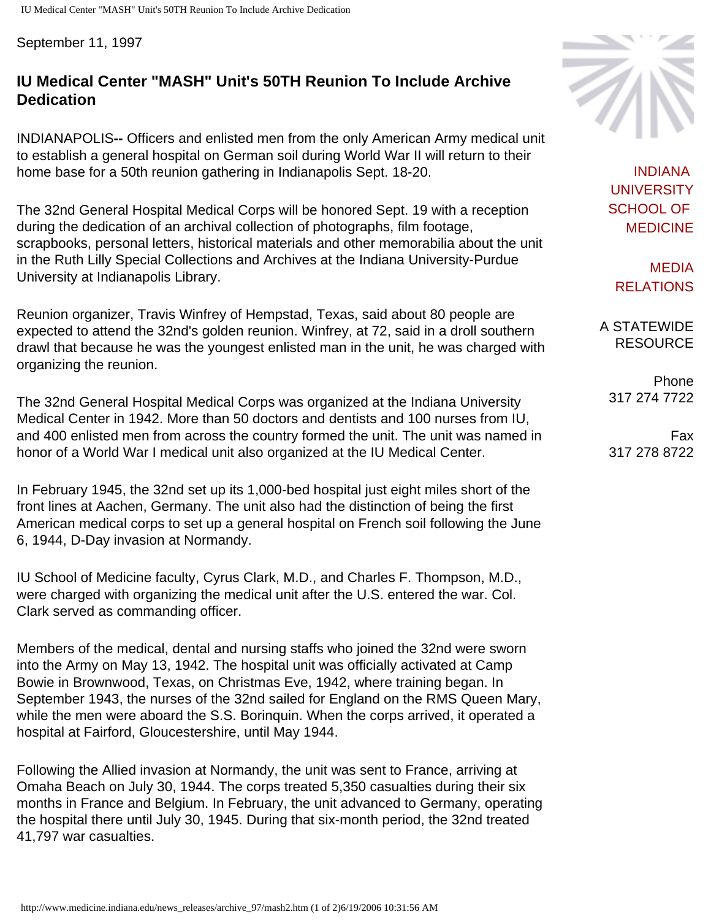September 11, 1997

## IU Medical Center "MASH" Unit's 50TH Reunion To Include Archive Dedication

INDIANAPOLIS**--** Officers and enlisted men from the only American Army medical unit to establish a general hospital on German soil during World War II will return to their home base for a 50th reunion gathering in Indianapolis Sept. 18-20.

The 32nd General Hospital Medical Corps will be honored Sept. 19 with a reception during the dedication of an archival collection of photographs, film footage, scrapbooks, personal letters, historical materials and other memorabilia about the unit in the Ruth Lilly Special Collections and Archives at the Indiana University-Purdue University at Indianapolis Library.

Reunion organizer, Travis Winfrey of Hempstad, Texas, said about 80 people are expected to attend the 32nd's golden reunion. Winfrey, at 72, said in a droll southern drawl that because he was the youngest enlisted man in the unit, he was charged with organizing the reunion.

The 32nd General Hospital Medical Corps was organized at the Indiana University Medical Center in 1942. More than 50 doctors and dentists and 100 nurses from IU, and 400 enlisted men from across the country formed the unit. The unit was named in honor of a World War I medical unit also organized at the IU Medical Center.

In February 1945, the 32nd set up its 1,000-bed hospital just eight miles short of the front lines at Aachen, Germany. The unit also had the distinction of being the first American medical corps to set up a general hospital on French soil following the June 6, 1944, D-Day invasion at Normandy.

IU School of Medicine faculty, Cyrus Clark, M.D., and Charles F. Thompson, M.D., were charged with organizing the medical unit after the U.S. entered the war. Col. Clark served as commanding officer.

Members of the medical, dental and nursing staffs who joined the 32nd were sworn into the Army on May 13, 1942. The hospital unit was officially activated at Camp Bowie in Brownwood, Texas, on Christmas Eve, 1942, where training began. In September 1943, the nurses of the 32nd sailed for England on the RMS Queen Mary, while the men were aboard the S.S. Borinquin. When the corps arrived, it operated a hospital at Fairford, Gloucestershire, until May 1944.

Following the Allied invasion at Normandy, the unit was sent to France, arriving at Omaha Beach on July 30, 1944. The corps treated 5,350 casualties during their six months in France and Belgium. In February, the unit advanced to Germany, operating the hospital there until July 30, 1945. During that six-month period, the 32nd treated 41,797 war casualties.

INDIANA UNIVERSITY SCHOOL OF MEDICINE

MEDIA RELATIONS

A STATEWIDE RESOURCE

Phone
317 274 7722

Fax
317 278 8722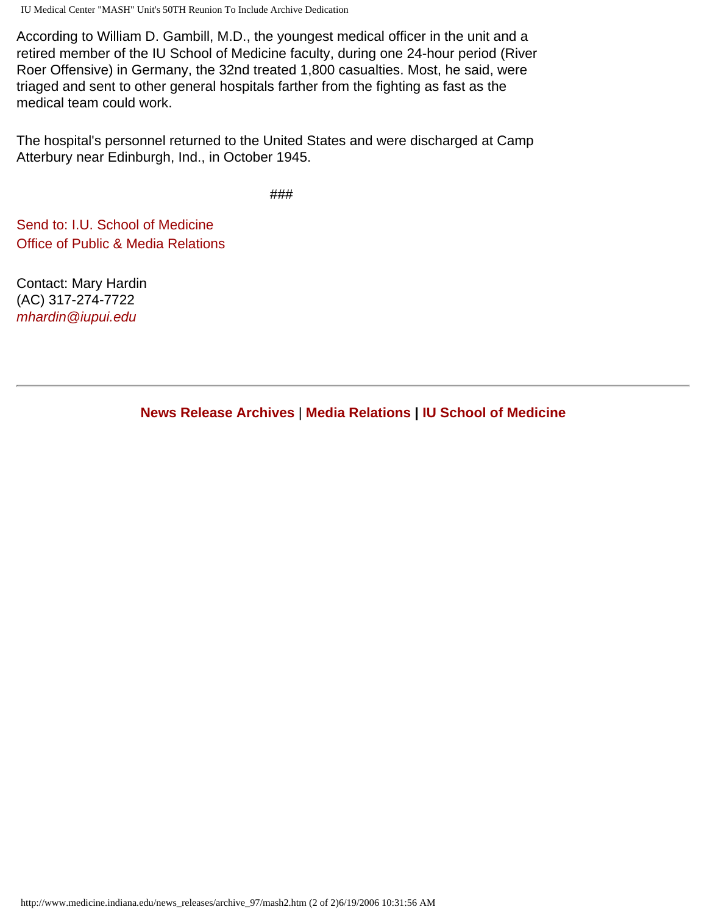According to William D. Gambill, M.D., the youngest medical officer in the unit and a retired member of the IU School of Medicine faculty, during one 24-hour period (River Roer Offensive) in Germany, the 32nd treated 1,800 casualties. Most, he said, were triaged and sent to other general hospitals farther from the fighting as fast as the medical team could work.

The hospital's personnel returned to the United States and were discharged at Camp Atterbury near Edinburgh, Ind., in October 1945.

###

Send to: I.U. School of Medicine
Office of Public & Media Relations

Contact: Mary Hardin
(AC) 317-274-7722
*mhardin@iupui.edu*

---

**News Release Archives** | **Media Relations** | **IU School of Medicine**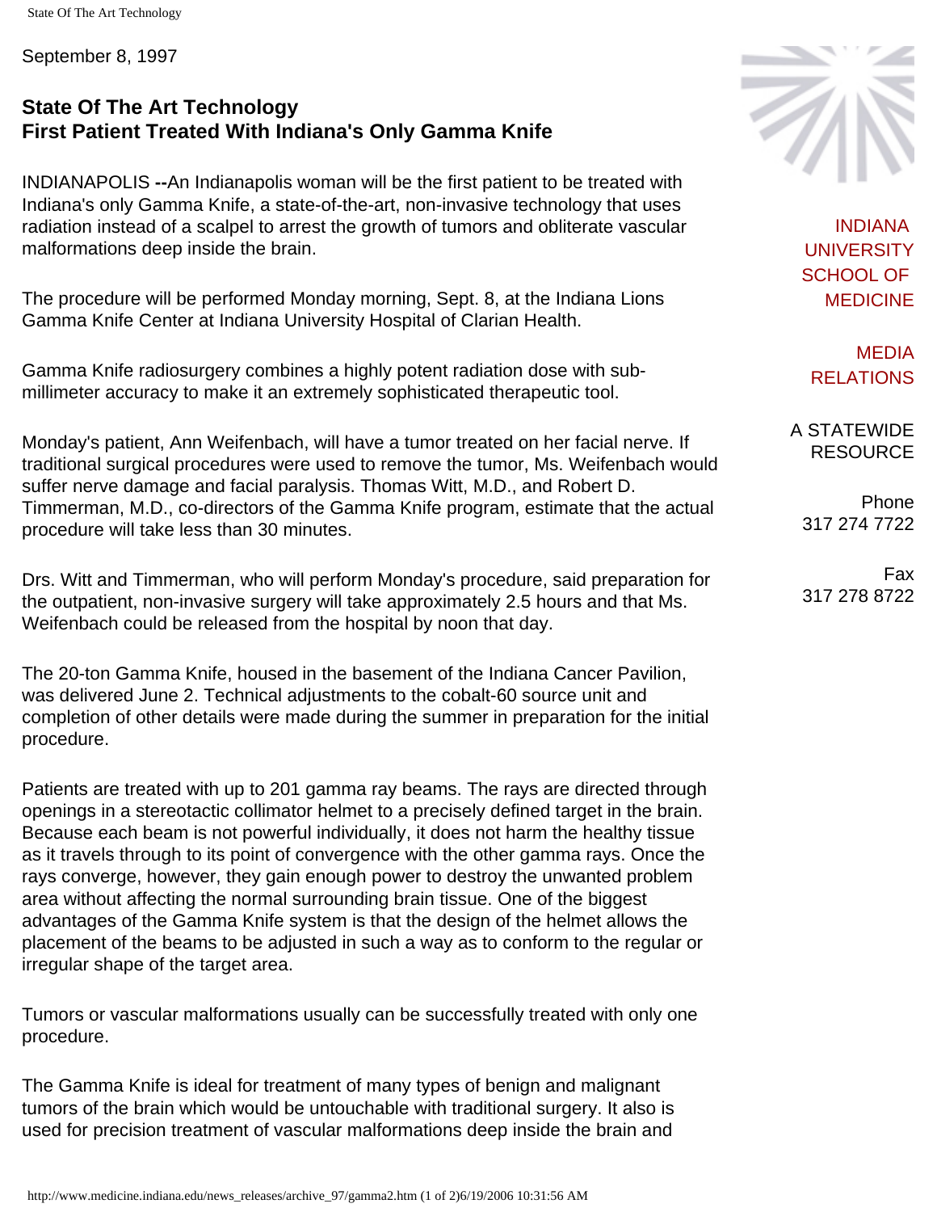September 8, 1997

## State Of The Art Technology
## First Patient Treated With Indiana's Only Gamma Knife

INDIANA UNIVERSITY SCHOOL OF MEDICINE

MEDIA RELATIONS

A STATEWIDE RESOURCE

Phone
317 274 7722

Fax
317 278 8722

INDIANAPOLIS **--**An Indianapolis woman will be the first patient to be treated with Indiana's only Gamma Knife, a state-of-the-art, non-invasive technology that uses radiation instead of a scalpel to arrest the growth of tumors and obliterate vascular malformations deep inside the brain.

The procedure will be performed Monday morning, Sept. 8, at the Indiana Lions Gamma Knife Center at Indiana University Hospital of Clarian Health.

Gamma Knife radiosurgery combines a highly potent radiation dose with sub-millimeter accuracy to make it an extremely sophisticated therapeutic tool.

Monday's patient, Ann Weifenbach, will have a tumor treated on her facial nerve. If traditional surgical procedures were used to remove the tumor, Ms. Weifenbach would suffer nerve damage and facial paralysis. Thomas Witt, M.D., and Robert D. Timmerman, M.D., co-directors of the Gamma Knife program, estimate that the actual procedure will take less than 30 minutes.

Drs. Witt and Timmerman, who will perform Monday's procedure, said preparation for the outpatient, non-invasive surgery will take approximately 2.5 hours and that Ms. Weifenbach could be released from the hospital by noon that day.

The 20-ton Gamma Knife, housed in the basement of the Indiana Cancer Pavilion, was delivered June 2. Technical adjustments to the cobalt-60 source unit and completion of other details were made during the summer in preparation for the initial procedure.

Patients are treated with up to 201 gamma ray beams. The rays are directed through openings in a stereotactic collimator helmet to a precisely defined target in the brain. Because each beam is not powerful individually, it does not harm the healthy tissue as it travels through to its point of convergence with the other gamma rays. Once the rays converge, however, they gain enough power to destroy the unwanted problem area without affecting the normal surrounding brain tissue. One of the biggest advantages of the Gamma Knife system is that the design of the helmet allows the placement of the beams to be adjusted in such a way as to conform to the regular or irregular shape of the target area.

Tumors or vascular malformations usually can be successfully treated with only one procedure.

The Gamma Knife is ideal for treatment of many types of benign and malignant tumors of the brain which would be untouchable with traditional surgery. It also is used for precision treatment of vascular malformations deep inside the brain and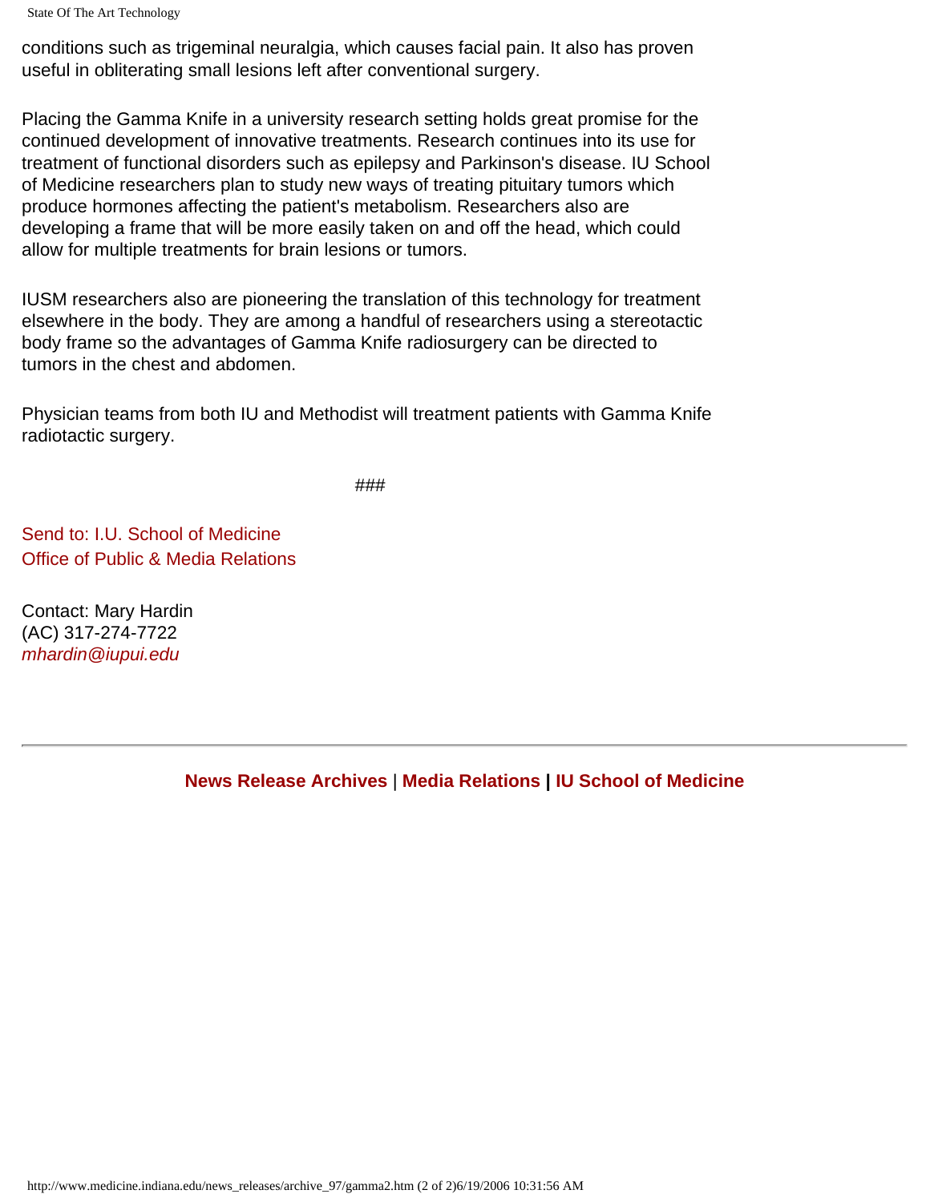conditions such as trigeminal neuralgia, which causes facial pain. It also has proven useful in obliterating small lesions left after conventional surgery.

Placing the Gamma Knife in a university research setting holds great promise for the continued development of innovative treatments. Research continues into its use for treatment of functional disorders such as epilepsy and Parkinson's disease. IU School of Medicine researchers plan to study new ways of treating pituitary tumors which produce hormones affecting the patient's metabolism. Researchers also are developing a frame that will be more easily taken on and off the head, which could allow for multiple treatments for brain lesions or tumors.

IUSM researchers also are pioneering the translation of this technology for treatment elsewhere in the body. They are among a handful of researchers using a stereotactic body frame so the advantages of Gamma Knife radiosurgery can be directed to tumors in the chest and abdomen.

Physician teams from both IU and Methodist will treatment patients with Gamma Knife radiotactic surgery.

###

Send to: I.U. School of Medicine
Office of Public & Media Relations

Contact: Mary Hardin
(AC) 317-274-7722
*mhardin@iupui.edu*

---

**News Release Archives** | **Media Relations** | **IU School of Medicine**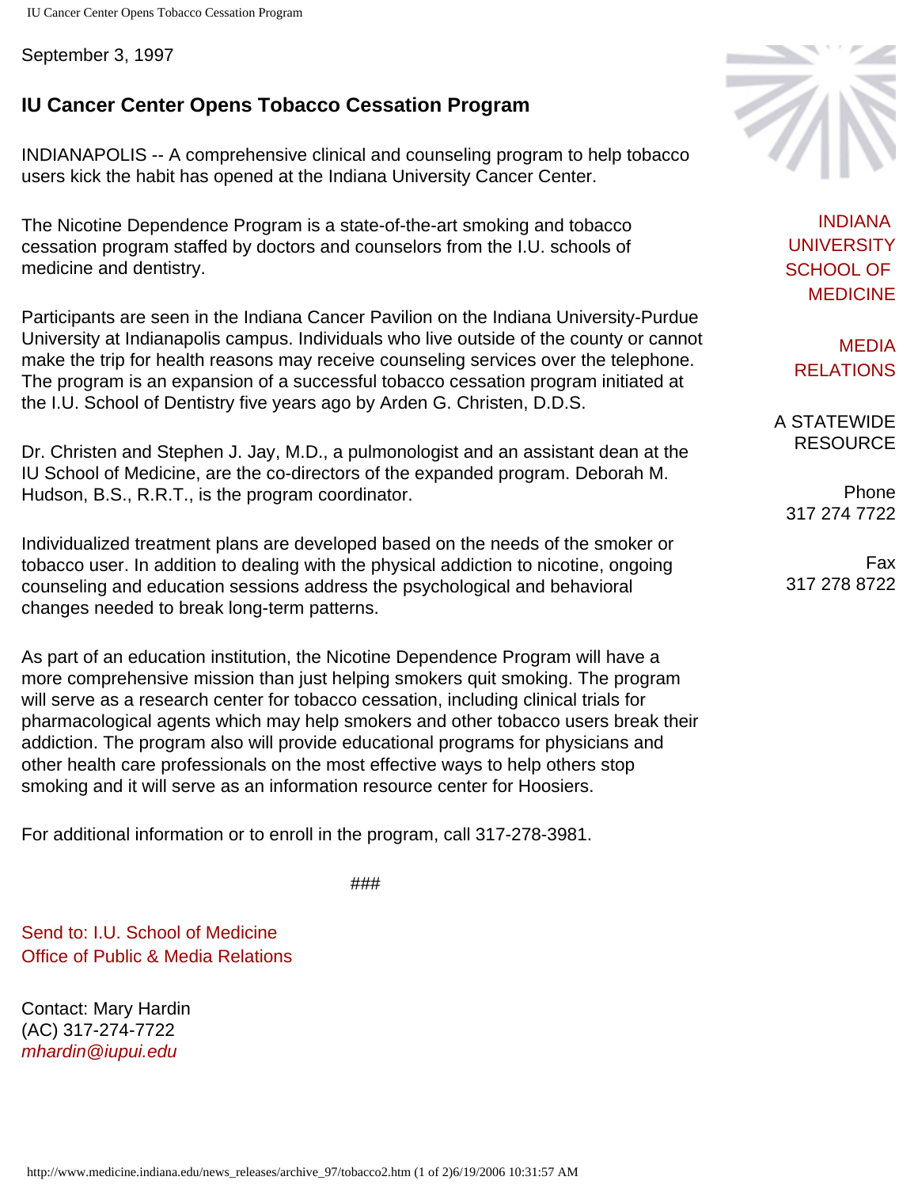September 3, 1997

## IU Cancer Center Opens Tobacco Cessation Program

INDIANAPOLIS -- A comprehensive clinical and counseling program to help tobacco users kick the habit has opened at the Indiana University Cancer Center.

The Nicotine Dependence Program is a state-of-the-art smoking and tobacco cessation program staffed by doctors and counselors from the I.U. schools of medicine and dentistry.

Participants are seen in the Indiana Cancer Pavilion on the Indiana University-Purdue University at Indianapolis campus. Individuals who live outside of the county or cannot make the trip for health reasons may receive counseling services over the telephone. The program is an expansion of a successful tobacco cessation program initiated at the I.U. School of Dentistry five years ago by Arden G. Christen, D.D.S.

Dr. Christen and Stephen J. Jay, M.D., a pulmonologist and an assistant dean at the IU School of Medicine, are the co-directors of the expanded program. Deborah M. Hudson, B.S., R.R.T., is the program coordinator.

Individualized treatment plans are developed based on the needs of the smoker or tobacco user. In addition to dealing with the physical addiction to nicotine, ongoing counseling and education sessions address the psychological and behavioral changes needed to break long-term patterns.

As part of an education institution, the Nicotine Dependence Program will have a more comprehensive mission than just helping smokers quit smoking. The program will serve as a research center for tobacco cessation, including clinical trials for pharmacological agents which may help smokers and other tobacco users break their addiction. The program also will provide educational programs for physicians and other health care professionals on the most effective ways to help others stop smoking and it will serve as an information resource center for Hoosiers.

For additional information or to enroll in the program, call 317-278-3981.

###

Send to: I.U. School of Medicine
Office of Public & Media Relations

Contact: Mary Hardin
(AC) 317-274-7722
*mhardin@iupui.edu*

INDIANA UNIVERSITY SCHOOL OF MEDICINE

MEDIA RELATIONS

A STATEWIDE RESOURCE

Phone
317 274 7722

Fax
317 278 8722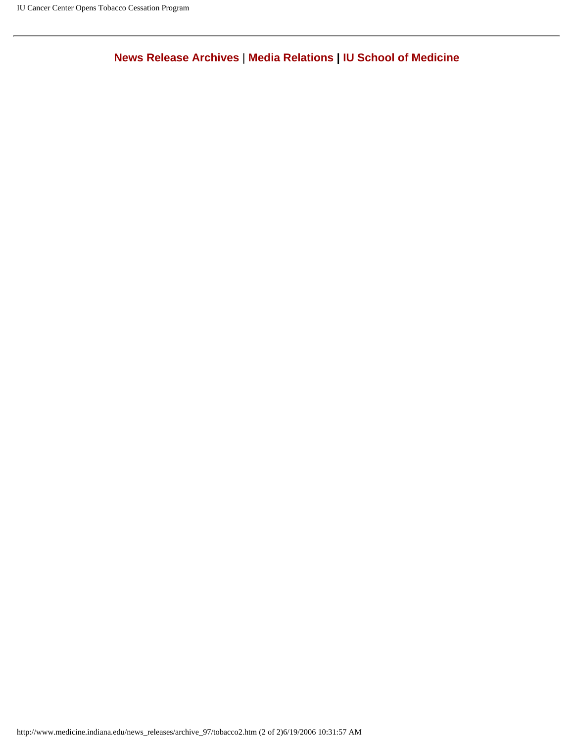**News Release Archives** | **Media Relations** | **IU School of Medicine**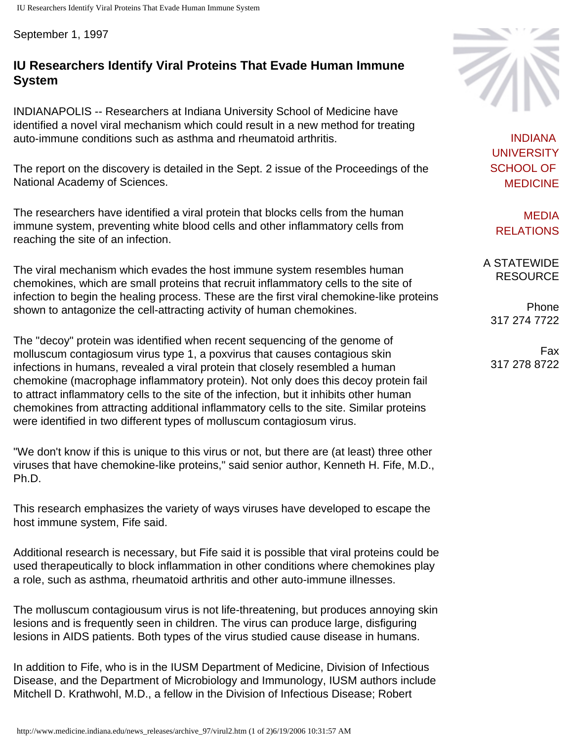September 1, 1997

## IU Researchers Identify Viral Proteins That Evade Human Immune System

INDIANAPOLIS -- Researchers at Indiana University School of Medicine have identified a novel viral mechanism which could result in a new method for treating auto-immune conditions such as asthma and rheumatoid arthritis.

The report on the discovery is detailed in the Sept. 2 issue of the Proceedings of the National Academy of Sciences.

The researchers have identified a viral protein that blocks cells from the human immune system, preventing white blood cells and other inflammatory cells from reaching the site of an infection.

The viral mechanism which evades the host immune system resembles human chemokines, which are small proteins that recruit inflammatory cells to the site of infection to begin the healing process. These are the first viral chemokine-like proteins shown to antagonize the cell-attracting activity of human chemokines.

The "decoy" protein was identified when recent sequencing of the genome of molluscum contagiosum virus type 1, a poxvirus that causes contagious skin infections in humans, revealed a viral protein that closely resembled a human chemokine (macrophage inflammatory protein). Not only does this decoy protein fail to attract inflammatory cells to the site of the infection, but it inhibits other human chemokines from attracting additional inflammatory cells to the site. Similar proteins were identified in two different types of molluscum contagiosum virus.

"We don't know if this is unique to this virus or not, but there are (at least) three other viruses that have chemokine-like proteins," said senior author, Kenneth H. Fife, M.D., Ph.D.

This research emphasizes the variety of ways viruses have developed to escape the host immune system, Fife said.

Additional research is necessary, but Fife said it is possible that viral proteins could be used therapeutically to block inflammation in other conditions where chemokines play a role, such as asthma, rheumatoid arthritis and other auto-immune illnesses.

The molluscum contagiousum virus is not life-threatening, but produces annoying skin lesions and is frequently seen in children. The virus can produce large, disfiguring lesions in AIDS patients. Both types of the virus studied cause disease in humans.

In addition to Fife, who is in the IUSM Department of Medicine, Division of Infectious Disease, and the Department of Microbiology and Immunology, IUSM authors include Mitchell D. Krathwohl, M.D., a fellow in the Division of Infectious Disease; Robert

INDIANA UNIVERSITY SCHOOL OF MEDICINE

MEDIA RELATIONS

A STATEWIDE RESOURCE

Phone
317 274 7722

Fax
317 278 8722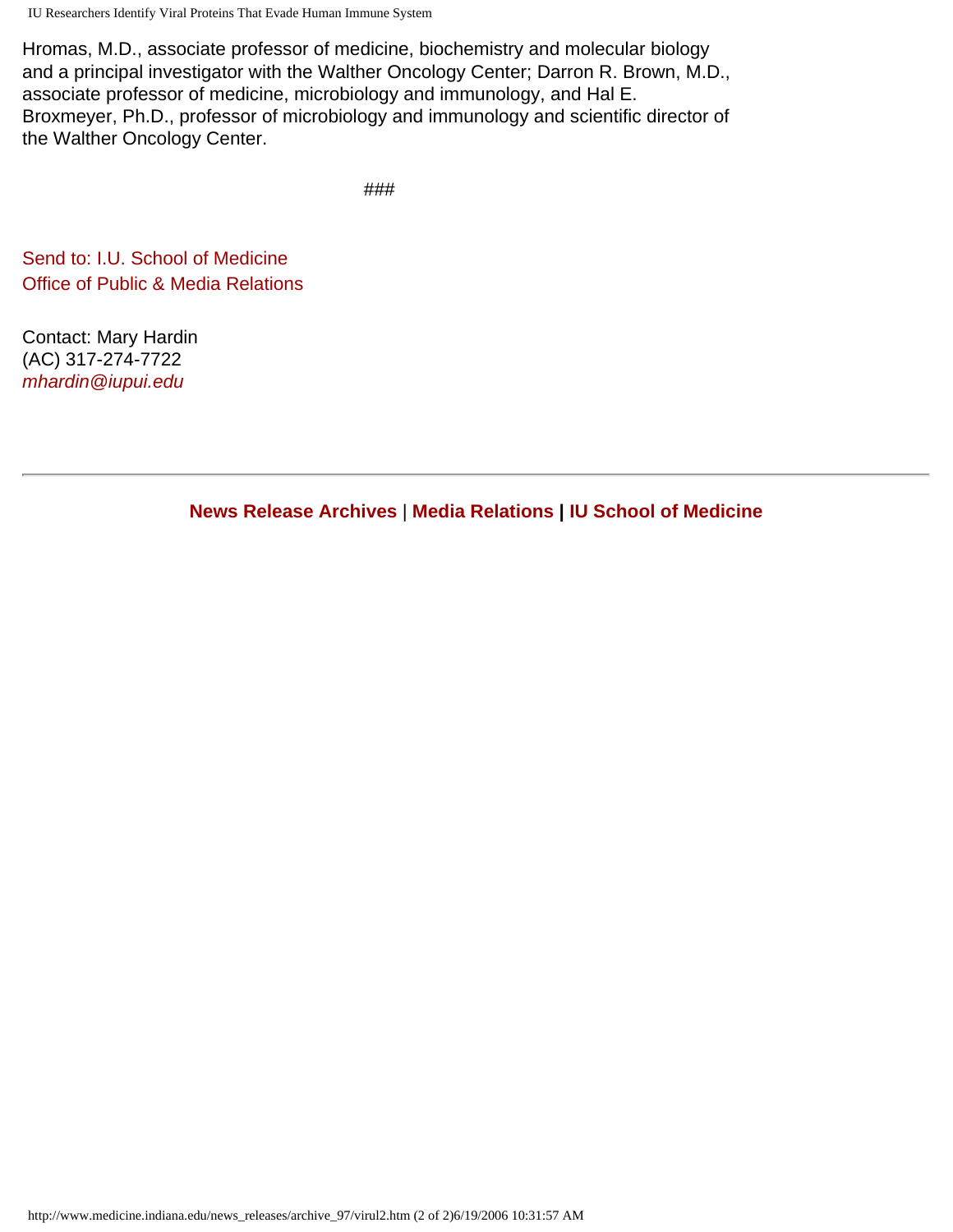Hromas, M.D., associate professor of medicine, biochemistry and molecular biology and a principal investigator with the Walther Oncology Center; Darron R. Brown, M.D., associate professor of medicine, microbiology and immunology, and Hal E. Broxmeyer, Ph.D., professor of microbiology and immunology and scientific director of the Walther Oncology Center.

###

Send to: I.U. School of Medicine
Office of Public & Media Relations

Contact: Mary Hardin
(AC) 317-274-7722
*mhardin@iupui.edu*

---

**News Release Archives** | **Media Relations** | **IU School of Medicine**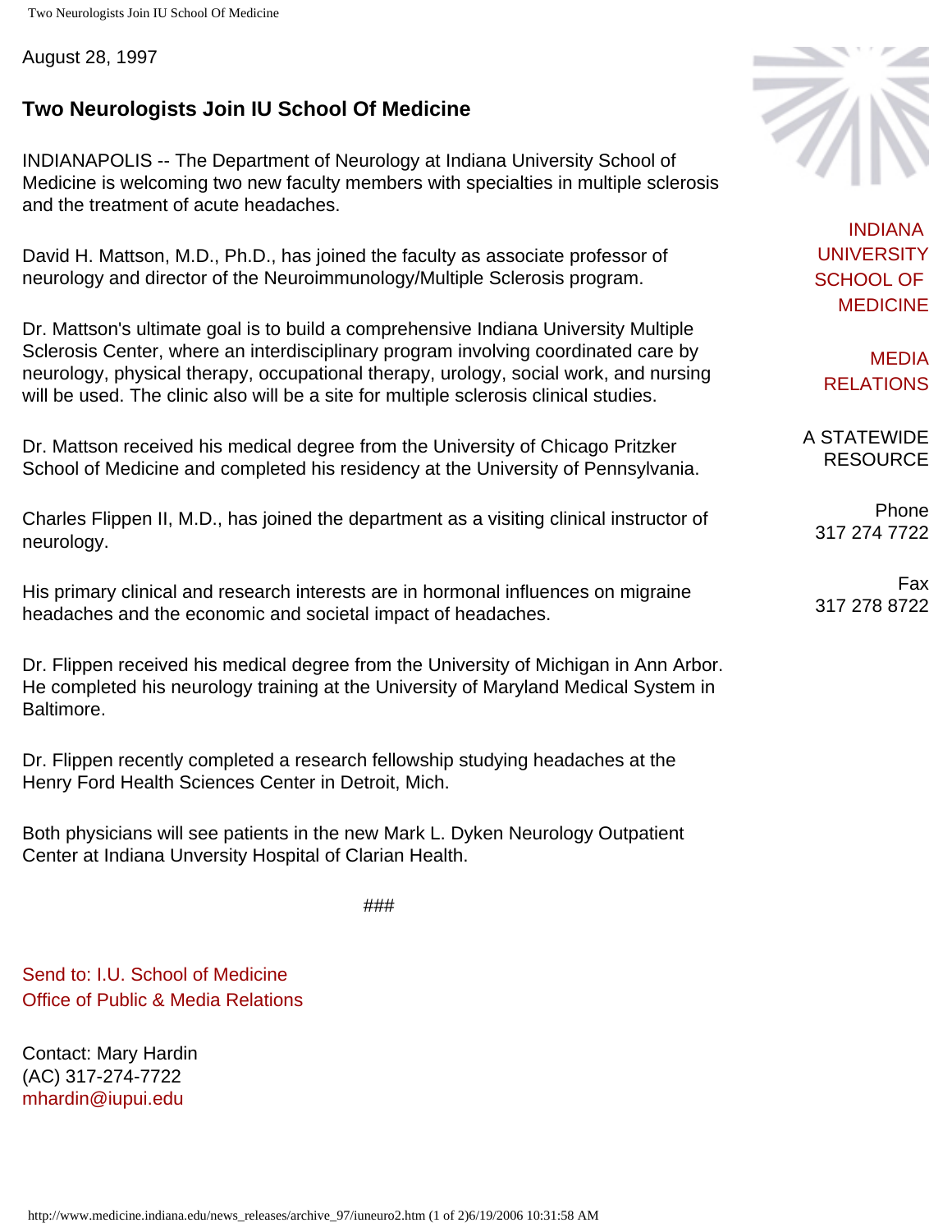August 28, 1997

## Two Neurologists Join IU School Of Medicine

INDIANAPOLIS -- The Department of Neurology at Indiana University School of Medicine is welcoming two new faculty members with specialties in multiple sclerosis and the treatment of acute headaches.

David H. Mattson, M.D., Ph.D., has joined the faculty as associate professor of neurology and director of the Neuroimmunology/Multiple Sclerosis program.

Dr. Mattson's ultimate goal is to build a comprehensive Indiana University Multiple Sclerosis Center, where an interdisciplinary program involving coordinated care by neurology, physical therapy, occupational therapy, urology, social work, and nursing will be used. The clinic also will be a site for multiple sclerosis clinical studies.

Dr. Mattson received his medical degree from the University of Chicago Pritzker School of Medicine and completed his residency at the University of Pennsylvania.

Charles Flippen II, M.D., has joined the department as a visiting clinical instructor of neurology.

His primary clinical and research interests are in hormonal influences on migraine headaches and the economic and societal impact of headaches.

Dr. Flippen received his medical degree from the University of Michigan in Ann Arbor. He completed his neurology training at the University of Maryland Medical System in Baltimore.

Dr. Flippen recently completed a research fellowship studying headaches at the Henry Ford Health Sciences Center in Detroit, Mich.

Both physicians will see patients in the new Mark L. Dyken Neurology Outpatient Center at Indiana Unversity Hospital of Clarian Health.

###

Send to: I.U. School of Medicine
Office of Public & Media Relations

Contact: Mary Hardin
(AC) 317-274-7722
mhardin@iupui.edu

INDIANA UNIVERSITY SCHOOL OF MEDICINE

MEDIA RELATIONS

A STATEWIDE RESOURCE

Phone
317 274 7722

Fax
317 278 8722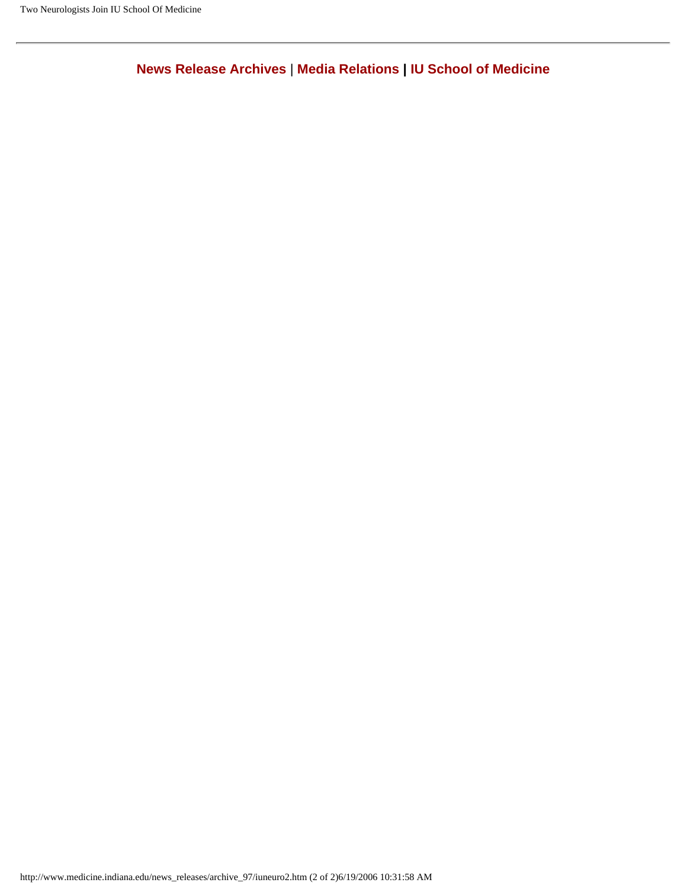**News Release Archives** | **Media Relations** | **IU School of Medicine**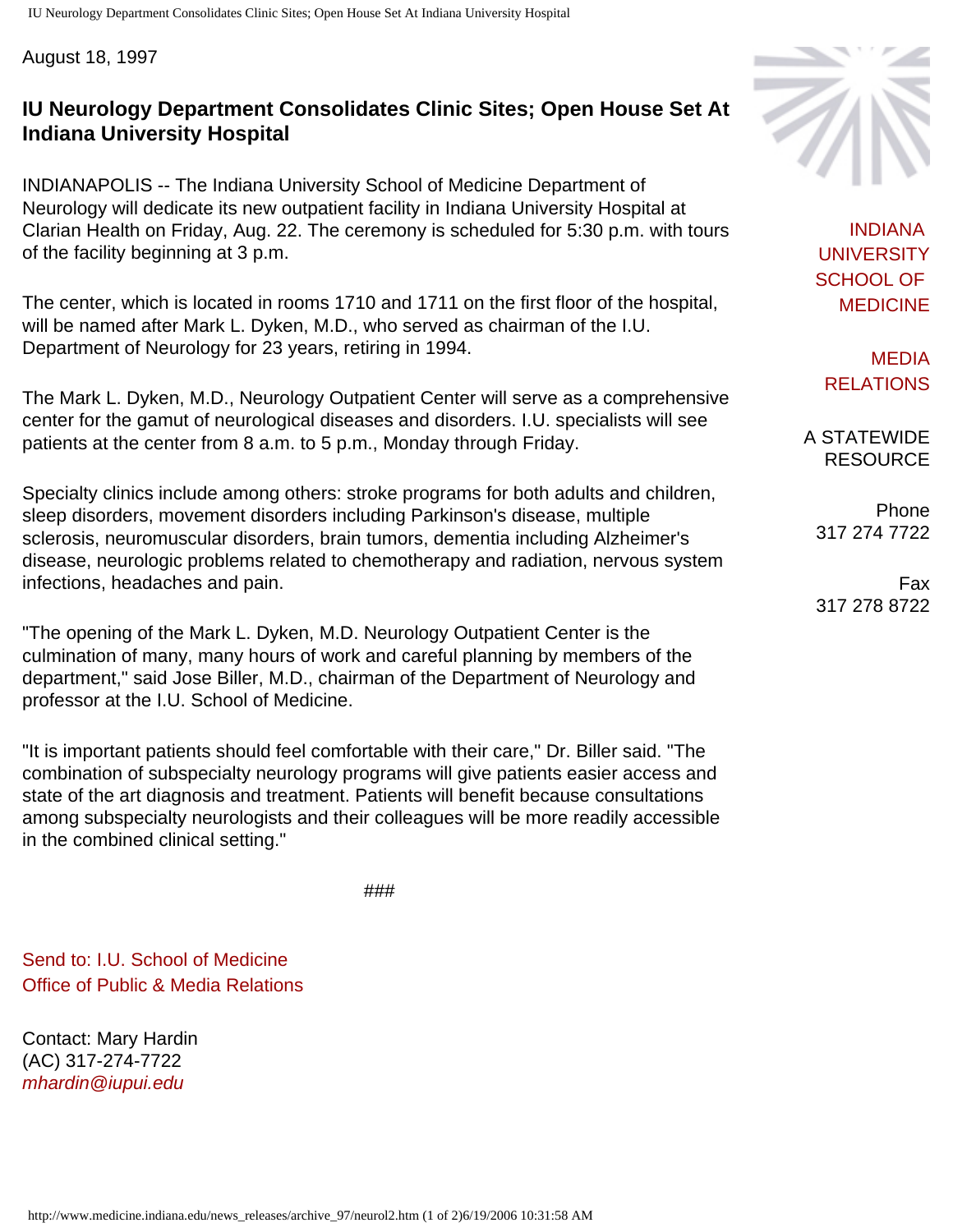August 18, 1997

## IU Neurology Department Consolidates Clinic Sites; Open House Set At Indiana University Hospital

INDIANA UNIVERSITY SCHOOL OF MEDICINE

MEDIA RELATIONS

A STATEWIDE RESOURCE

Phone
317 274 7722

Fax
317 278 8722

INDIANAPOLIS -- The Indiana University School of Medicine Department of Neurology will dedicate its new outpatient facility in Indiana University Hospital at Clarian Health on Friday, Aug. 22. The ceremony is scheduled for 5:30 p.m. with tours of the facility beginning at 3 p.m.

The center, which is located in rooms 1710 and 1711 on the first floor of the hospital, will be named after Mark L. Dyken, M.D., who served as chairman of the I.U. Department of Neurology for 23 years, retiring in 1994.

The Mark L. Dyken, M.D., Neurology Outpatient Center will serve as a comprehensive center for the gamut of neurological diseases and disorders. I.U. specialists will see patients at the center from 8 a.m. to 5 p.m., Monday through Friday.

Specialty clinics include among others: stroke programs for both adults and children, sleep disorders, movement disorders including Parkinson's disease, multiple sclerosis, neuromuscular disorders, brain tumors, dementia including Alzheimer's disease, neurologic problems related to chemotherapy and radiation, nervous system infections, headaches and pain.

"The opening of the Mark L. Dyken, M.D. Neurology Outpatient Center is the culmination of many, many hours of work and careful planning by members of the department," said Jose Biller, M.D., chairman of the Department of Neurology and professor at the I.U. School of Medicine.

"It is important patients should feel comfortable with their care," Dr. Biller said. "The combination of subspecialty neurology programs will give patients easier access and state of the art diagnosis and treatment. Patients will benefit because consultations among subspecialty neurologists and their colleagues will be more readily accessible in the combined clinical setting."

###

Send to: I.U. School of Medicine
Office of Public & Media Relations

Contact: Mary Hardin
(AC) 317-274-7722
*mhardin@iupui.edu*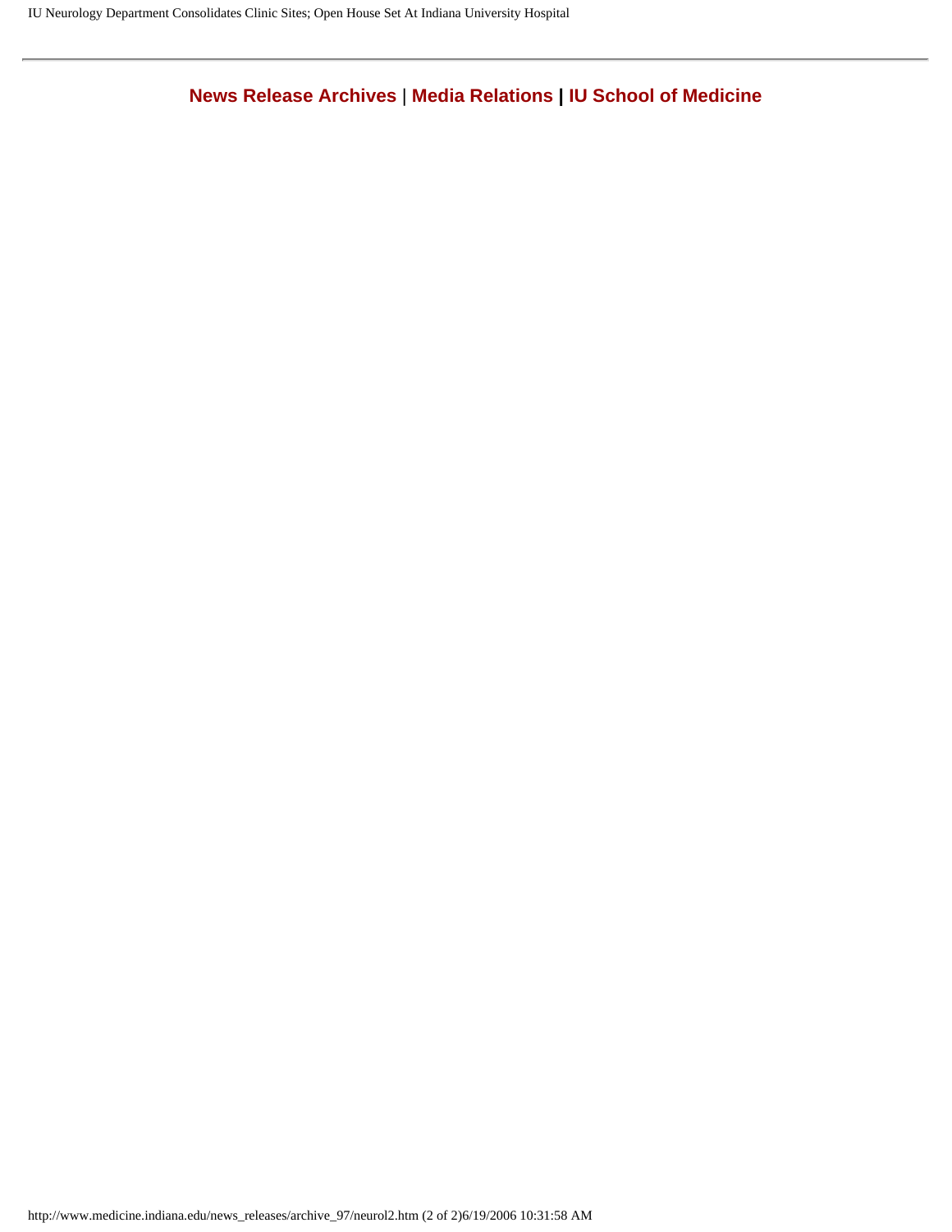**News Release Archives** | **Media Relations** | **IU School of Medicine**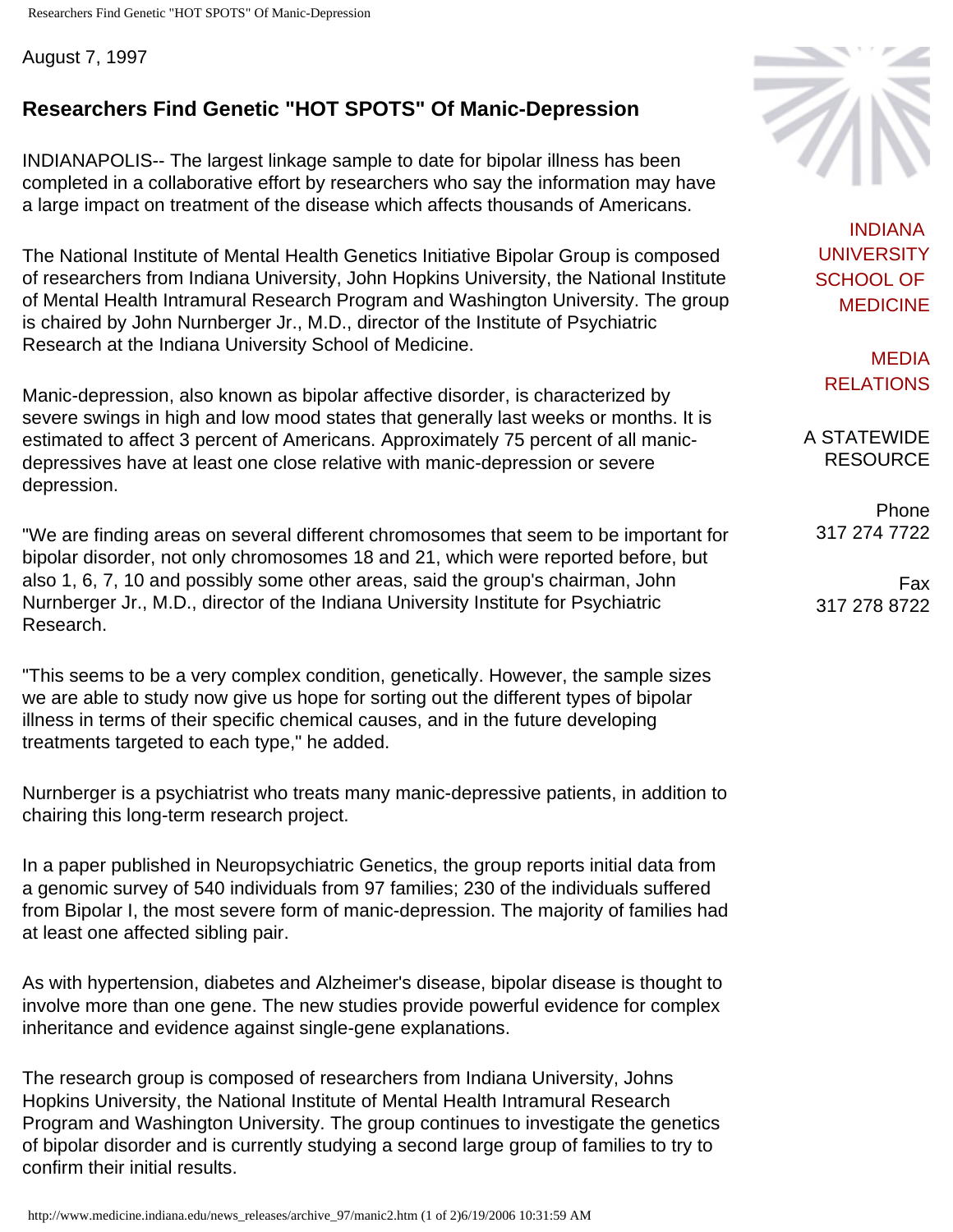August 7, 1997

## Researchers Find Genetic "HOT SPOTS" Of Manic-Depression

INDIANAPOLIS-- The largest linkage sample to date for bipolar illness has been completed in a collaborative effort by researchers who say the information may have a large impact on treatment of the disease which affects thousands of Americans.

The National Institute of Mental Health Genetics Initiative Bipolar Group is composed of researchers from Indiana University, John Hopkins University, the National Institute of Mental Health Intramural Research Program and Washington University. The group is chaired by John Nurnberger Jr., M.D., director of the Institute of Psychiatric Research at the Indiana University School of Medicine.

Manic-depression, also known as bipolar affective disorder, is characterized by severe swings in high and low mood states that generally last weeks or months. It is estimated to affect 3 percent of Americans. Approximately 75 percent of all manic-depressives have at least one close relative with manic-depression or severe depression.

"We are finding areas on several different chromosomes that seem to be important for bipolar disorder, not only chromosomes 18 and 21, which were reported before, but also 1, 6, 7, 10 and possibly some other areas, said the group's chairman, John Nurnberger Jr., M.D., director of the Indiana University Institute for Psychiatric Research.

"This seems to be a very complex condition, genetically. However, the sample sizes we are able to study now give us hope for sorting out the different types of bipolar illness in terms of their specific chemical causes, and in the future developing treatments targeted to each type," he added.

Nurnberger is a psychiatrist who treats many manic-depressive patients, in addition to chairing this long-term research project.

In a paper published in Neuropsychiatric Genetics, the group reports initial data from a genomic survey of 540 individuals from 97 families; 230 of the individuals suffered from Bipolar I, the most severe form of manic-depression. The majority of families had at least one affected sibling pair.

As with hypertension, diabetes and Alzheimer's disease, bipolar disease is thought to involve more than one gene. The new studies provide powerful evidence for complex inheritance and evidence against single-gene explanations.

The research group is composed of researchers from Indiana University, Johns Hopkins University, the National Institute of Mental Health Intramural Research Program and Washington University. The group continues to investigate the genetics of bipolar disorder and is currently studying a second large group of families to try to confirm their initial results.

INDIANA UNIVERSITY SCHOOL OF MEDICINE

MEDIA RELATIONS

A STATEWIDE RESOURCE

Phone
317 274 7722

Fax
317 278 8722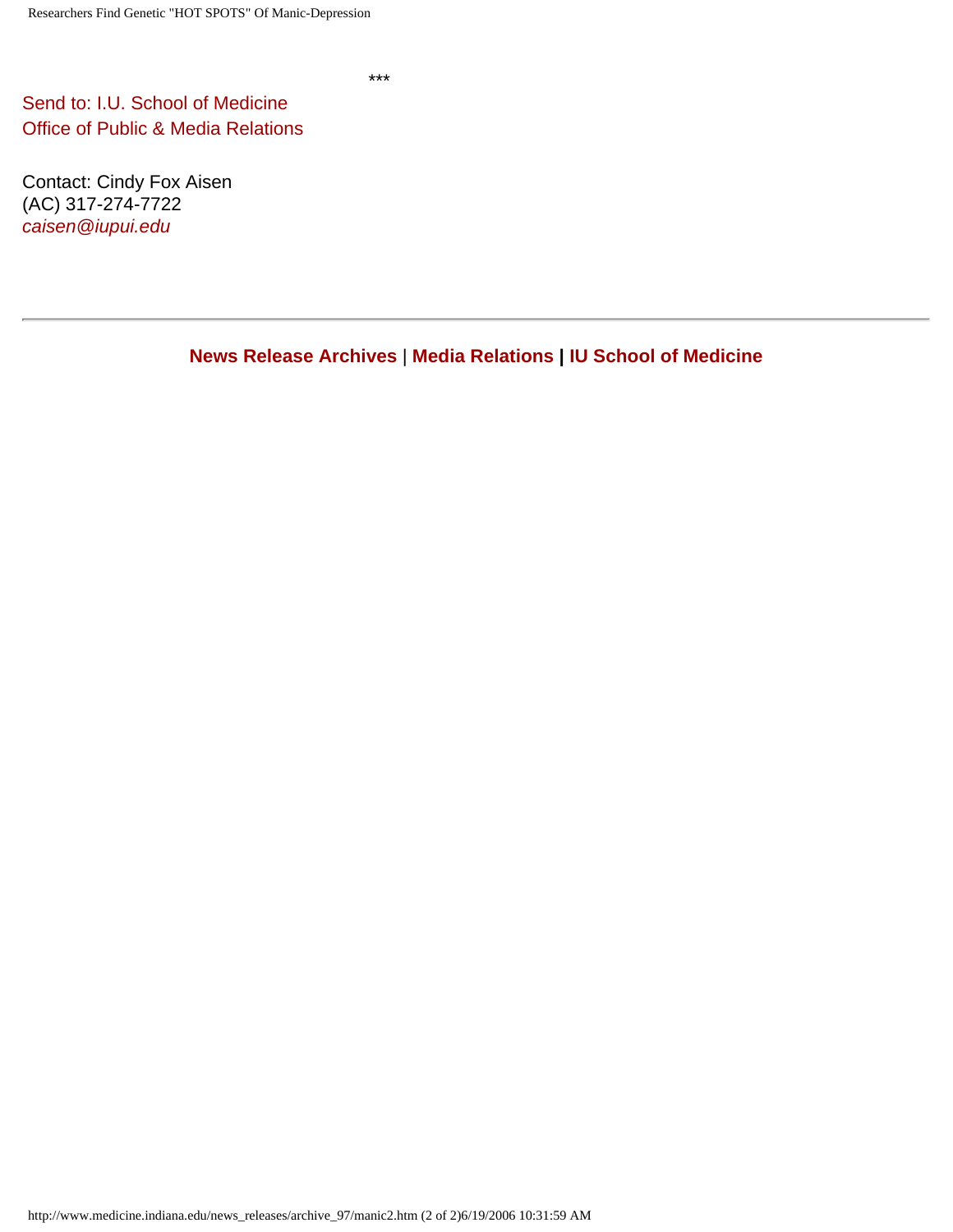***

Send to: I.U. School of Medicine
Office of Public & Media Relations

Contact: Cindy Fox Aisen
(AC) 317-274-7722
*caisen@iupui.edu*

---

**News Release Archives** | **Media Relations** | **IU School of Medicine**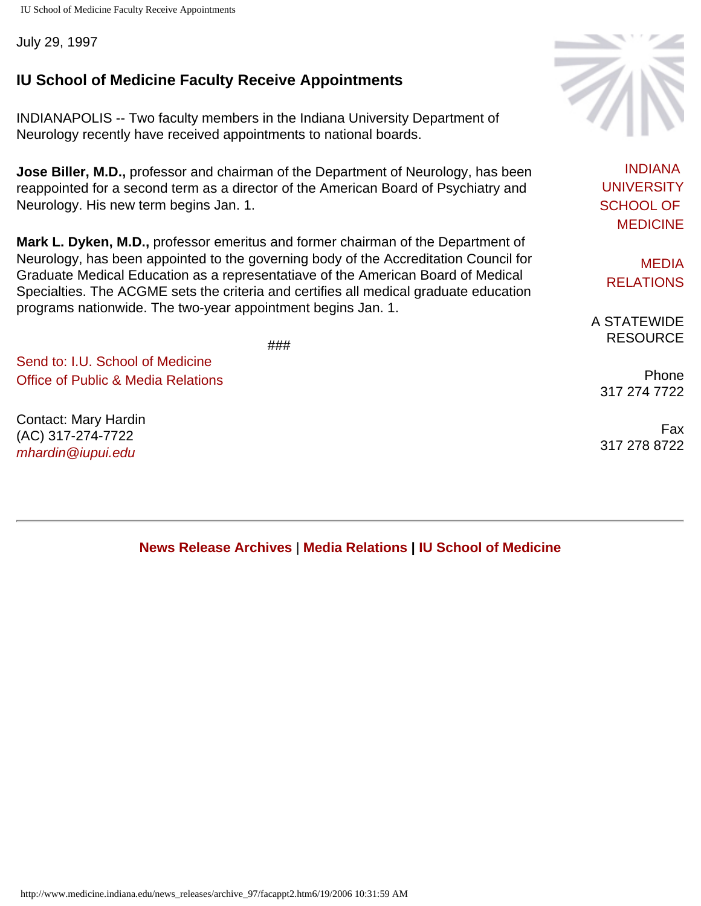July 29, 1997

## IU School of Medicine Faculty Receive Appointments

INDIANAPOLIS -- Two faculty members in the Indiana University Department of Neurology recently have received appointments to national boards.

**Jose Biller, M.D.,** professor and chairman of the Department of Neurology, has been reappointed for a second term as a director of the American Board of Psychiatry and Neurology. His new term begins Jan. 1.

**Mark L. Dyken, M.D.,** professor emeritus and former chairman of the Department of Neurology, has been appointed to the governing body of the Accreditation Council for Graduate Medical Education as a representatiave of the American Board of Medical Specialties. The ACGME sets the criteria and certifies all medical graduate education programs nationwide. The two-year appointment begins Jan. 1.

###

Send to: I.U. School of Medicine
Office of Public & Media Relations

Contact: Mary Hardin
(AC) 317-274-7722
*mhardin@iupui.edu*

INDIANA UNIVERSITY SCHOOL OF MEDICINE

MEDIA RELATIONS

A STATEWIDE RESOURCE

Phone
317 274 7722

Fax
317 278 8722

---

**News Release Archives** | **Media Relations** | **IU School of Medicine**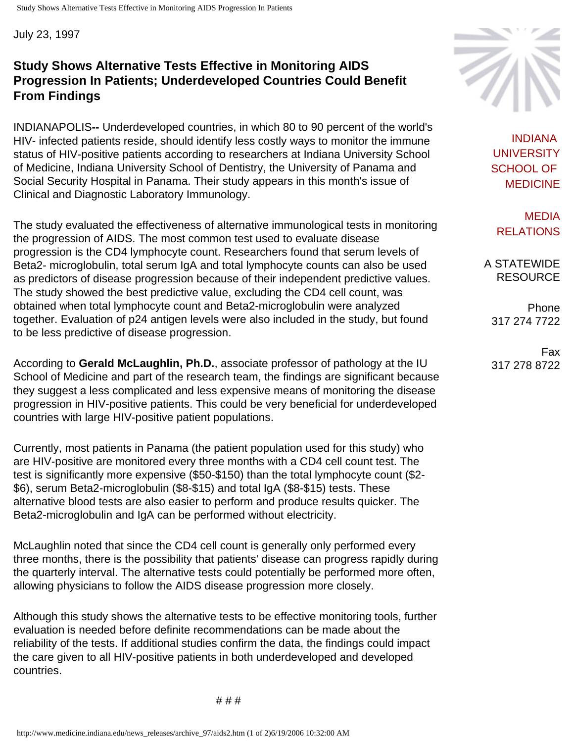July 23, 1997

## Study Shows Alternative Tests Effective in Monitoring AIDS Progression In Patients; Underdeveloped Countries Could Benefit From Findings

INDIANA UNIVERSITY SCHOOL OF MEDICINE

MEDIA RELATIONS

A STATEWIDE RESOURCE

Phone
317 274 7722

Fax
317 278 8722

INDIANAPOLIS**--** Underdeveloped countries, in which 80 to 90 percent of the world's HIV- infected patients reside, should identify less costly ways to monitor the immune status of HIV-positive patients according to researchers at Indiana University School of Medicine, Indiana University School of Dentistry, the University of Panama and Social Security Hospital in Panama. Their study appears in this month's issue of Clinical and Diagnostic Laboratory Immunology.

The study evaluated the effectiveness of alternative immunological tests in monitoring the progression of AIDS. The most common test used to evaluate disease progression is the CD4 lymphocyte count. Researchers found that serum levels of Beta2- microglobulin, total serum IgA and total lymphocyte counts can also be used as predictors of disease progression because of their independent predictive values. The study showed the best predictive value, excluding the CD4 cell count, was obtained when total lymphocyte count and Beta2-microglobulin were analyzed together. Evaluation of p24 antigen levels were also included in the study, but found to be less predictive of disease progression.

According to **Gerald McLaughlin, Ph.D.**, associate professor of pathology at the IU School of Medicine and part of the research team, the findings are significant because they suggest a less complicated and less expensive means of monitoring the disease progression in HIV-positive patients. This could be very beneficial for underdeveloped countries with large HIV-positive patient populations.

Currently, most patients in Panama (the patient population used for this study) who are HIV-positive are monitored every three months with a CD4 cell count test. The test is significantly more expensive ($50-$150) than the total lymphocyte count ($2-$6), serum Beta2-microglobulin ($8-$15) and total IgA ($8-$15) tests. These alternative blood tests are also easier to perform and produce results quicker. The Beta2-microglobulin and IgA can be performed without electricity.

McLaughlin noted that since the CD4 cell count is generally only performed every three months, there is the possibility that patients' disease can progress rapidly during the quarterly interval. The alternative tests could potentially be performed more often, allowing physicians to follow the AIDS disease progression more closely.

Although this study shows the alternative tests to be effective monitoring tools, further evaluation is needed before definite recommendations can be made about the reliability of the tests. If additional studies confirm the data, the findings could impact the care given to all HIV-positive patients in both underdeveloped and developed countries.

# # #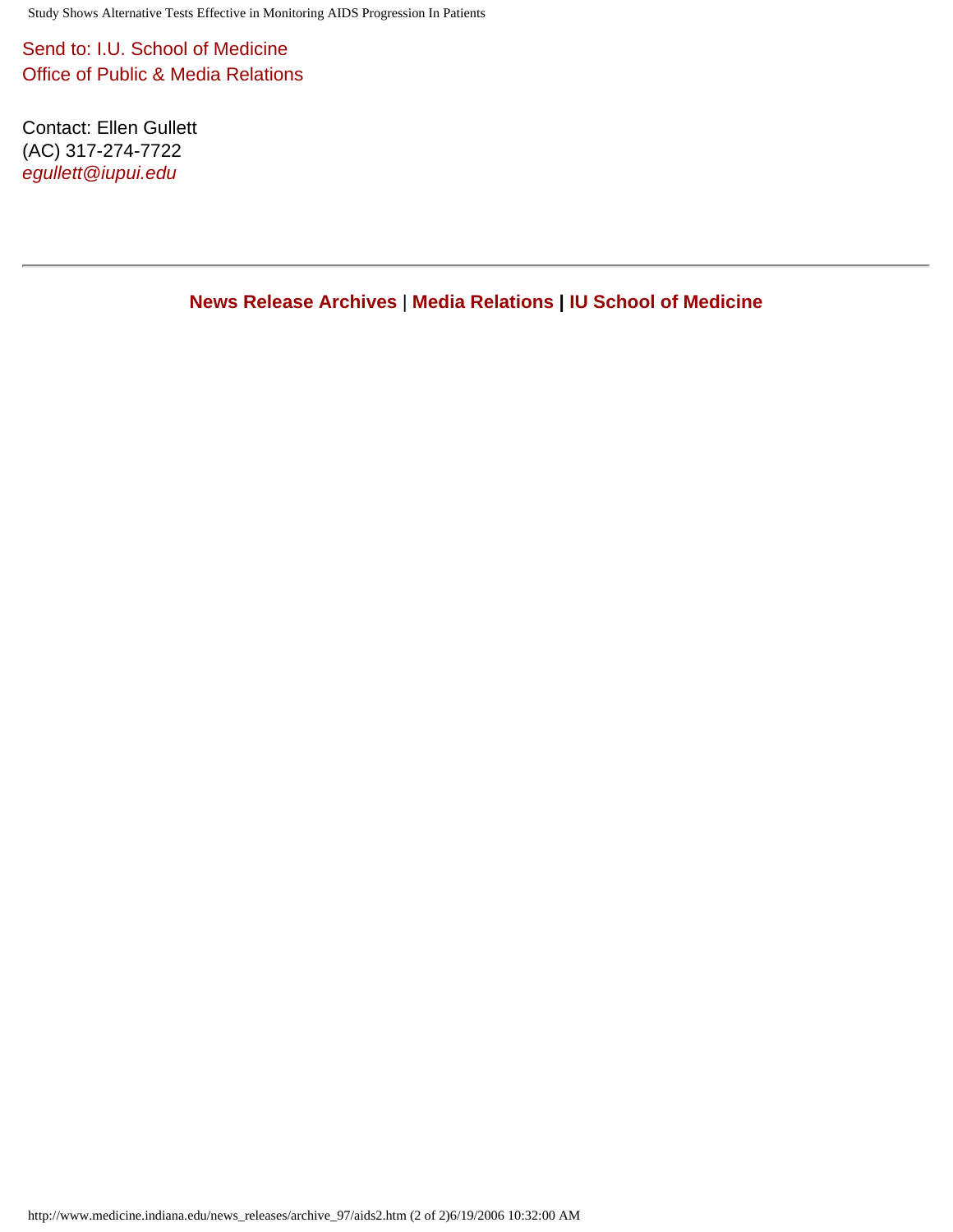Send to: I.U. School of Medicine
Office of Public & Media Relations

Contact: Ellen Gullett
(AC) 317-274-7722
*egullett@iupui.edu*

---

**News Release Archives** | **Media Relations** | **IU School of Medicine**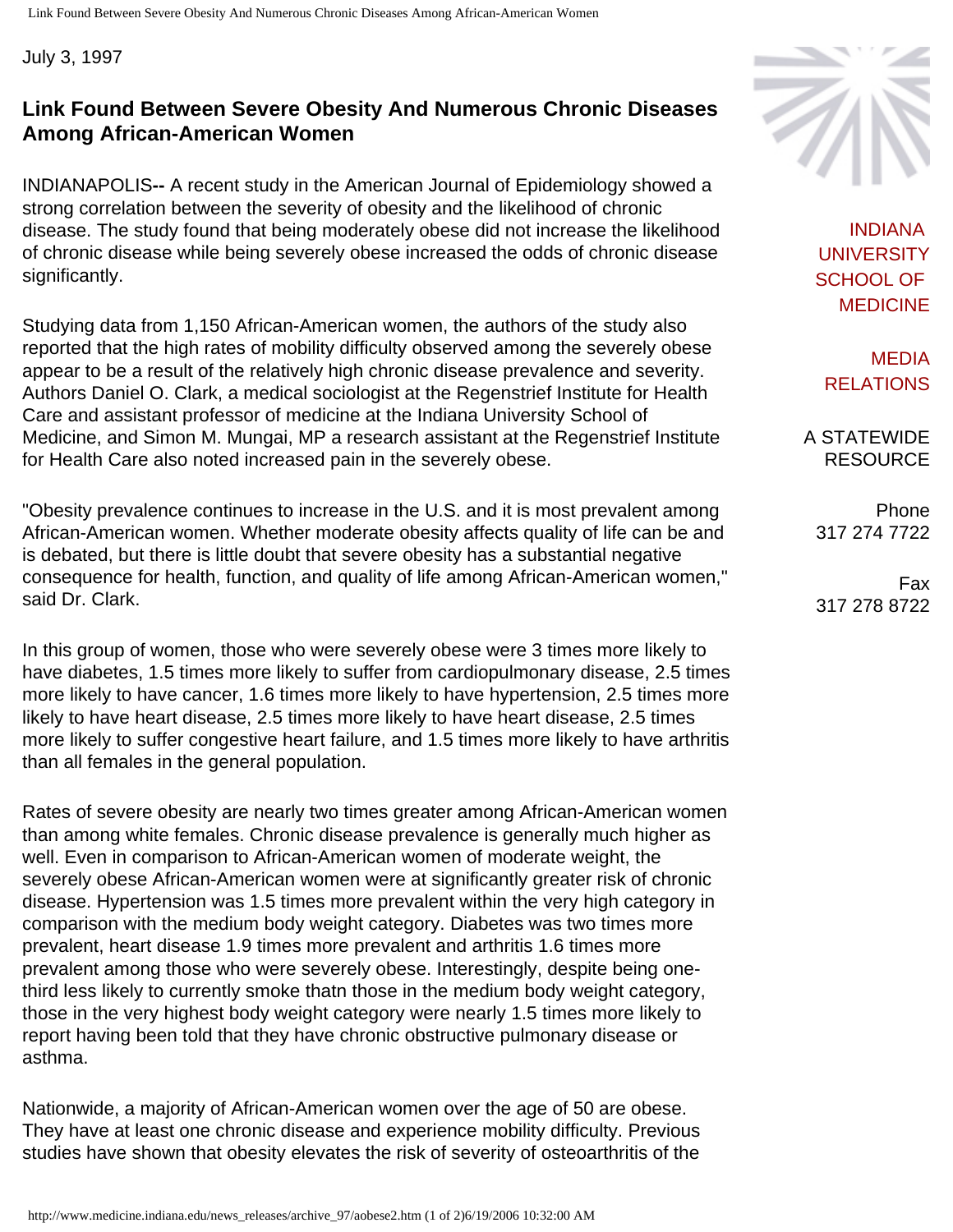July 3, 1997

## Link Found Between Severe Obesity And Numerous Chronic Diseases Among African-American Women

INDIANA UNIVERSITY SCHOOL OF MEDICINE

MEDIA RELATIONS

A STATEWIDE RESOURCE

Phone 317 274 7722

Fax 317 278 8722

INDIANAPOLIS**--** A recent study in the American Journal of Epidemiology showed a strong correlation between the severity of obesity and the likelihood of chronic disease. The study found that being moderately obese did not increase the likelihood of chronic disease while being severely obese increased the odds of chronic disease significantly.

Studying data from 1,150 African-American women, the authors of the study also reported that the high rates of mobility difficulty observed among the severely obese appear to be a result of the relatively high chronic disease prevalence and severity. Authors Daniel O. Clark, a medical sociologist at the Regenstrief Institute for Health Care and assistant professor of medicine at the Indiana University School of Medicine, and Simon M. Mungai, MP a research assistant at the Regenstrief Institute for Health Care also noted increased pain in the severely obese.

"Obesity prevalence continues to increase in the U.S. and it is most prevalent among African-American women. Whether moderate obesity affects quality of life can be and is debated, but there is little doubt that severe obesity has a substantial negative consequence for health, function, and quality of life among African-American women," said Dr. Clark.

In this group of women, those who were severely obese were 3 times more likely to have diabetes, 1.5 times more likely to suffer from cardiopulmonary disease, 2.5 times more likely to have cancer, 1.6 times more likely to have hypertension, 2.5 times more likely to have heart disease, 2.5 times more likely to have heart disease, 2.5 times more likely to suffer congestive heart failure, and 1.5 times more likely to have arthritis than all females in the general population.

Rates of severe obesity are nearly two times greater among African-American women than among white females. Chronic disease prevalence is generally much higher as well. Even in comparison to African-American women of moderate weight, the severely obese African-American women were at significantly greater risk of chronic disease. Hypertension was 1.5 times more prevalent within the very high category in comparison with the medium body weight category. Diabetes was two times more prevalent, heart disease 1.9 times more prevalent and arthritis 1.6 times more prevalent among those who were severely obese. Interestingly, despite being one-third less likely to currently smoke thatn those in the medium body weight category, those in the very highest body weight category were nearly 1.5 times more likely to report having been told that they have chronic obstructive pulmonary disease or asthma.

Nationwide, a majority of African-American women over the age of 50 are obese. They have at least one chronic disease and experience mobility difficulty. Previous studies have shown that obesity elevates the risk of severity of osteoarthritis of the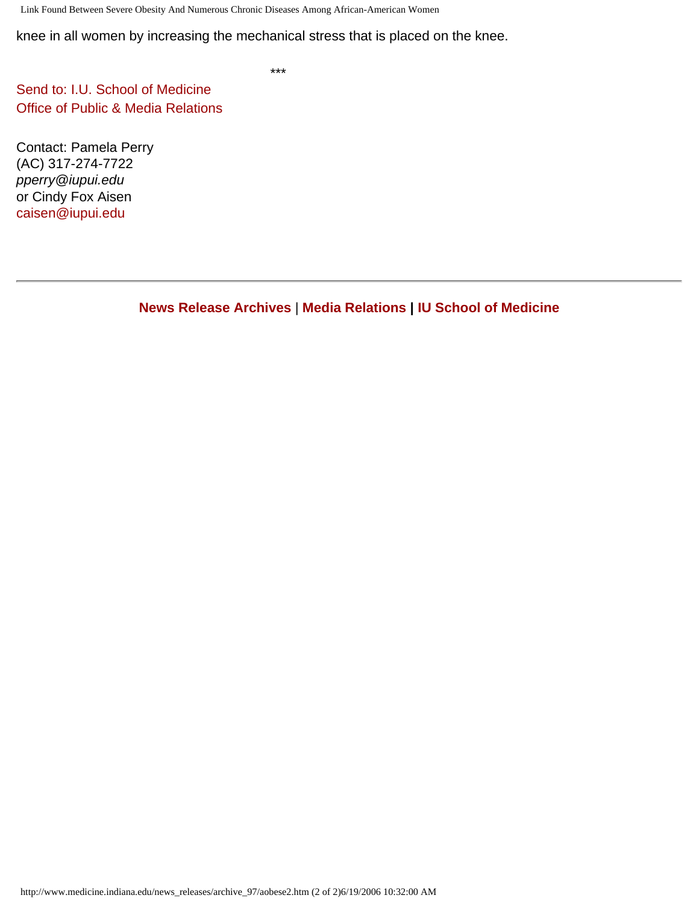knee in all women by increasing the mechanical stress that is placed on the knee.

***

Send to: I.U. School of Medicine
Office of Public & Media Relations

Contact: Pamela Perry
(AC) 317-274-7722
*pperry@iupui.edu*
or Cindy Fox Aisen
caisen@iupui.edu

---

**News Release Archives** | **Media Relations** | **IU School of Medicine**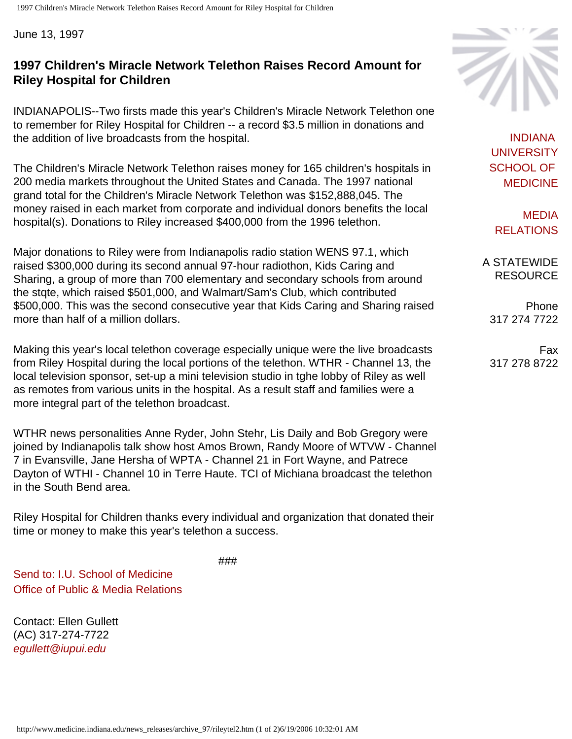June 13, 1997

## 1997 Children's Miracle Network Telethon Raises Record Amount for Riley Hospital for Children

INDIANAPOLIS--Two firsts made this year's Children's Miracle Network Telethon one to remember for Riley Hospital for Children -- a record $3.5 million in donations and the addition of live broadcasts from the hospital.

The Children's Miracle Network Telethon raises money for 165 children's hospitals in 200 media markets throughout the United States and Canada. The 1997 national grand total for the Children's Miracle Network Telethon was $152,888,045. The money raised in each market from corporate and individual donors benefits the local hospital(s). Donations to Riley increased $400,000 from the 1996 telethon.

Major donations to Riley were from Indianapolis radio station WENS 97.1, which raised $300,000 during its second annual 97-hour radiothon, Kids Caring and Sharing, a group of more than 700 elementary and secondary schools from around the stqte, which raised $501,000, and Walmart/Sam's Club, which contributed $500,000. This was the second consecutive year that Kids Caring and Sharing raised more than half of a million dollars.

Making this year's local telethon coverage especially unique were the live broadcasts from Riley Hospital during the local portions of the telethon. WTHR - Channel 13, the local television sponsor, set-up a mini television studio in tghe lobby of Riley as well as remotes from various units in the hospital. As a result staff and families were a more integral part of the telethon broadcast.

WTHR news personalities Anne Ryder, John Stehr, Lis Daily and Bob Gregory were joined by Indianapolis talk show host Amos Brown, Randy Moore of WTVW - Channel 7 in Evansville, Jane Hersha of WPTA - Channel 21 in Fort Wayne, and Patrece Dayton of WTHI - Channel 10 in Terre Haute. TCI of Michiana broadcast the telethon in the South Bend area.

Riley Hospital for Children thanks every individual and organization that donated their time or money to make this year's telethon a success.

###

Send to: I.U. School of Medicine
Office of Public & Media Relations

Contact: Ellen Gullett
(AC) 317-274-7722
*egullett@iupui.edu*

INDIANA UNIVERSITY SCHOOL OF MEDICINE

MEDIA RELATIONS

A STATEWIDE RESOURCE

Phone
317 274 7722

Fax
317 278 8722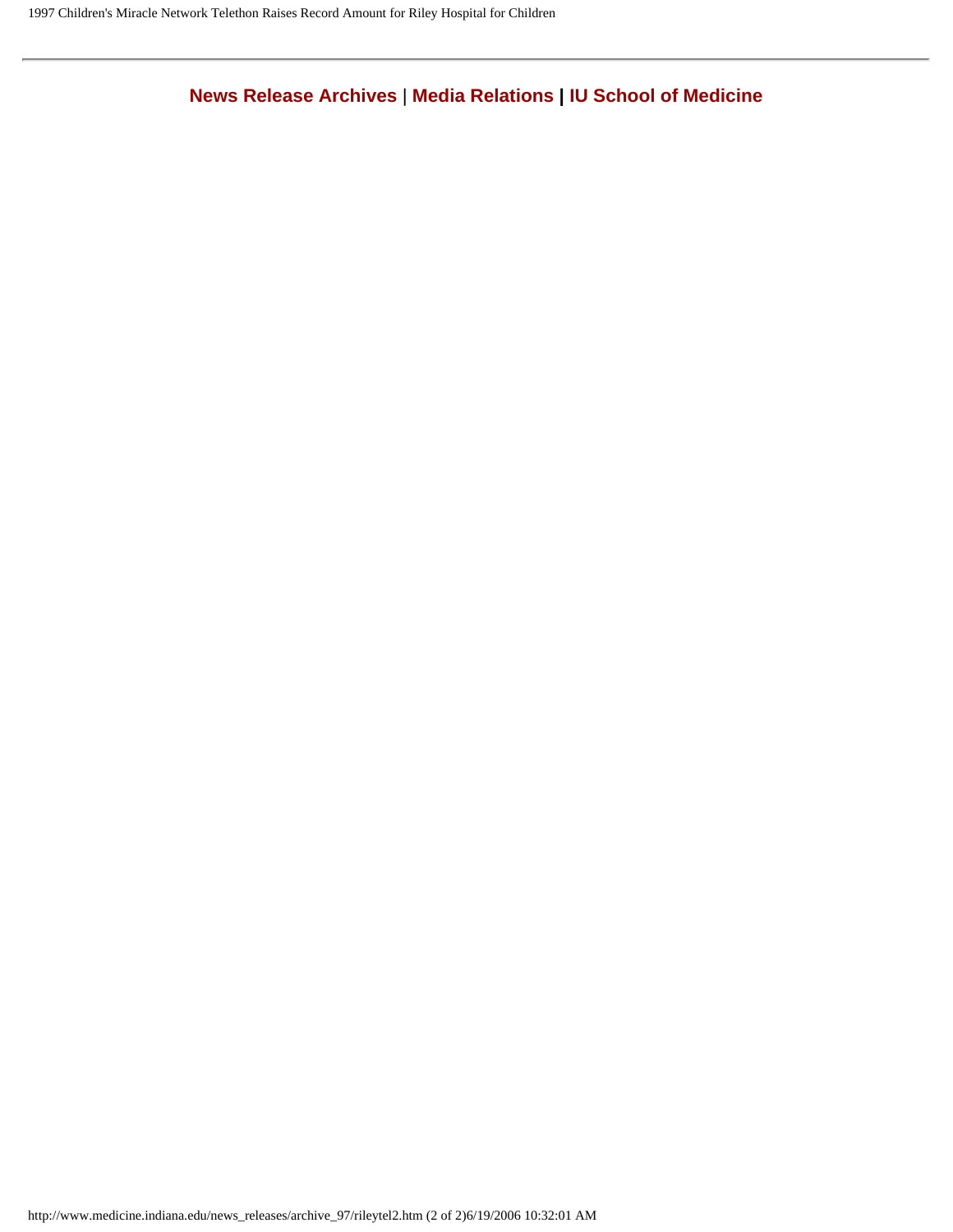**News Release Archives** | **Media Relations** | **IU School of Medicine**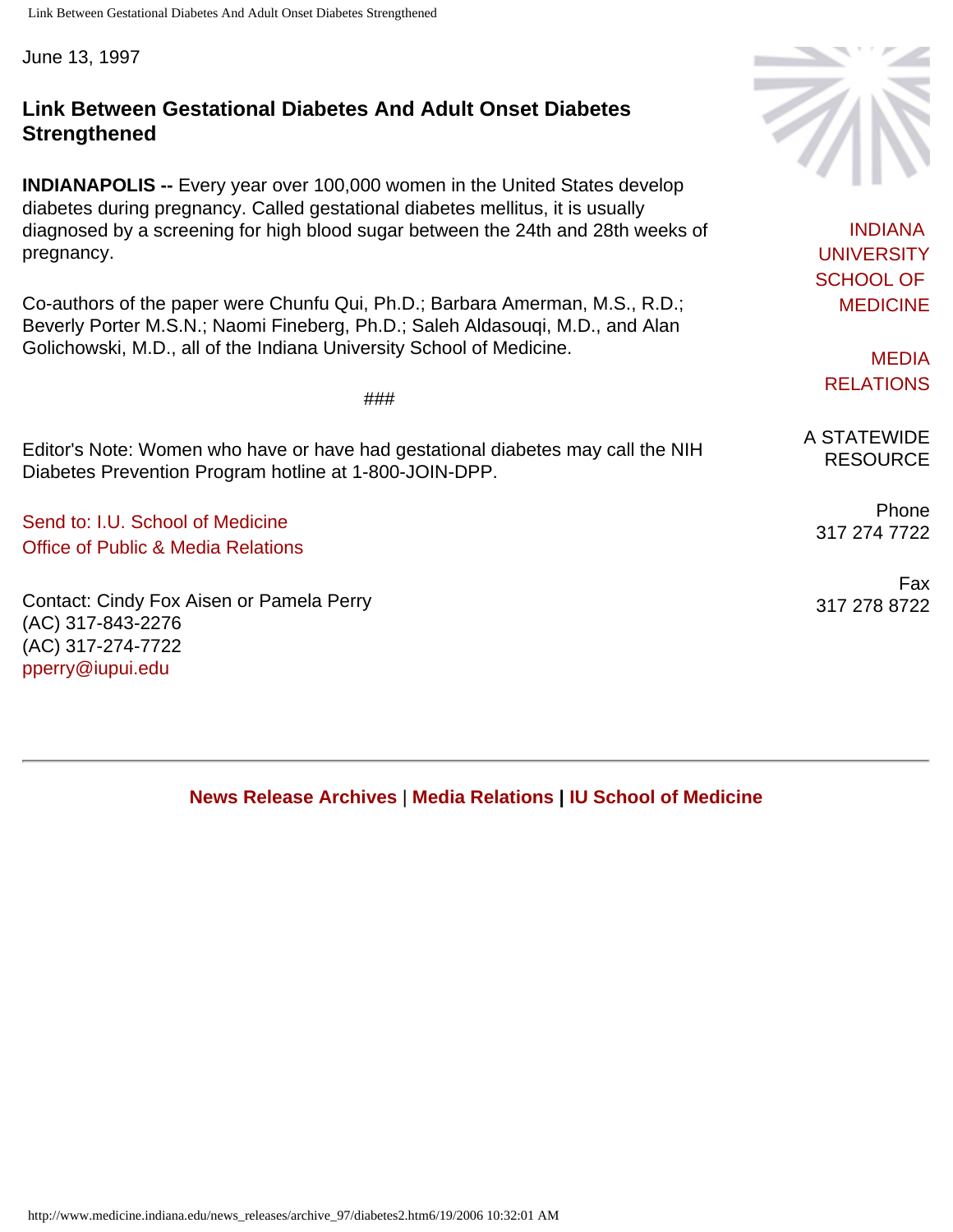June 13, 1997

## Link Between Gestational Diabetes And Adult Onset Diabetes Strengthened

**INDIANAPOLIS --** Every year over 100,000 women in the United States develop diabetes during pregnancy. Called gestational diabetes mellitus, it is usually diagnosed by a screening for high blood sugar between the 24th and 28th weeks of pregnancy.

Co-authors of the paper were Chunfu Qui, Ph.D.; Barbara Amerman, M.S., R.D.; Beverly Porter M.S.N.; Naomi Fineberg, Ph.D.; Saleh Aldasouqi, M.D., and Alan Golichowski, M.D., all of the Indiana University School of Medicine.

###

Editor's Note: Women who have or have had gestational diabetes may call the NIH Diabetes Prevention Program hotline at 1-800-JOIN-DPP.

Send to: I.U. School of Medicine
Office of Public & Media Relations

Contact: Cindy Fox Aisen or Pamela Perry
(AC) 317-843-2276
(AC) 317-274-7722
pperry@iupui.edu

INDIANA UNIVERSITY SCHOOL OF MEDICINE

MEDIA RELATIONS

A STATEWIDE RESOURCE

Phone
317 274 7722

Fax
317 278 8722

---

**News Release Archives** | **Media Relations** | **IU School of Medicine**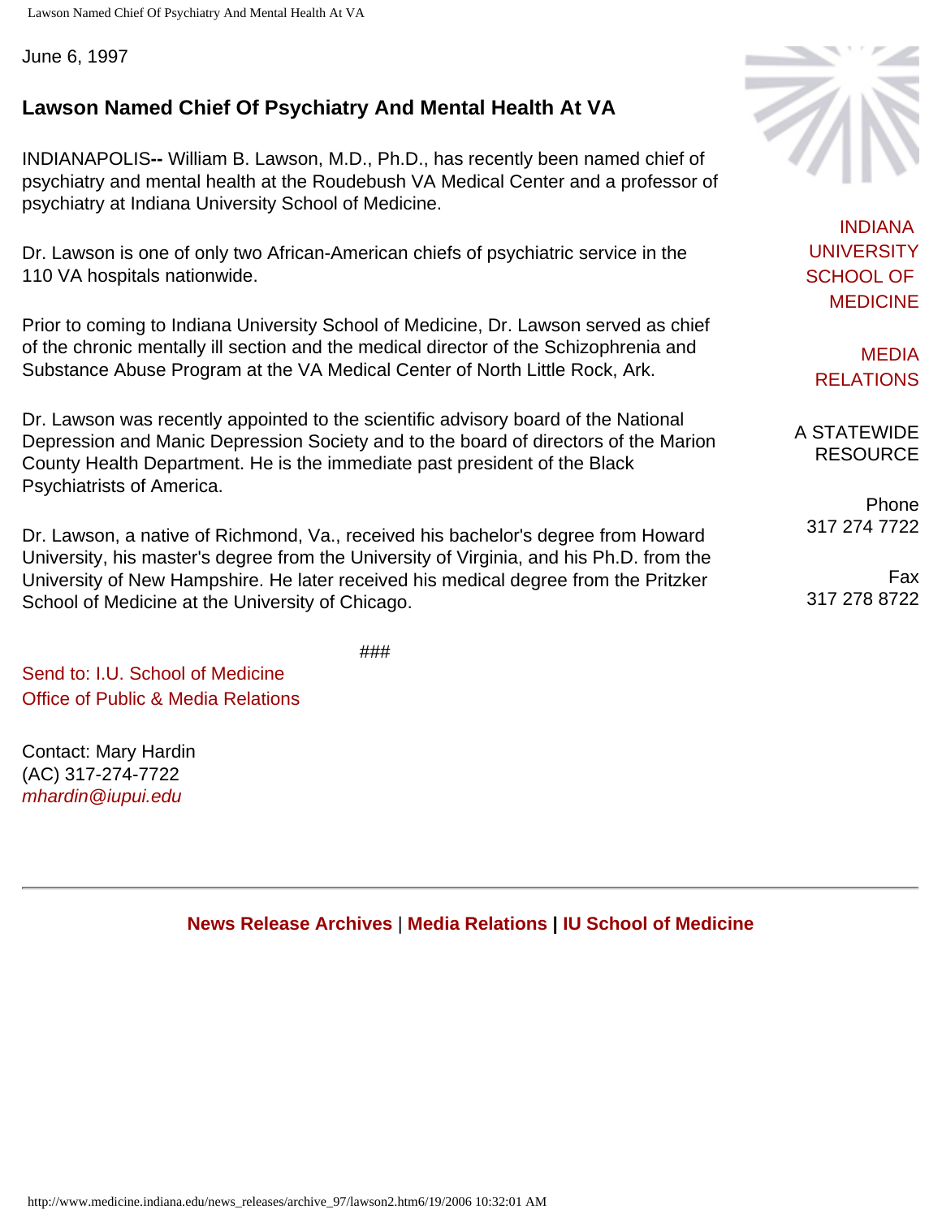June 6, 1997

## Lawson Named Chief Of Psychiatry And Mental Health At VA

INDIANAPOLIS**--** William B. Lawson, M.D., Ph.D., has recently been named chief of psychiatry and mental health at the Roudebush VA Medical Center and a professor of psychiatry at Indiana University School of Medicine.

Dr. Lawson is one of only two African-American chiefs of psychiatric service in the 110 VA hospitals nationwide.

Prior to coming to Indiana University School of Medicine, Dr. Lawson served as chief of the chronic mentally ill section and the medical director of the Schizophrenia and Substance Abuse Program at the VA Medical Center of North Little Rock, Ark.

Dr. Lawson was recently appointed to the scientific advisory board of the National Depression and Manic Depression Society and to the board of directors of the Marion County Health Department. He is the immediate past president of the Black Psychiatrists of America.

Dr. Lawson, a native of Richmond, Va., received his bachelor's degree from Howard University, his master's degree from the University of Virginia, and his Ph.D. from the University of New Hampshire. He later received his medical degree from the Pritzker School of Medicine at the University of Chicago.

###

Send to: I.U. School of Medicine
Office of Public & Media Relations

Contact: Mary Hardin
(AC) 317-274-7722
*mhardin@iupui.edu*

INDIANA UNIVERSITY SCHOOL OF MEDICINE

MEDIA RELATIONS

A STATEWIDE RESOURCE

Phone
317 274 7722

Fax
317 278 8722

---

**News Release Archives** | **Media Relations** | **IU School of Medicine**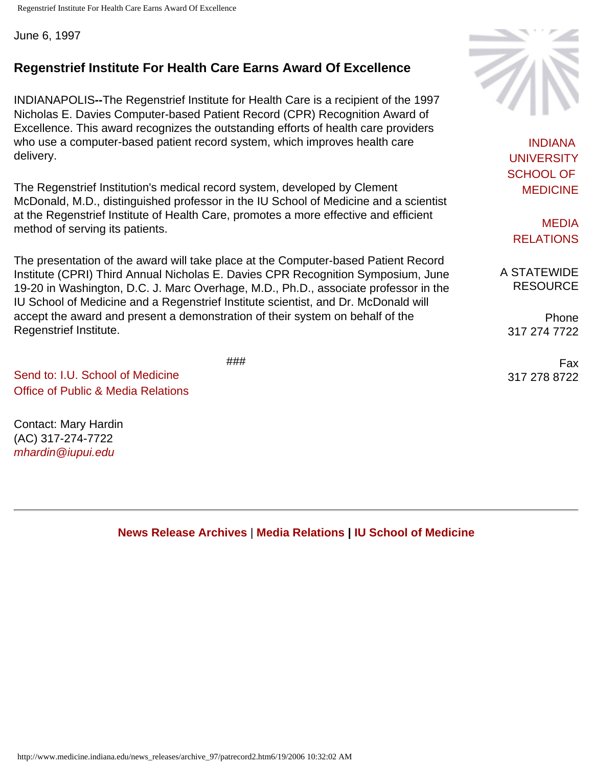June 6, 1997

## Regenstrief Institute For Health Care Earns Award Of Excellence

INDIANAPOLIS**--**The Regenstrief Institute for Health Care is a recipient of the 1997 Nicholas E. Davies Computer-based Patient Record (CPR) Recognition Award of Excellence. This award recognizes the outstanding efforts of health care providers who use a computer-based patient record system, which improves health care delivery.

The Regenstrief Institution's medical record system, developed by Clement McDonald, M.D., distinguished professor in the IU School of Medicine and a scientist at the Regenstrief Institute of Health Care, promotes a more effective and efficient method of serving its patients.

The presentation of the award will take place at the Computer-based Patient Record Institute (CPRI) Third Annual Nicholas E. Davies CPR Recognition Symposium, June 19-20 in Washington, D.C. J. Marc Overhage, M.D., Ph.D., associate professor in the IU School of Medicine and a Regenstrief Institute scientist, and Dr. McDonald will accept the award and present a demonstration of their system on behalf of the Regenstrief Institute.

###

Send to: I.U. School of Medicine
Office of Public & Media Relations

Contact: Mary Hardin
(AC) 317-274-7722
*mhardin@iupui.edu*

INDIANA UNIVERSITY SCHOOL OF MEDICINE

MEDIA RELATIONS

A STATEWIDE RESOURCE

Phone
317 274 7722

Fax
317 278 8722

---

**News Release Archives** | **Media Relations** | **IU School of Medicine**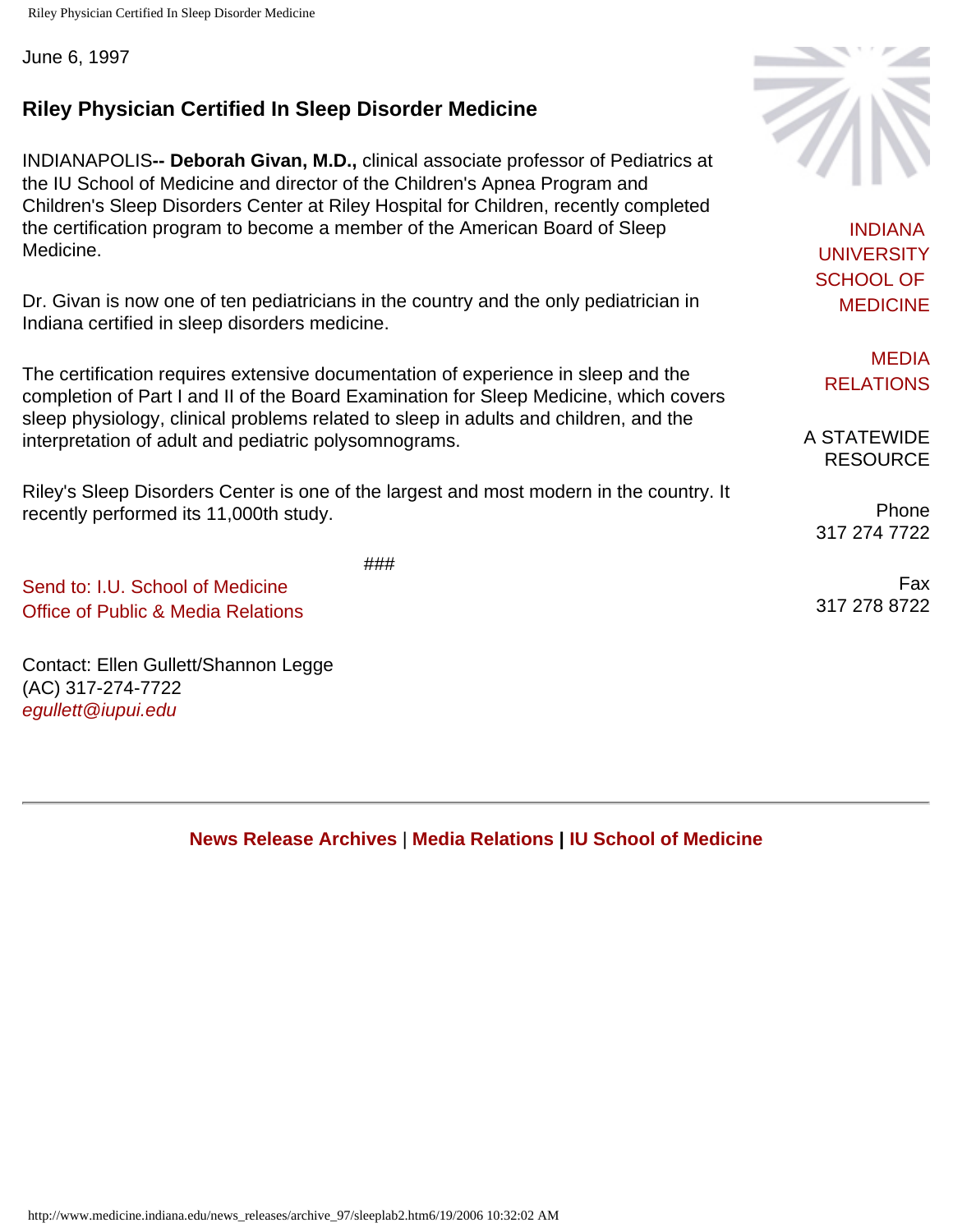June 6, 1997

## Riley Physician Certified In Sleep Disorder Medicine

INDIANAPOLIS**-- Deborah Givan, M.D.,** clinical associate professor of Pediatrics at the IU School of Medicine and director of the Children's Apnea Program and Children's Sleep Disorders Center at Riley Hospital for Children, recently completed the certification program to become a member of the American Board of Sleep Medicine.

Dr. Givan is now one of ten pediatricians in the country and the only pediatrician in Indiana certified in sleep disorders medicine.

The certification requires extensive documentation of experience in sleep and the completion of Part I and II of the Board Examination for Sleep Medicine, which covers sleep physiology, clinical problems related to sleep in adults and children, and the interpretation of adult and pediatric polysomnograms.

Riley's Sleep Disorders Center is one of the largest and most modern in the country. It recently performed its 11,000th study.

###

Send to: I.U. School of Medicine
Office of Public & Media Relations

Contact: Ellen Gullett/Shannon Legge
(AC) 317-274-7722
*egullett@iupui.edu*

INDIANA UNIVERSITY SCHOOL OF MEDICINE

MEDIA RELATIONS

A STATEWIDE RESOURCE

Phone
317 274 7722

Fax
317 278 8722

---

**News Release Archives** | **Media Relations** | **IU School of Medicine**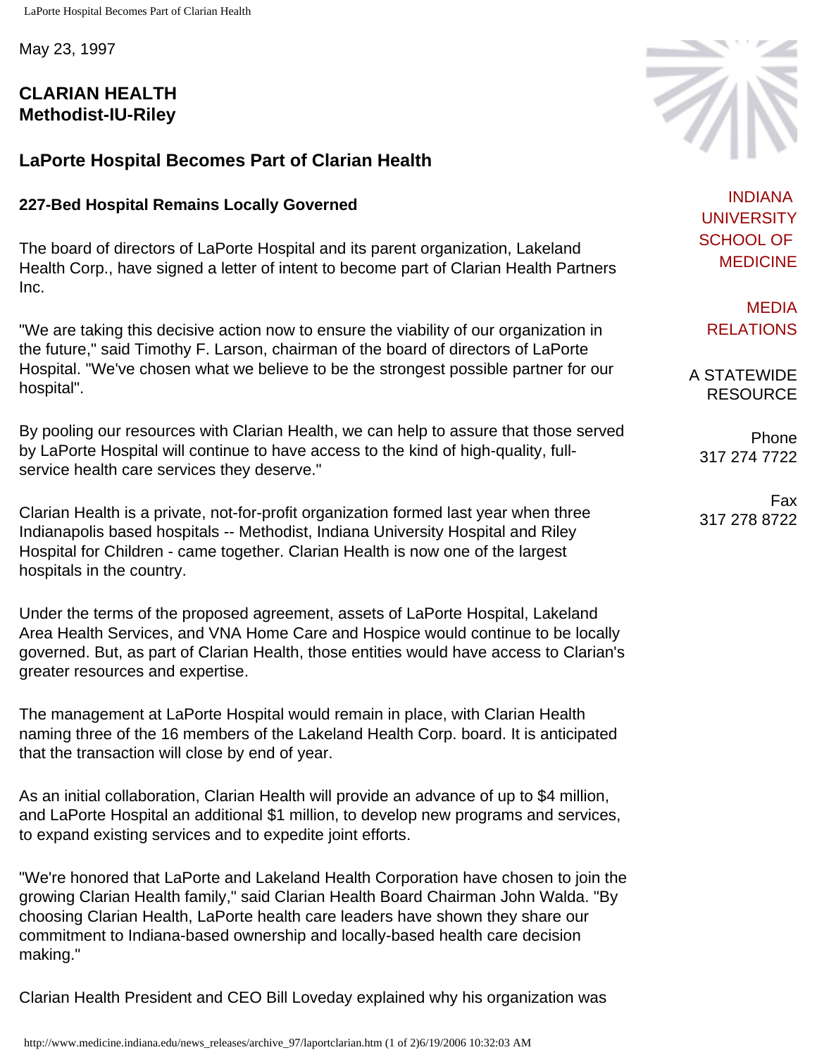May 23, 1997

**CLARIAN HEALTH**
**Methodist-IU-Riley**

## LaPorte Hospital Becomes Part of Clarian Health

### 227-Bed Hospital Remains Locally Governed

INDIANA UNIVERSITY SCHOOL OF MEDICINE

MEDIA RELATIONS

A STATEWIDE RESOURCE

Phone
317 274 7722

Fax
317 278 8722

The board of directors of LaPorte Hospital and its parent organization, Lakeland Health Corp., have signed a letter of intent to become part of Clarian Health Partners Inc.

"We are taking this decisive action now to ensure the viability of our organization in the future," said Timothy F. Larson, chairman of the board of directors of LaPorte Hospital. "We've chosen what we believe to be the strongest possible partner for our hospital".

By pooling our resources with Clarian Health, we can help to assure that those served by LaPorte Hospital will continue to have access to the kind of high-quality, full-service health care services they deserve."

Clarian Health is a private, not-for-profit organization formed last year when three Indianapolis based hospitals -- Methodist, Indiana University Hospital and Riley Hospital for Children - came together. Clarian Health is now one of the largest hospitals in the country.

Under the terms of the proposed agreement, assets of LaPorte Hospital, Lakeland Area Health Services, and VNA Home Care and Hospice would continue to be locally governed. But, as part of Clarian Health, those entities would have access to Clarian's greater resources and expertise.

The management at LaPorte Hospital would remain in place, with Clarian Health naming three of the 16 members of the Lakeland Health Corp. board. It is anticipated that the transaction will close by end of year.

As an initial collaboration, Clarian Health will provide an advance of up to $4 million, and LaPorte Hospital an additional $1 million, to develop new programs and services, to expand existing services and to expedite joint efforts.

"We're honored that LaPorte and Lakeland Health Corporation have chosen to join the growing Clarian Health family," said Clarian Health Board Chairman John Walda. "By choosing Clarian Health, LaPorte health care leaders have shown they share our commitment to Indiana-based ownership and locally-based health care decision making."

Clarian Health President and CEO Bill Loveday explained why his organization was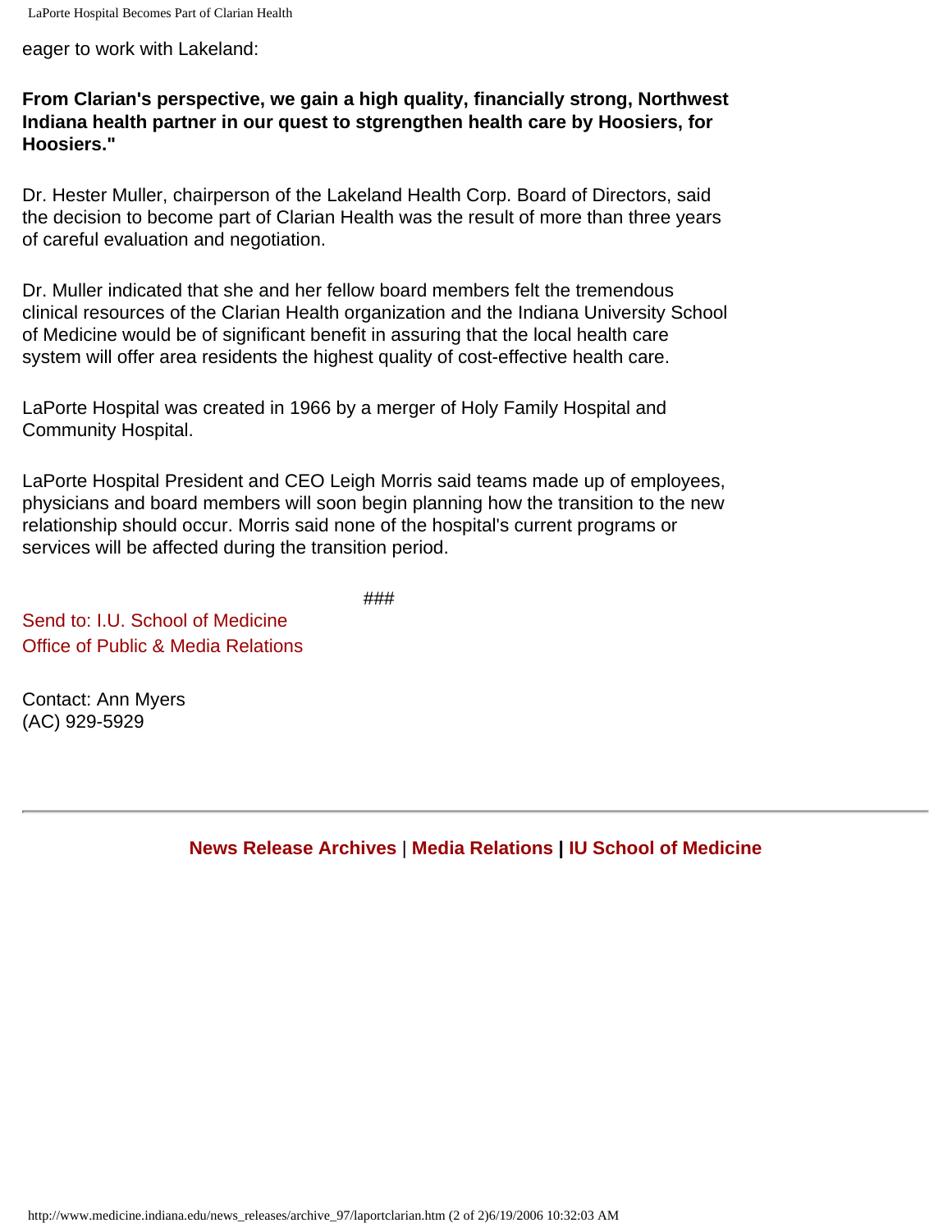eager to work with Lakeland:

**From Clarian's perspective, we gain a high quality, financially strong, Northwest Indiana health partner in our quest to stgrengthen health care by Hoosiers, for Hoosiers."**

Dr. Hester Muller, chairperson of the Lakeland Health Corp. Board of Directors, said the decision to become part of Clarian Health was the result of more than three years of careful evaluation and negotiation.

Dr. Muller indicated that she and her fellow board members felt the tremendous clinical resources of the Clarian Health organization and the Indiana University School of Medicine would be of significant benefit in assuring that the local health care system will offer area residents the highest quality of cost-effective health care.

LaPorte Hospital was created in 1966 by a merger of Holy Family Hospital and Community Hospital.

LaPorte Hospital President and CEO Leigh Morris said teams made up of employees, physicians and board members will soon begin planning how the transition to the new relationship should occur. Morris said none of the hospital's current programs or services will be affected during the transition period.

###

Send to: I.U. School of Medicine
Office of Public & Media Relations

Contact: Ann Myers
(AC) 929-5929

---

**News Release Archives** | **Media Relations** | **IU School of Medicine**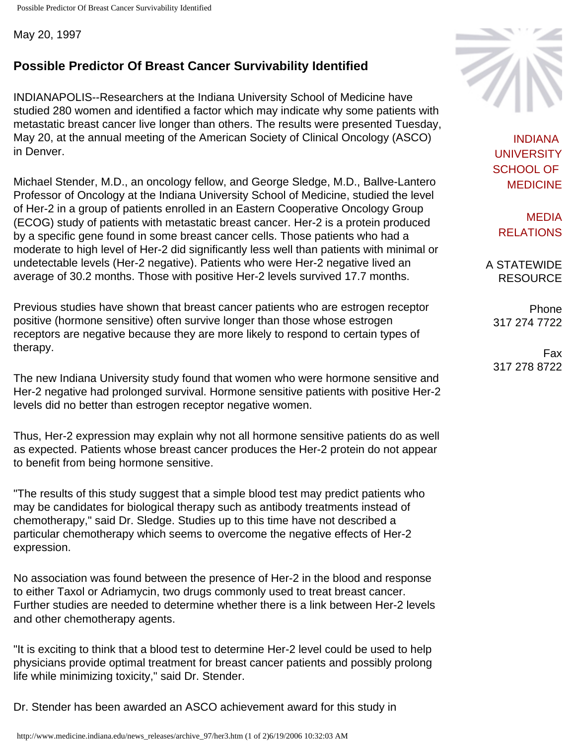May 20, 1997

## Possible Predictor Of Breast Cancer Survivability Identified

INDIANAPOLIS--Researchers at the Indiana University School of Medicine have studied 280 women and identified a factor which may indicate why some patients with metastatic breast cancer live longer than others. The results were presented Tuesday, May 20, at the annual meeting of the American Society of Clinical Oncology (ASCO) in Denver.

Michael Stender, M.D., an oncology fellow, and George Sledge, M.D., Ballve-Lantero Professor of Oncology at the Indiana University School of Medicine, studied the level of Her-2 in a group of patients enrolled in an Eastern Cooperative Oncology Group (ECOG) study of patients with metastatic breast cancer. Her-2 is a protein produced by a specific gene found in some breast cancer cells. Those patients who had a moderate to high level of Her-2 did significantly less well than patients with minimal or undetectable levels (Her-2 negative). Patients who were Her-2 negative lived an average of 30.2 months. Those with positive Her-2 levels survived 17.7 months.

Previous studies have shown that breast cancer patients who are estrogen receptor positive (hormone sensitive) often survive longer than those whose estrogen receptors are negative because they are more likely to respond to certain types of therapy.

The new Indiana University study found that women who were hormone sensitive and Her-2 negative had prolonged survival. Hormone sensitive patients with positive Her-2 levels did no better than estrogen receptor negative women.

Thus, Her-2 expression may explain why not all hormone sensitive patients do as well as expected. Patients whose breast cancer produces the Her-2 protein do not appear to benefit from being hormone sensitive.

"The results of this study suggest that a simple blood test may predict patients who may be candidates for biological therapy such as antibody treatments instead of chemotherapy," said Dr. Sledge. Studies up to this time have not described a particular chemotherapy which seems to overcome the negative effects of Her-2 expression.

No association was found between the presence of Her-2 in the blood and response to either Taxol or Adriamycin, two drugs commonly used to treat breast cancer. Further studies are needed to determine whether there is a link between Her-2 levels and other chemotherapy agents.

"It is exciting to think that a blood test to determine Her-2 level could be used to help physicians provide optimal treatment for breast cancer patients and possibly prolong life while minimizing toxicity," said Dr. Stender.

Dr. Stender has been awarded an ASCO achievement award for this study in

INDIANA UNIVERSITY SCHOOL OF MEDICINE

MEDIA RELATIONS

A STATEWIDE RESOURCE

Phone
317 274 7722

Fax
317 278 8722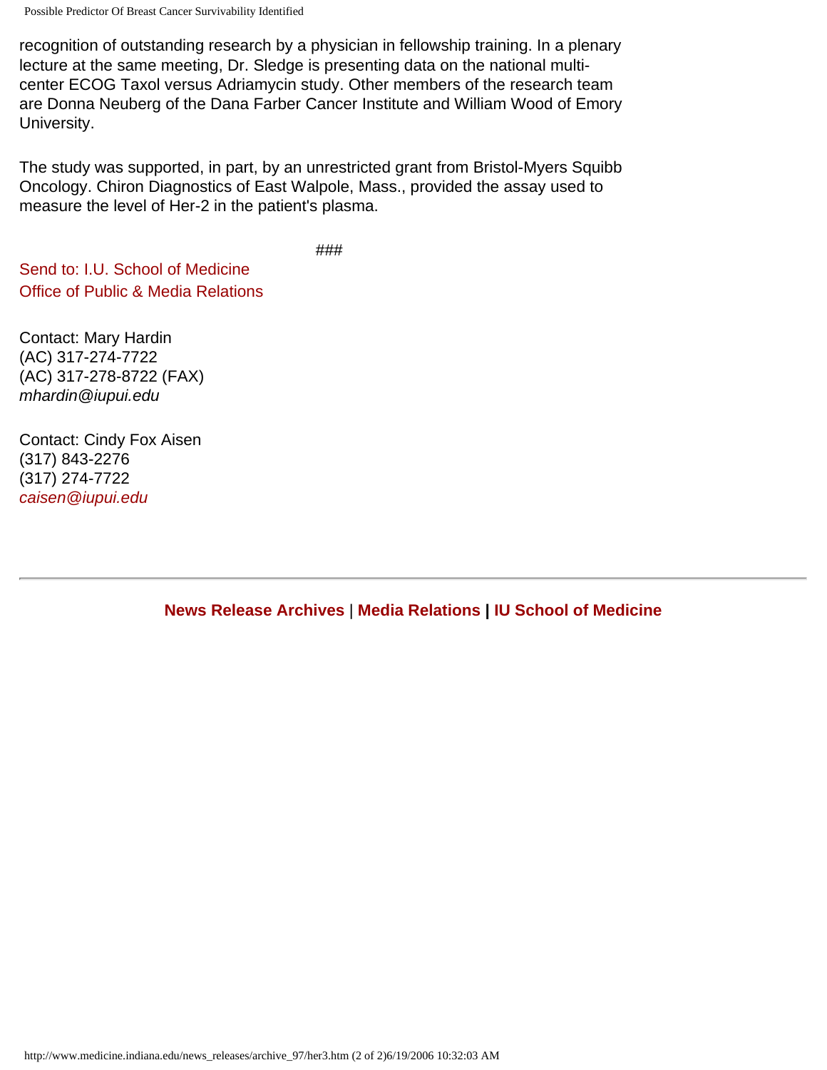recognition of outstanding research by a physician in fellowship training. In a plenary lecture at the same meeting, Dr. Sledge is presenting data on the national multi-center ECOG Taxol versus Adriamycin study. Other members of the research team are Donna Neuberg of the Dana Farber Cancer Institute and William Wood of Emory University.

The study was supported, in part, by an unrestricted grant from Bristol-Myers Squibb Oncology. Chiron Diagnostics of East Walpole, Mass., provided the assay used to measure the level of Her-2 in the patient's plasma.

###

Send to: I.U. School of Medicine
Office of Public & Media Relations

Contact: Mary Hardin
(AC) 317-274-7722
(AC) 317-278-8722 (FAX)
*mhardin@iupui.edu*

Contact: Cindy Fox Aisen
(317) 843-2276
(317) 274-7722
*caisen@iupui.edu*

---

**News Release Archives** | **Media Relations** | **IU School of Medicine**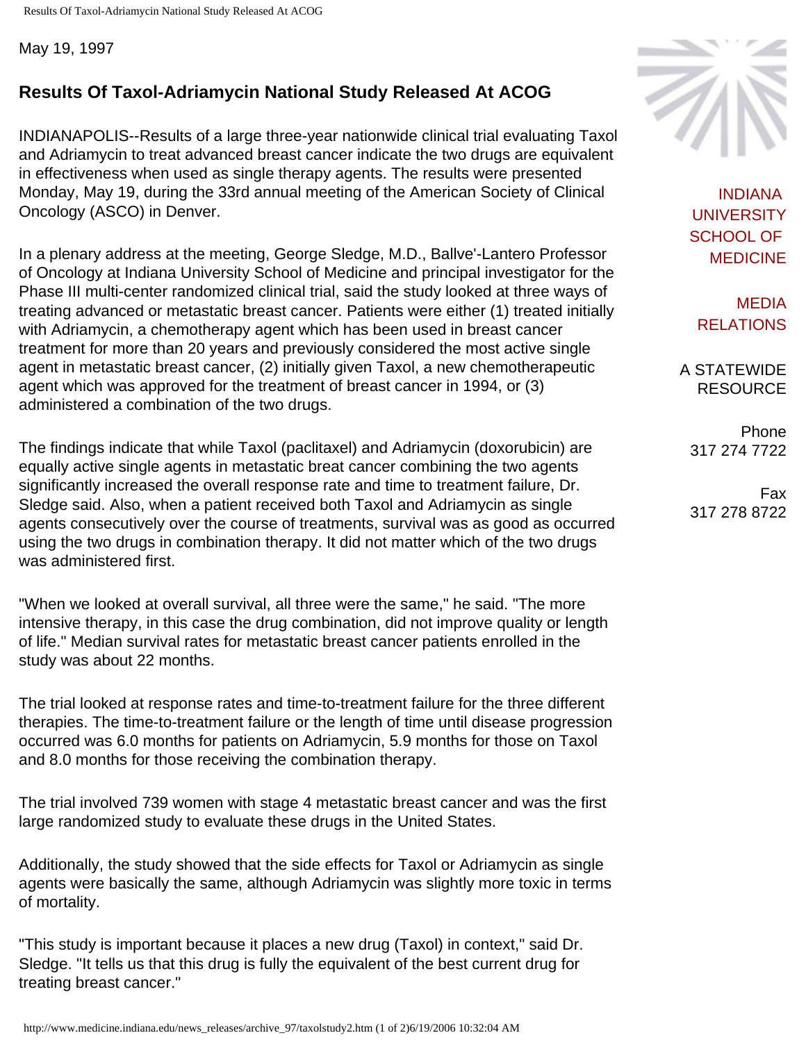May 19, 1997

## Results Of Taxol-Adriamycin National Study Released At ACOG

INDIANAPOLIS--Results of a large three-year nationwide clinical trial evaluating Taxol and Adriamycin to treat advanced breast cancer indicate the two drugs are equivalent in effectiveness when used as single therapy agents. The results were presented Monday, May 19, during the 33rd annual meeting of the American Society of Clinical Oncology (ASCO) in Denver.

In a plenary address at the meeting, George Sledge, M.D., Ballve'-Lantero Professor of Oncology at Indiana University School of Medicine and principal investigator for the Phase III multi-center randomized clinical trial, said the study looked at three ways of treating advanced or metastatic breast cancer. Patients were either (1) treated initially with Adriamycin, a chemotherapy agent which has been used in breast cancer treatment for more than 20 years and previously considered the most active single agent in metastatic breast cancer, (2) initially given Taxol, a new chemotherapeutic agent which was approved for the treatment of breast cancer in 1994, or (3) administered a combination of the two drugs.

The findings indicate that while Taxol (paclitaxel) and Adriamycin (doxorubicin) are equally active single agents in metastatic breat cancer combining the two agents significantly increased the overall response rate and time to treatment failure, Dr. Sledge said. Also, when a patient received both Taxol and Adriamycin as single agents consecutively over the course of treatments, survival was as good as occurred using the two drugs in combination therapy. It did not matter which of the two drugs was administered first.

"When we looked at overall survival, all three were the same," he said. "The more intensive therapy, in this case the drug combination, did not improve quality or length of life." Median survival rates for metastatic breast cancer patients enrolled in the study was about 22 months.

The trial looked at response rates and time-to-treatment failure for the three different therapies. The time-to-treatment failure or the length of time until disease progression occurred was 6.0 months for patients on Adriamycin, 5.9 months for those on Taxol and 8.0 months for those receiving the combination therapy.

The trial involved 739 women with stage 4 metastatic breast cancer and was the first large randomized study to evaluate these drugs in the United States.

Additionally, the study showed that the side effects for Taxol or Adriamycin as single agents were basically the same, although Adriamycin was slightly more toxic in terms of mortality.

"This study is important because it places a new drug (Taxol) in context," said Dr. Sledge. "It tells us that this drug is fully the equivalent of the best current drug for treating breast cancer."

INDIANA UNIVERSITY SCHOOL OF MEDICINE

MEDIA RELATIONS

A STATEWIDE RESOURCE

Phone
317 274 7722

Fax
317 278 8722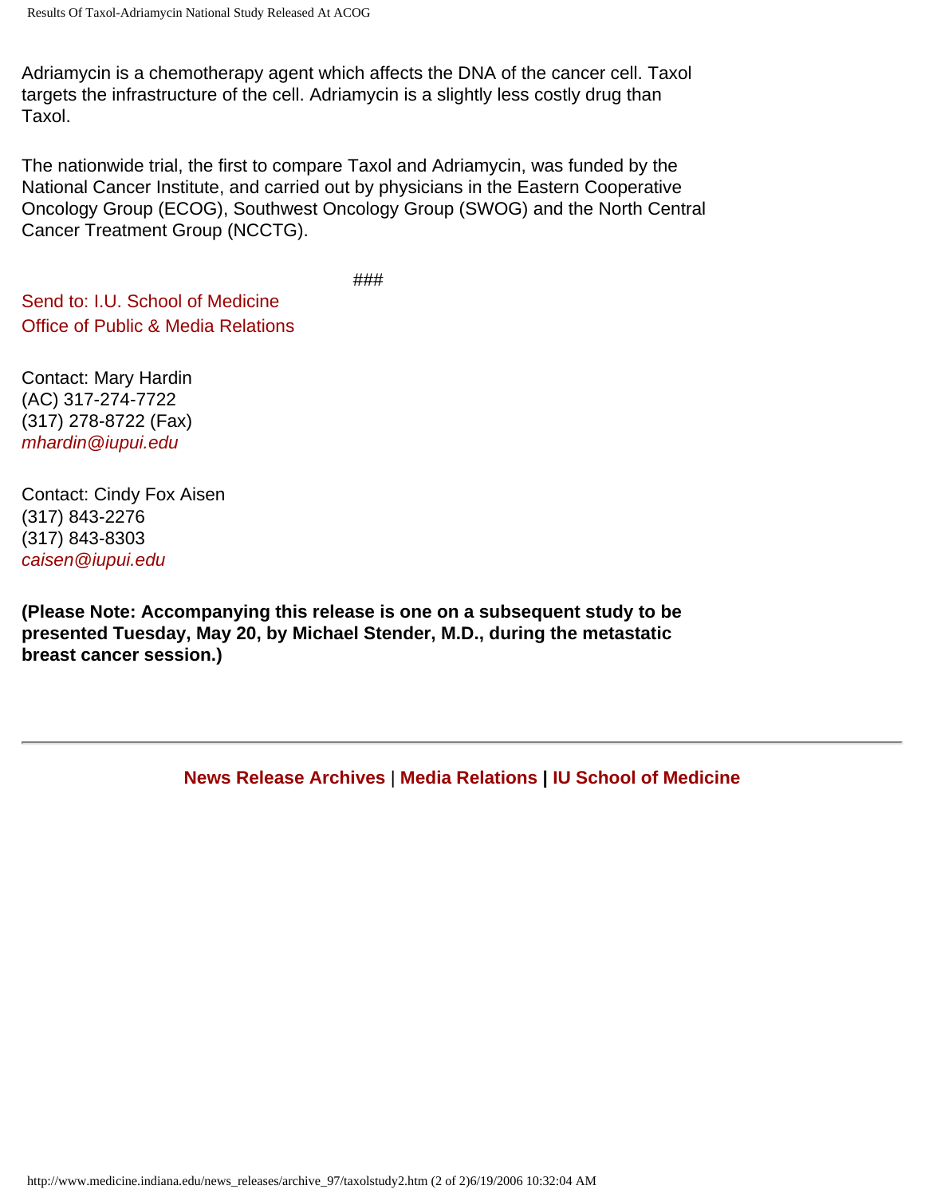Adriamycin is a chemotherapy agent which affects the DNA of the cancer cell. Taxol targets the infrastructure of the cell. Adriamycin is a slightly less costly drug than Taxol.

The nationwide trial, the first to compare Taxol and Adriamycin, was funded by the National Cancer Institute, and carried out by physicians in the Eastern Cooperative Oncology Group (ECOG), Southwest Oncology Group (SWOG) and the North Central Cancer Treatment Group (NCCTG).

###

Send to: I.U. School of Medicine
Office of Public & Media Relations

Contact: Mary Hardin
(AC) 317-274-7722
(317) 278-8722 (Fax)
*mhardin@iupui.edu*

Contact: Cindy Fox Aisen
(317) 843-2276
(317) 843-8303
*caisen@iupui.edu*

**(Please Note: Accompanying this release is one on a subsequent study to be presented Tuesday, May 20, by Michael Stender, M.D., during the metastatic breast cancer session.)**

---

**News Release Archives** | **Media Relations** | **IU School of Medicine**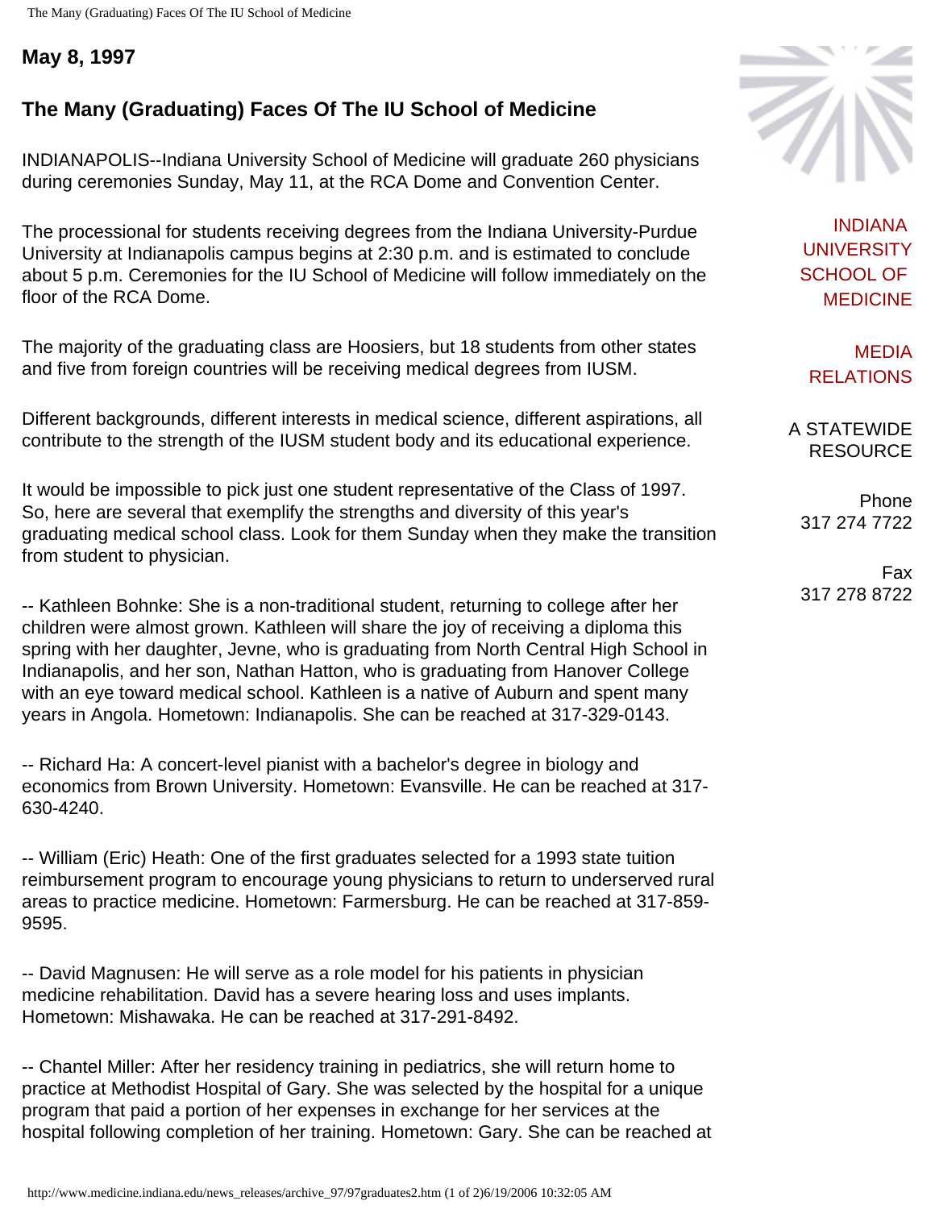**May 8, 1997**

## The Many (Graduating) Faces Of The IU School of Medicine

INDIANAPOLIS--Indiana University School of Medicine will graduate 260 physicians during ceremonies Sunday, May 11, at the RCA Dome and Convention Center.

The processional for students receiving degrees from the Indiana University-Purdue University at Indianapolis campus begins at 2:30 p.m. and is estimated to conclude about 5 p.m. Ceremonies for the IU School of Medicine will follow immediately on the floor of the RCA Dome.

The majority of the graduating class are Hoosiers, but 18 students from other states and five from foreign countries will be receiving medical degrees from IUSM.

Different backgrounds, different interests in medical science, different aspirations, all contribute to the strength of the IUSM student body and its educational experience.

It would be impossible to pick just one student representative of the Class of 1997. So, here are several that exemplify the strengths and diversity of this year's graduating medical school class. Look for them Sunday when they make the transition from student to physician.

-- Kathleen Bohnke: She is a non-traditional student, returning to college after her children were almost grown. Kathleen will share the joy of receiving a diploma this spring with her daughter, Jevne, who is graduating from North Central High School in Indianapolis, and her son, Nathan Hatton, who is graduating from Hanover College with an eye toward medical school. Kathleen is a native of Auburn and spent many years in Angola. Hometown: Indianapolis. She can be reached at 317-329-0143.

-- Richard Ha: A concert-level pianist with a bachelor's degree in biology and economics from Brown University. Hometown: Evansville. He can be reached at 317-630-4240.

-- William (Eric) Heath: One of the first graduates selected for a 1993 state tuition reimbursement program to encourage young physicians to return to underserved rural areas to practice medicine. Hometown: Farmersburg. He can be reached at 317-859-9595.

-- David Magnusen: He will serve as a role model for his patients in physician medicine rehabilitation. David has a severe hearing loss and uses implants. Hometown: Mishawaka. He can be reached at 317-291-8492.

-- Chantel Miller: After her residency training in pediatrics, she will return home to practice at Methodist Hospital of Gary. She was selected by the hospital for a unique program that paid a portion of her expenses in exchange for her services at the hospital following completion of her training. Hometown: Gary. She can be reached at

INDIANA UNIVERSITY SCHOOL OF MEDICINE

MEDIA RELATIONS

A STATEWIDE RESOURCE

Phone
317 274 7722

Fax
317 278 8722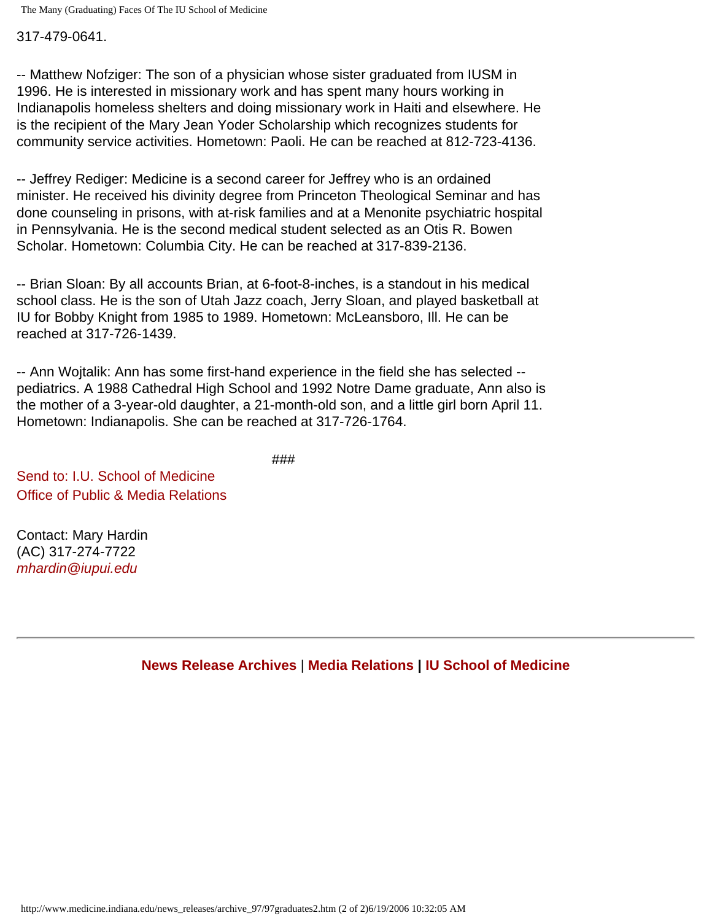317-479-0641.

-- Matthew Nofziger: The son of a physician whose sister graduated from IUSM in 1996. He is interested in missionary work and has spent many hours working in Indianapolis homeless shelters and doing missionary work in Haiti and elsewhere. He is the recipient of the Mary Jean Yoder Scholarship which recognizes students for community service activities. Hometown: Paoli. He can be reached at 812-723-4136.

-- Jeffrey Rediger: Medicine is a second career for Jeffrey who is an ordained minister. He received his divinity degree from Princeton Theological Seminar and has done counseling in prisons, with at-risk families and at a Menonite psychiatric hospital in Pennsylvania. He is the second medical student selected as an Otis R. Bowen Scholar. Hometown: Columbia City. He can be reached at 317-839-2136.

-- Brian Sloan: By all accounts Brian, at 6-foot-8-inches, is a standout in his medical school class. He is the son of Utah Jazz coach, Jerry Sloan, and played basketball at IU for Bobby Knight from 1985 to 1989. Hometown: McLeansboro, Ill. He can be reached at 317-726-1439.

-- Ann Wojtalik: Ann has some first-hand experience in the field she has selected -- pediatrics. A 1988 Cathedral High School and 1992 Notre Dame graduate, Ann also is the mother of a 3-year-old daughter, a 21-month-old son, and a little girl born April 11. Hometown: Indianapolis. She can be reached at 317-726-1764.

###

Send to: I.U. School of Medicine
Office of Public & Media Relations

Contact: Mary Hardin
(AC) 317-274-7722
*mhardin@iupui.edu*

---

**News Release Archives** | **Media Relations** | **IU School of Medicine**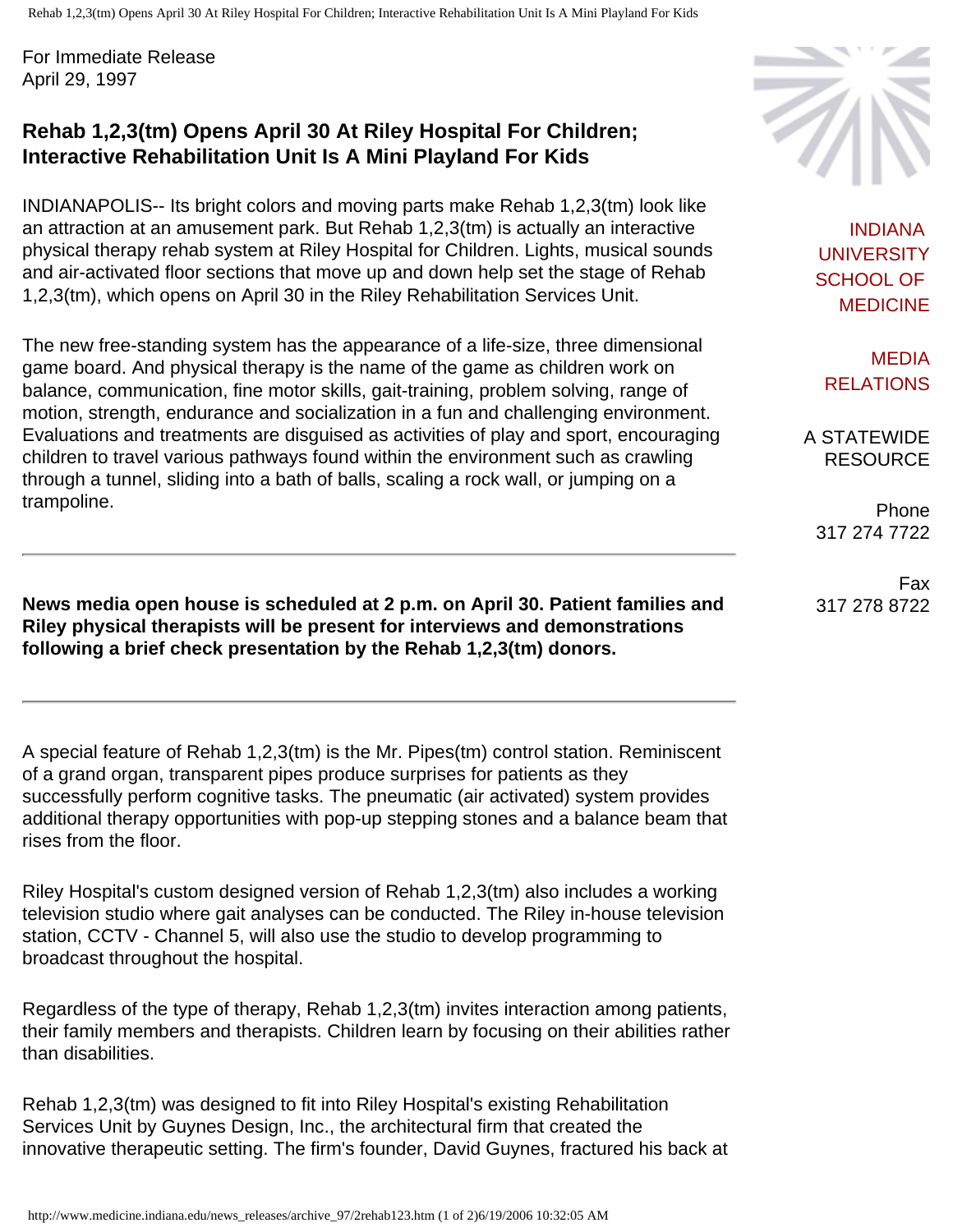For Immediate Release
April 29, 1997

## Rehab 1,2,3(tm) Opens April 30 At Riley Hospital For Children; Interactive Rehabilitation Unit Is A Mini Playland For Kids

INDIANAPOLIS-- Its bright colors and moving parts make Rehab 1,2,3(tm) look like an attraction at an amusement park. But Rehab 1,2,3(tm) is actually an interactive physical therapy rehab system at Riley Hospital for Children. Lights, musical sounds and air-activated floor sections that move up and down help set the stage of Rehab 1,2,3(tm), which opens on April 30 in the Riley Rehabilitation Services Unit.

The new free-standing system has the appearance of a life-size, three dimensional game board. And physical therapy is the name of the game as children work on balance, communication, fine motor skills, gait-training, problem solving, range of motion, strength, endurance and socialization in a fun and challenging environment. Evaluations and treatments are disguised as activities of play and sport, encouraging children to travel various pathways found within the environment such as crawling through a tunnel, sliding into a bath of balls, scaling a rock wall, or jumping on a trampoline.

---

**News media open house is scheduled at 2 p.m. on April 30. Patient families and Riley physical therapists will be present for interviews and demonstrations following a brief check presentation by the Rehab 1,2,3(tm) donors.**

---

A special feature of Rehab 1,2,3(tm) is the Mr. Pipes(tm) control station. Reminiscent of a grand organ, transparent pipes produce surprises for patients as they successfully perform cognitive tasks. The pneumatic (air activated) system provides additional therapy opportunities with pop-up stepping stones and a balance beam that rises from the floor.

Riley Hospital's custom designed version of Rehab 1,2,3(tm) also includes a working television studio where gait analyses can be conducted. The Riley in-house television station, CCTV - Channel 5, will also use the studio to develop programming to broadcast throughout the hospital.

Regardless of the type of therapy, Rehab 1,2,3(tm) invites interaction among patients, their family members and therapists. Children learn by focusing on their abilities rather than disabilities.

Rehab 1,2,3(tm) was designed to fit into Riley Hospital's existing Rehabilitation Services Unit by Guynes Design, Inc., the architectural firm that created the innovative therapeutic setting. The firm's founder, David Guynes, fractured his back at

INDIANA UNIVERSITY SCHOOL OF MEDICINE

MEDIA RELATIONS

A STATEWIDE RESOURCE

Phone
317 274 7722

Fax
317 278 8722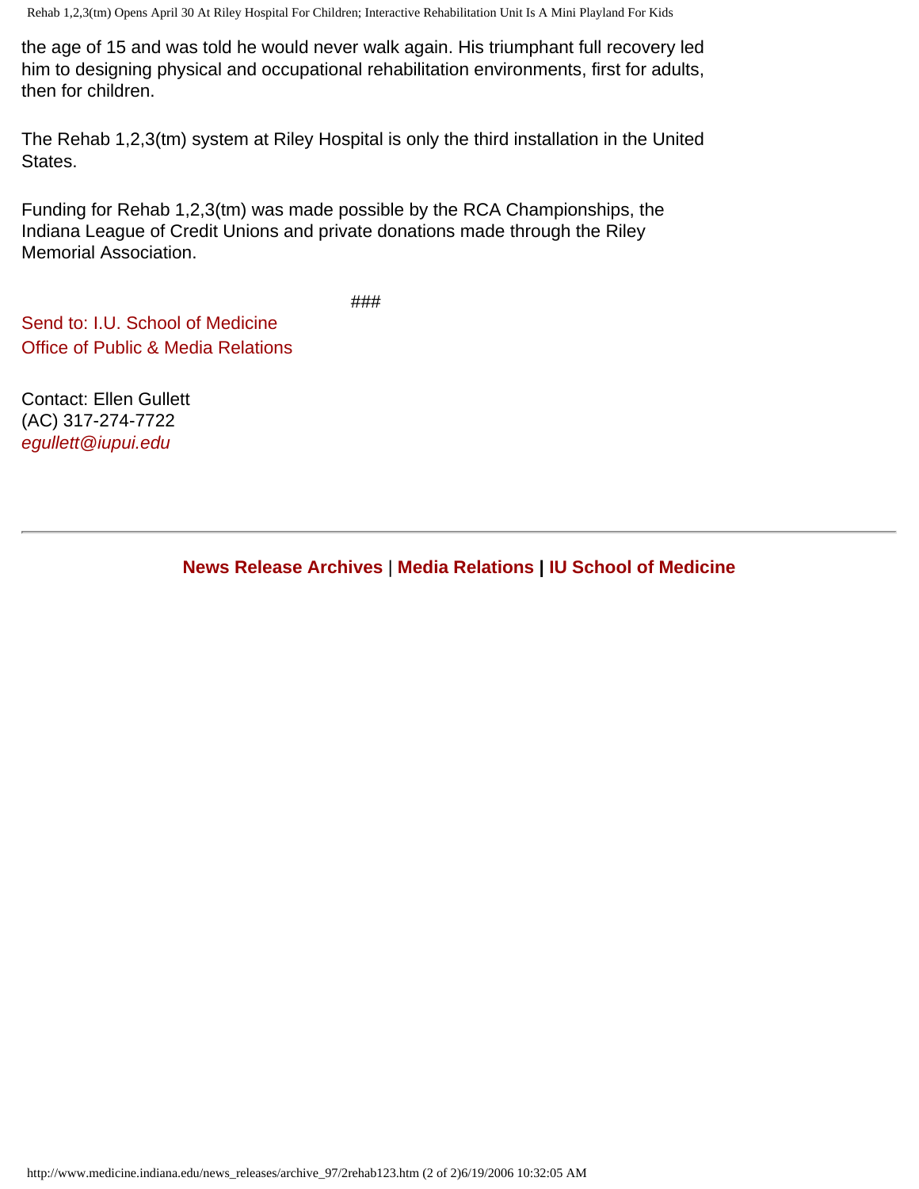the age of 15 and was told he would never walk again. His triumphant full recovery led him to designing physical and occupational rehabilitation environments, first for adults, then for children.

The Rehab 1,2,3(tm) system at Riley Hospital is only the third installation in the United States.

Funding for Rehab 1,2,3(tm) was made possible by the RCA Championships, the Indiana League of Credit Unions and private donations made through the Riley Memorial Association.

###

Send to: I.U. School of Medicine
Office of Public & Media Relations

Contact: Ellen Gullett
(AC) 317-274-7722
*egullett@iupui.edu*

---

**News Release Archives** | **Media Relations** | **IU School of Medicine**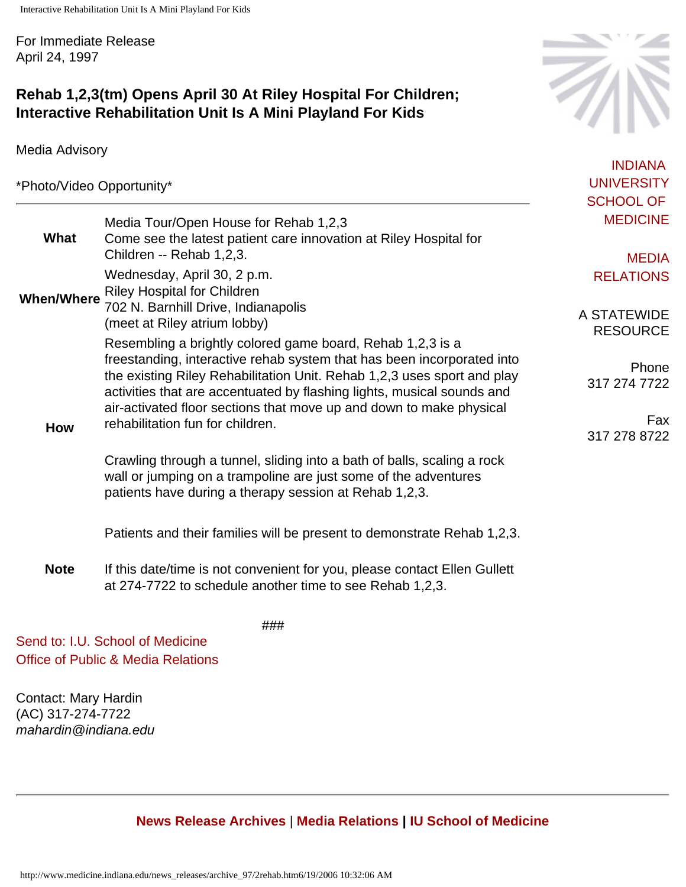For Immediate Release
April 24, 1997

## Rehab 1,2,3(tm) Opens April 30 At Riley Hospital For Children; Interactive Rehabilitation Unit Is A Mini Playland For Kids

Media Advisory

*Photo/Video Opportunity*

INDIANA UNIVERSITY SCHOOL OF MEDICINE

MEDIA RELATIONS

A STATEWIDE RESOURCE

Phone
317 274 7722

Fax
317 278 8722

---

| | |
|---|---|
| **What** | Media Tour/Open House for Rehab 1,2,3<br>Come see the latest patient care innovation at Riley Hospital for Children -- Rehab 1,2,3. |
| **When/Where** | Wednesday, April 30, 2 p.m.<br>Riley Hospital for Children<br>702 N. Barnhill Drive, Indianapolis<br>(meet at Riley atrium lobby) |
| **How** | Resembling a brightly colored game board, Rehab 1,2,3 is a freestanding, interactive rehab system that has been incorporated into the existing Riley Rehabilitation Unit. Rehab 1,2,3 uses sport and play activities that are accentuated by flashing lights, musical sounds and air-activated floor sections that move up and down to make physical rehabilitation fun for children.<br><br>Crawling through a tunnel, sliding into a bath of balls, scaling a rock wall or jumping on a trampoline are just some of the adventures patients have during a therapy session at Rehab 1,2,3.<br><br>Patients and their families will be present to demonstrate Rehab 1,2,3. |
| **Note** | If this date/time is not convenient for you, please contact Ellen Gullett at 274-7722 to schedule another time to see Rehab 1,2,3. |

###

Send to: I.U. School of Medicine
Office of Public & Media Relations

Contact: Mary Hardin
(AC) 317-274-7722
*mahardin@indiana.edu*

---

**News Release Archives** | **Media Relations** | **IU School of Medicine**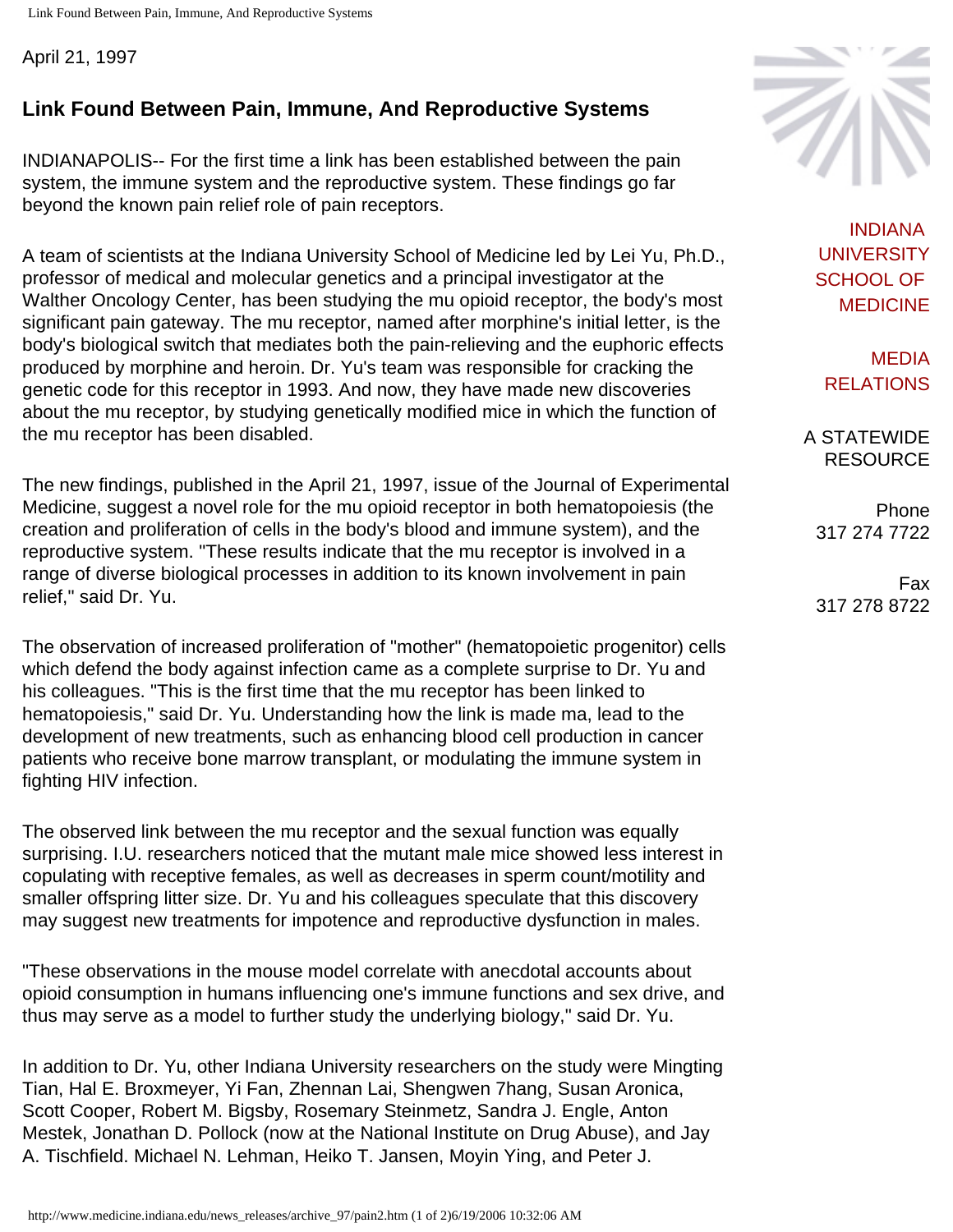April 21, 1997

## Link Found Between Pain, Immune, And Reproductive Systems

INDIANAPOLIS-- For the first time a link has been established between the pain system, the immune system and the reproductive system. These findings go far beyond the known pain relief role of pain receptors.

A team of scientists at the Indiana University School of Medicine led by Lei Yu, Ph.D., professor of medical and molecular genetics and a principal investigator at the Walther Oncology Center, has been studying the mu opioid receptor, the body's most significant pain gateway. The mu receptor, named after morphine's initial letter, is the body's biological switch that mediates both the pain-relieving and the euphoric effects produced by morphine and heroin. Dr. Yu's team was responsible for cracking the genetic code for this receptor in 1993. And now, they have made new discoveries about the mu receptor, by studying genetically modified mice in which the function of the mu receptor has been disabled.

The new findings, published in the April 21, 1997, issue of the Journal of Experimental Medicine, suggest a novel role for the mu opioid receptor in both hematopoiesis (the creation and proliferation of cells in the body's blood and immune system), and the reproductive system. "These results indicate that the mu receptor is involved in a range of diverse biological processes in addition to its known involvement in pain relief," said Dr. Yu.

The observation of increased proliferation of "mother" (hematopoietic progenitor) cells which defend the body against infection came as a complete surprise to Dr. Yu and his colleagues. "This is the first time that the mu receptor has been linked to hematopoiesis," said Dr. Yu. Understanding how the link is made ma, lead to the development of new treatments, such as enhancing blood cell production in cancer patients who receive bone marrow transplant, or modulating the immune system in fighting HIV infection.

The observed link between the mu receptor and the sexual function was equally surprising. I.U. researchers noticed that the mutant male mice showed less interest in copulating with receptive females, as well as decreases in sperm count/motility and smaller offspring litter size. Dr. Yu and his colleagues speculate that this discovery may suggest new treatments for impotence and reproductive dysfunction in males.

"These observations in the mouse model correlate with anecdotal accounts about opioid consumption in humans influencing one's immune functions and sex drive, and thus may serve as a model to further study the underlying biology," said Dr. Yu.

In addition to Dr. Yu, other Indiana University researchers on the study were Mingting Tian, Hal E. Broxmeyer, Yi Fan, Zhennan Lai, Shengwen 7hang, Susan Aronica, Scott Cooper, Robert M. Bigsby, Rosemary Steinmetz, Sandra J. Engle, Anton Mestek, Jonathan D. Pollock (now at the National Institute on Drug Abuse), and Jay A. Tischfield. Michael N. Lehman, Heiko T. Jansen, Moyin Ying, and Peter J.

INDIANA UNIVERSITY SCHOOL OF MEDICINE

MEDIA RELATIONS

A STATEWIDE RESOURCE

Phone
317 274 7722

Fax
317 278 8722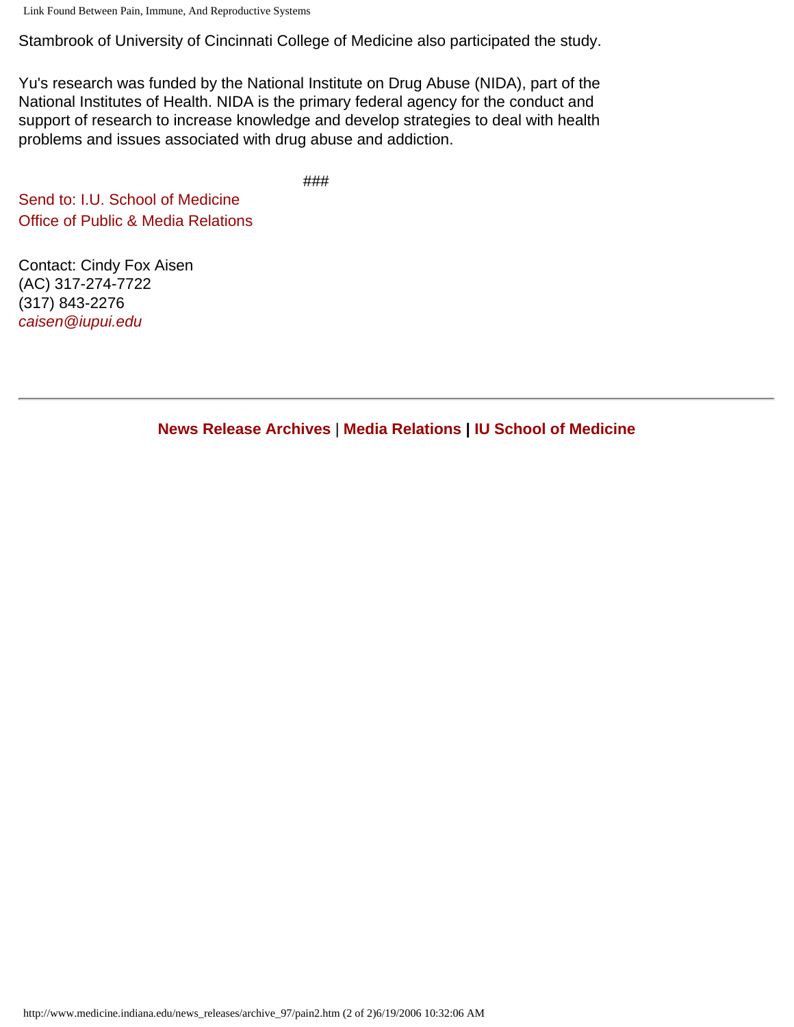Stambrook of University of Cincinnati College of Medicine also participated the study.

Yu's research was funded by the National Institute on Drug Abuse (NIDA), part of the National Institutes of Health. NIDA is the primary federal agency for the conduct and support of research to increase knowledge and develop strategies to deal with health problems and issues associated with drug abuse and addiction.

###

Send to: I.U. School of Medicine
Office of Public & Media Relations

Contact: Cindy Fox Aisen
(AC) 317-274-7722
(317) 843-2276
*caisen@iupui.edu*

---

**News Release Archives** | **Media Relations** | **IU School of Medicine**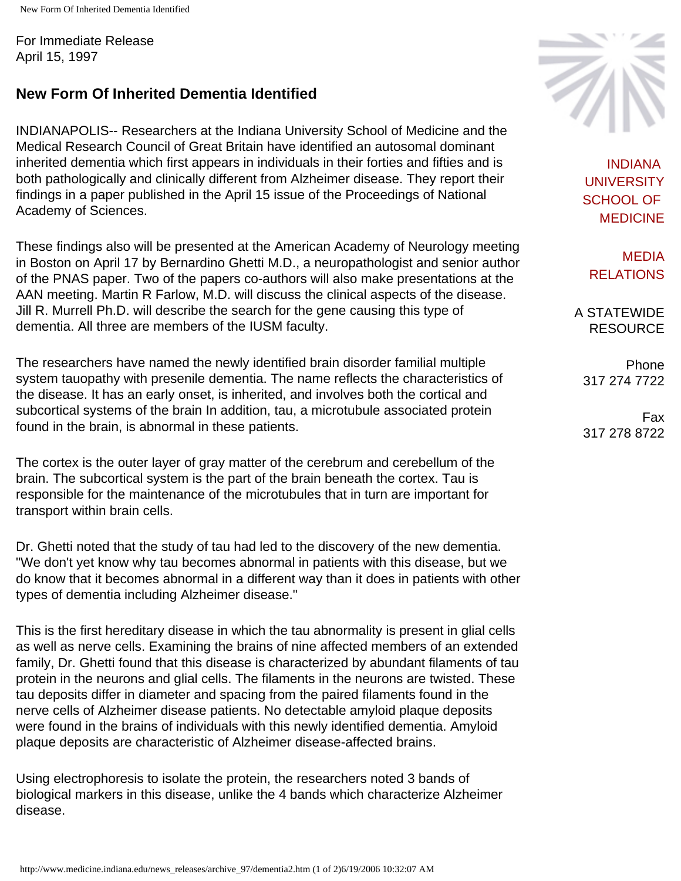For Immediate Release
April 15, 1997

## New Form Of Inherited Dementia Identified

INDIANA UNIVERSITY SCHOOL OF MEDICINE

MEDIA RELATIONS

A STATEWIDE RESOURCE

Phone
317 274 7722

Fax
317 278 8722

INDIANAPOLIS-- Researchers at the Indiana University School of Medicine and the Medical Research Council of Great Britain have identified an autosomal dominant inherited dementia which first appears in individuals in their forties and fifties and is both pathologically and clinically different from Alzheimer disease. They report their findings in a paper published in the April 15 issue of the Proceedings of National Academy of Sciences.

These findings also will be presented at the American Academy of Neurology meeting in Boston on April 17 by Bernardino Ghetti M.D., a neuropathologist and senior author of the PNAS paper. Two of the papers co-authors will also make presentations at the AAN meeting. Martin R Farlow, M.D. will discuss the clinical aspects of the disease. Jill R. Murrell Ph.D. will describe the search for the gene causing this type of dementia. All three are members of the IUSM faculty.

The researchers have named the newly identified brain disorder familial multiple system tauopathy with presenile dementia. The name reflects the characteristics of the disease. It has an early onset, is inherited, and involves both the cortical and subcortical systems of the brain In addition, tau, a microtubule associated protein found in the brain, is abnormal in these patients.

The cortex is the outer layer of gray matter of the cerebrum and cerebellum of the brain. The subcortical system is the part of the brain beneath the cortex. Tau is responsible for the maintenance of the microtubules that in turn are important for transport within brain cells.

Dr. Ghetti noted that the study of tau had led to the discovery of the new dementia. "We don't yet know why tau becomes abnormal in patients with this disease, but we do know that it becomes abnormal in a different way than it does in patients with other types of dementia including Alzheimer disease."

This is the first hereditary disease in which the tau abnormality is present in glial cells as well as nerve cells. Examining the brains of nine affected members of an extended family, Dr. Ghetti found that this disease is characterized by abundant filaments of tau protein in the neurons and glial cells. The filaments in the neurons are twisted. These tau deposits differ in diameter and spacing from the paired filaments found in the nerve cells of Alzheimer disease patients. No detectable amyloid plaque deposits were found in the brains of individuals with this newly identified dementia. Amyloid plaque deposits are characteristic of Alzheimer disease-affected brains.

Using electrophoresis to isolate the protein, the researchers noted 3 bands of biological markers in this disease, unlike the 4 bands which characterize Alzheimer disease.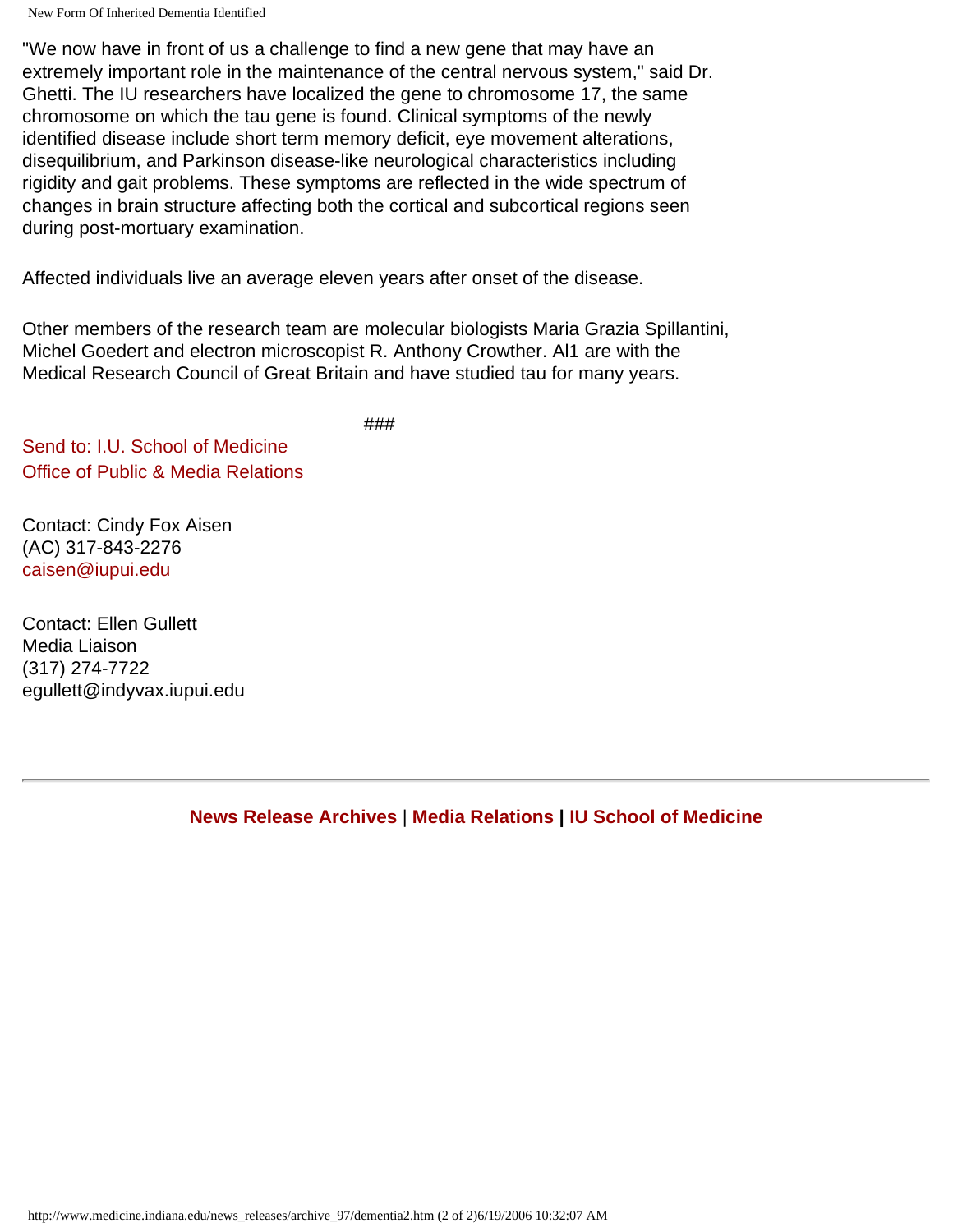"We now have in front of us a challenge to find a new gene that may have an extremely important role in the maintenance of the central nervous system," said Dr. Ghetti. The IU researchers have localized the gene to chromosome 17, the same chromosome on which the tau gene is found. Clinical symptoms of the newly identified disease include short term memory deficit, eye movement alterations, disequilibrium, and Parkinson disease-like neurological characteristics including rigidity and gait problems. These symptoms are reflected in the wide spectrum of changes in brain structure affecting both the cortical and subcortical regions seen during post-mortuary examination.

Affected individuals live an average eleven years after onset of the disease.

Other members of the research team are molecular biologists Maria Grazia Spillantini, Michel Goedert and electron microscopist R. Anthony Crowther. Al1 are with the Medical Research Council of Great Britain and have studied tau for many years.

###

Send to: I.U. School of Medicine
Office of Public & Media Relations

Contact: Cindy Fox Aisen
(AC) 317-843-2276
caisen@iupui.edu

Contact: Ellen Gullett
Media Liaison
(317) 274-7722
egullett@indyvax.iupui.edu

---

**News Release Archives** | **Media Relations** | **IU School of Medicine**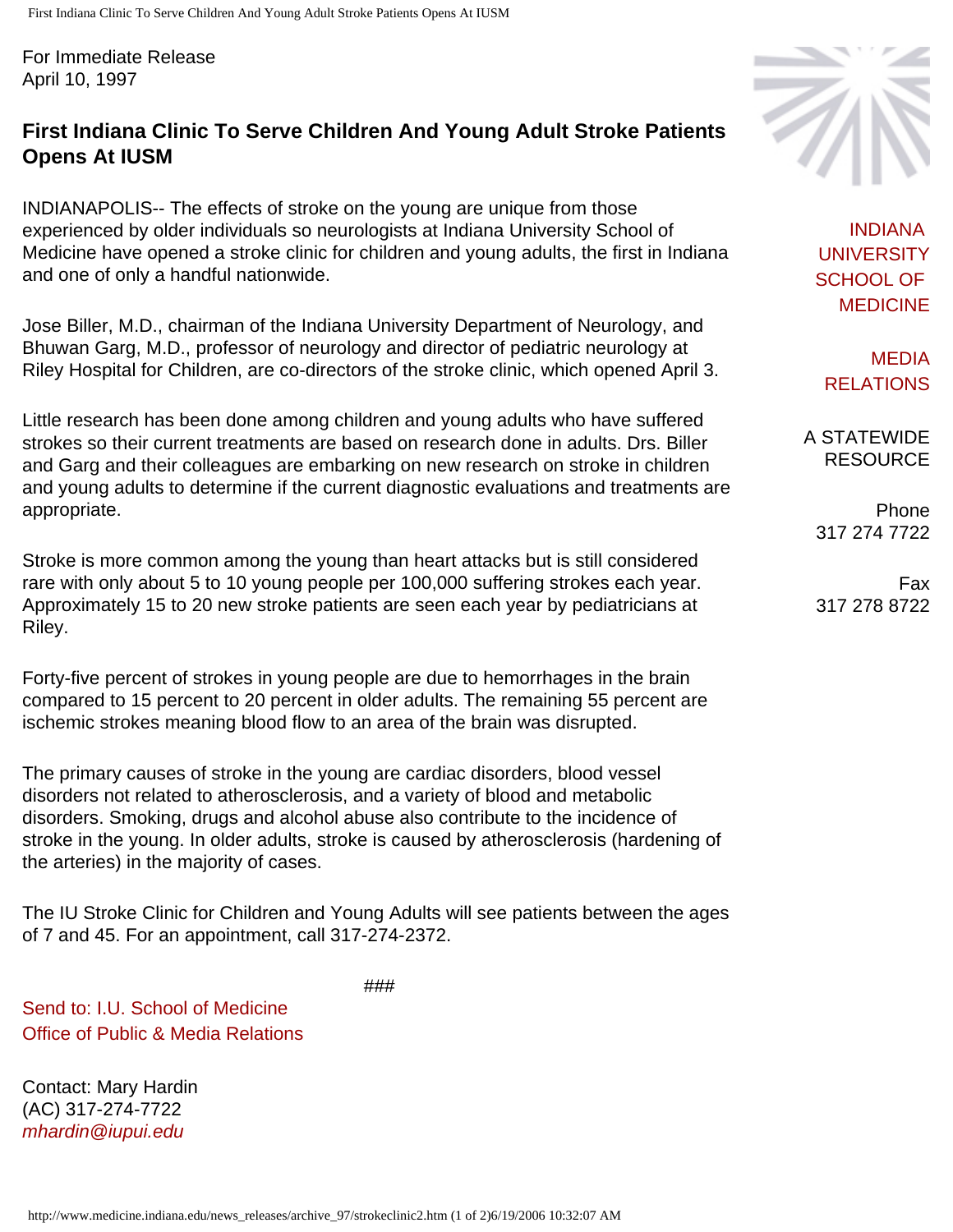For Immediate Release
April 10, 1997

## First Indiana Clinic To Serve Children And Young Adult Stroke Patients Opens At IUSM

INDIANAPOLIS-- The effects of stroke on the young are unique from those experienced by older individuals so neurologists at Indiana University School of Medicine have opened a stroke clinic for children and young adults, the first in Indiana and one of only a handful nationwide.

Jose Biller, M.D., chairman of the Indiana University Department of Neurology, and Bhuwan Garg, M.D., professor of neurology and director of pediatric neurology at Riley Hospital for Children, are co-directors of the stroke clinic, which opened April 3.

Little research has been done among children and young adults who have suffered strokes so their current treatments are based on research done in adults. Drs. Biller and Garg and their colleagues are embarking on new research on stroke in children and young adults to determine if the current diagnostic evaluations and treatments are appropriate.

Stroke is more common among the young than heart attacks but is still considered rare with only about 5 to 10 young people per 100,000 suffering strokes each year. Approximately 15 to 20 new stroke patients are seen each year by pediatricians at Riley.

Forty-five percent of strokes in young people are due to hemorrhages in the brain compared to 15 percent to 20 percent in older adults. The remaining 55 percent are ischemic strokes meaning blood flow to an area of the brain was disrupted.

The primary causes of stroke in the young are cardiac disorders, blood vessel disorders not related to atherosclerosis, and a variety of blood and metabolic disorders. Smoking, drugs and alcohol abuse also contribute to the incidence of stroke in the young. In older adults, stroke is caused by atherosclerosis (hardening of the arteries) in the majority of cases.

The IU Stroke Clinic for Children and Young Adults will see patients between the ages of 7 and 45. For an appointment, call 317-274-2372.

###

Send to: I.U. School of Medicine
Office of Public & Media Relations

Contact: Mary Hardin
(AC) 317-274-7722
*mhardin@iupui.edu*

INDIANA UNIVERSITY SCHOOL OF MEDICINE

MEDIA RELATIONS

A STATEWIDE RESOURCE

Phone
317 274 7722

Fax
317 278 8722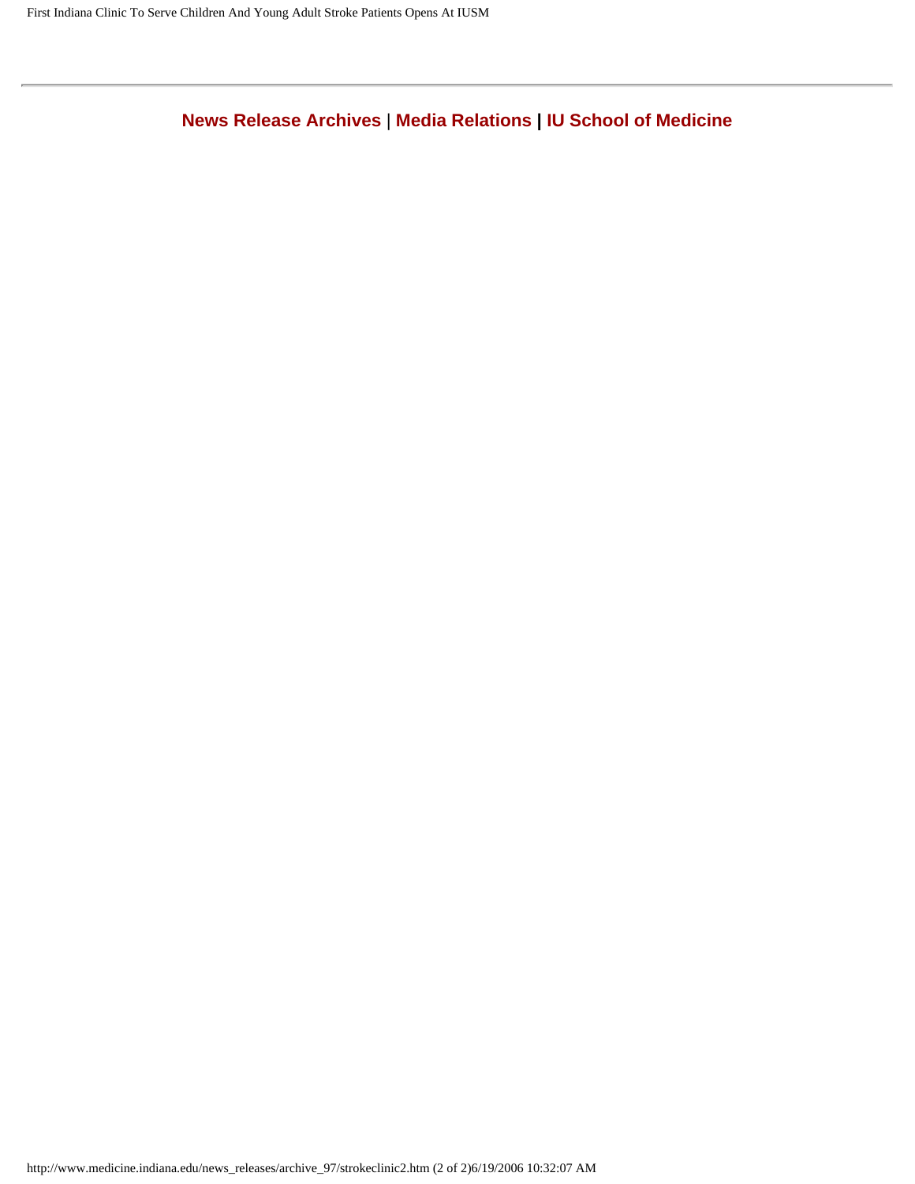**News Release Archives** | **Media Relations** | **IU School of Medicine**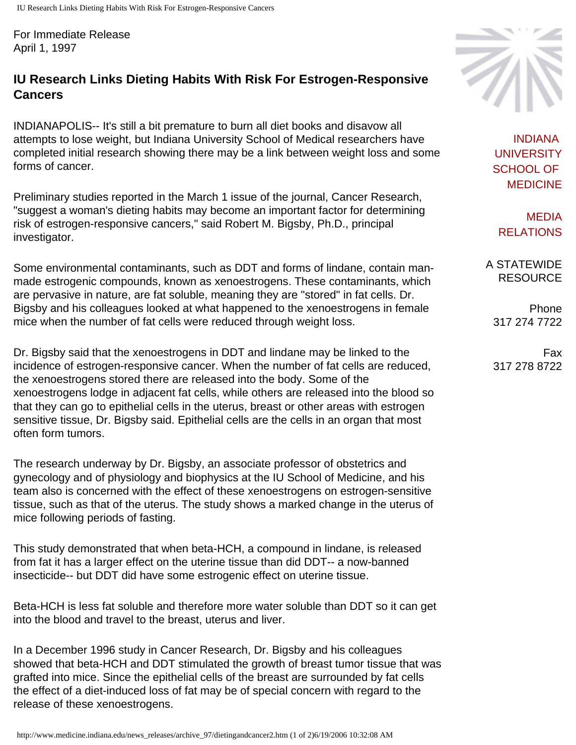For Immediate Release
April 1, 1997

## IU Research Links Dieting Habits With Risk For Estrogen-Responsive Cancers

INDIANA UNIVERSITY SCHOOL OF MEDICINE

MEDIA RELATIONS

A STATEWIDE RESOURCE

Phone
317 274 7722

Fax
317 278 8722

INDIANAPOLIS-- It's still a bit premature to burn all diet books and disavow all attempts to lose weight, but Indiana University School of Medical researchers have completed initial research showing there may be a link between weight loss and some forms of cancer.

Preliminary studies reported in the March 1 issue of the journal, Cancer Research, "suggest a woman's dieting habits may become an important factor for determining risk of estrogen-responsive cancers," said Robert M. Bigsby, Ph.D., principal investigator.

Some environmental contaminants, such as DDT and forms of lindane, contain man-made estrogenic compounds, known as xenoestrogens. These contaminants, which are pervasive in nature, are fat soluble, meaning they are "stored" in fat cells. Dr. Bigsby and his colleagues looked at what happened to the xenoestrogens in female mice when the number of fat cells were reduced through weight loss.

Dr. Bigsby said that the xenoestrogens in DDT and lindane may be linked to the incidence of estrogen-responsive cancer. When the number of fat cells are reduced, the xenoestrogens stored there are released into the body. Some of the xenoestrogens lodge in adjacent fat cells, while others are released into the blood so that they can go to epithelial cells in the uterus, breast or other areas with estrogen sensitive tissue, Dr. Bigsby said. Epithelial cells are the cells in an organ that most often form tumors.

The research underway by Dr. Bigsby, an associate professor of obstetrics and gynecology and of physiology and biophysics at the IU School of Medicine, and his team also is concerned with the effect of these xenoestrogens on estrogen-sensitive tissue, such as that of the uterus. The study shows a marked change in the uterus of mice following periods of fasting.

This study demonstrated that when beta-HCH, a compound in lindane, is released from fat it has a larger effect on the uterine tissue than did DDT-- a now-banned insecticide-- but DDT did have some estrogenic effect on uterine tissue.

Beta-HCH is less fat soluble and therefore more water soluble than DDT so it can get into the blood and travel to the breast, uterus and liver.

In a December 1996 study in Cancer Research, Dr. Bigsby and his colleagues showed that beta-HCH and DDT stimulated the growth of breast tumor tissue that was grafted into mice. Since the epithelial cells of the breast are surrounded by fat cells the effect of a diet-induced loss of fat may be of special concern with regard to the release of these xenoestrogens.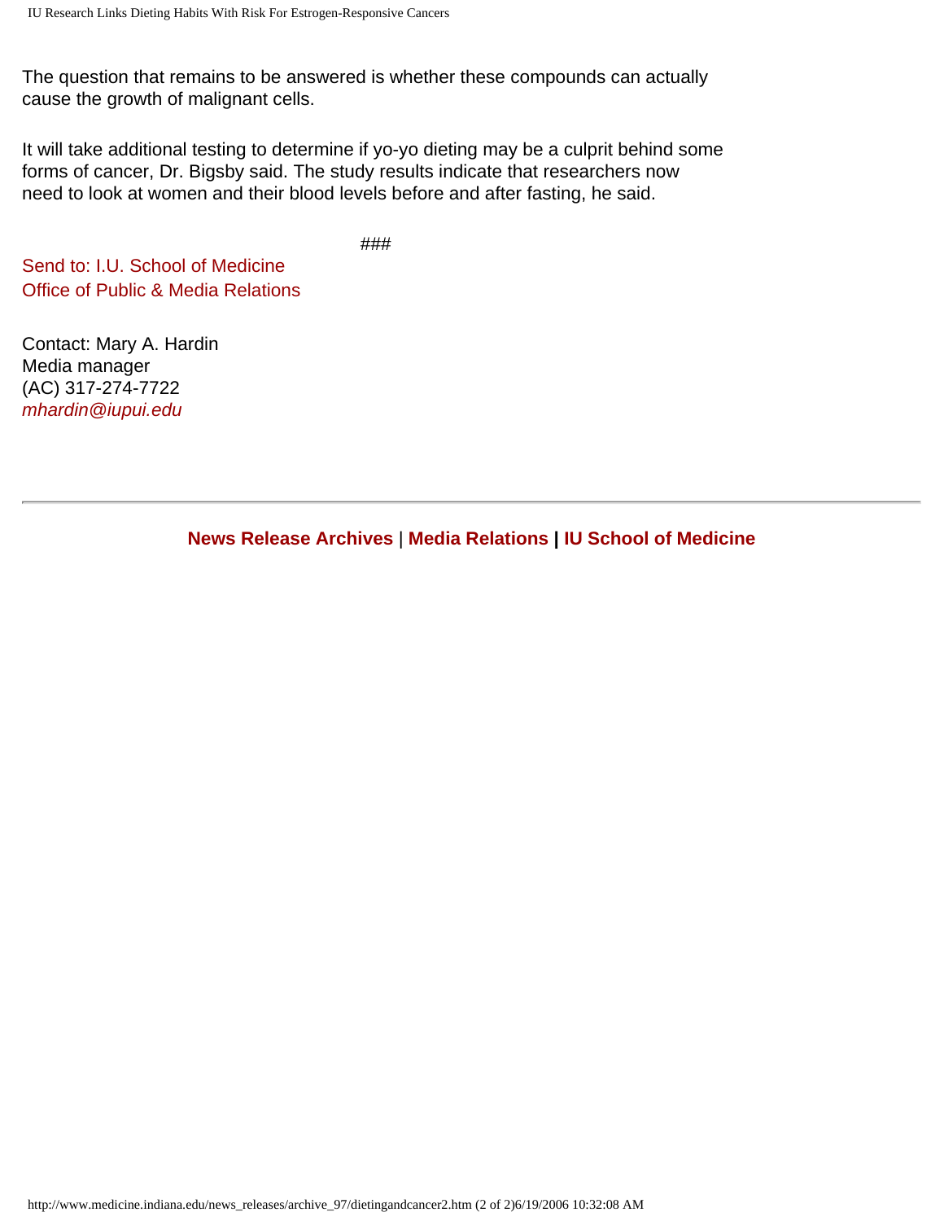The question that remains to be answered is whether these compounds can actually cause the growth of malignant cells.

It will take additional testing to determine if yo-yo dieting may be a culprit behind some forms of cancer, Dr. Bigsby said. The study results indicate that researchers now need to look at women and their blood levels before and after fasting, he said.

###

Send to: I.U. School of Medicine
Office of Public & Media Relations

Contact: Mary A. Hardin
Media manager
(AC) 317-274-7722
*mhardin@iupui.edu*

---

**News Release Archives** | **Media Relations** | **IU School of Medicine**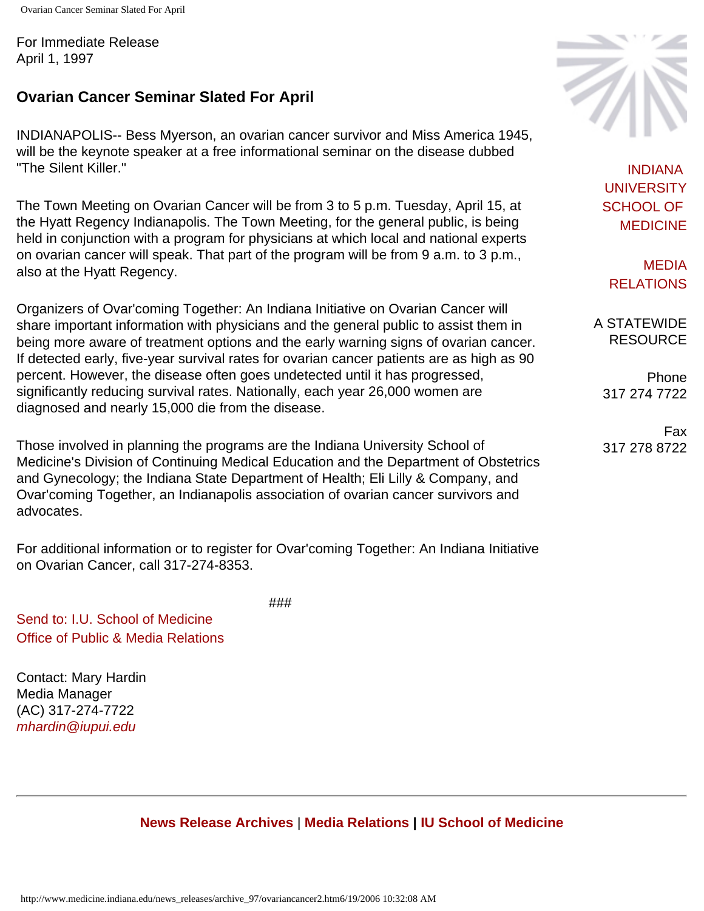For Immediate Release
April 1, 1997

## Ovarian Cancer Seminar Slated For April

INDIANAPOLIS-- Bess Myerson, an ovarian cancer survivor and Miss America 1945, will be the keynote speaker at a free informational seminar on the disease dubbed "The Silent Killer."

The Town Meeting on Ovarian Cancer will be from 3 to 5 p.m. Tuesday, April 15, at the Hyatt Regency Indianapolis. The Town Meeting, for the general public, is being held in conjunction with a program for physicians at which local and national experts on ovarian cancer will speak. That part of the program will be from 9 a.m. to 3 p.m., also at the Hyatt Regency.

Organizers of Ovar'coming Together: An Indiana Initiative on Ovarian Cancer will share important information with physicians and the general public to assist them in being more aware of treatment options and the early warning signs of ovarian cancer. If detected early, five-year survival rates for ovarian cancer patients are as high as 90 percent. However, the disease often goes undetected until it has progressed, significantly reducing survival rates. Nationally, each year 26,000 women are diagnosed and nearly 15,000 die from the disease.

Those involved in planning the programs are the Indiana University School of Medicine's Division of Continuing Medical Education and the Department of Obstetrics and Gynecology; the Indiana State Department of Health; Eli Lilly & Company, and Ovar'coming Together, an Indianapolis association of ovarian cancer survivors and advocates.

For additional information or to register for Ovar'coming Together: An Indiana Initiative on Ovarian Cancer, call 317-274-8353.

###

Send to: I.U. School of Medicine
Office of Public & Media Relations

Contact: Mary Hardin
Media Manager
(AC) 317-274-7722
*mhardin@iupui.edu*

INDIANA UNIVERSITY SCHOOL OF MEDICINE

MEDIA RELATIONS

A STATEWIDE RESOURCE

Phone
317 274 7722

Fax
317 278 8722

---

**News Release Archives** | **Media Relations** | **IU School of Medicine**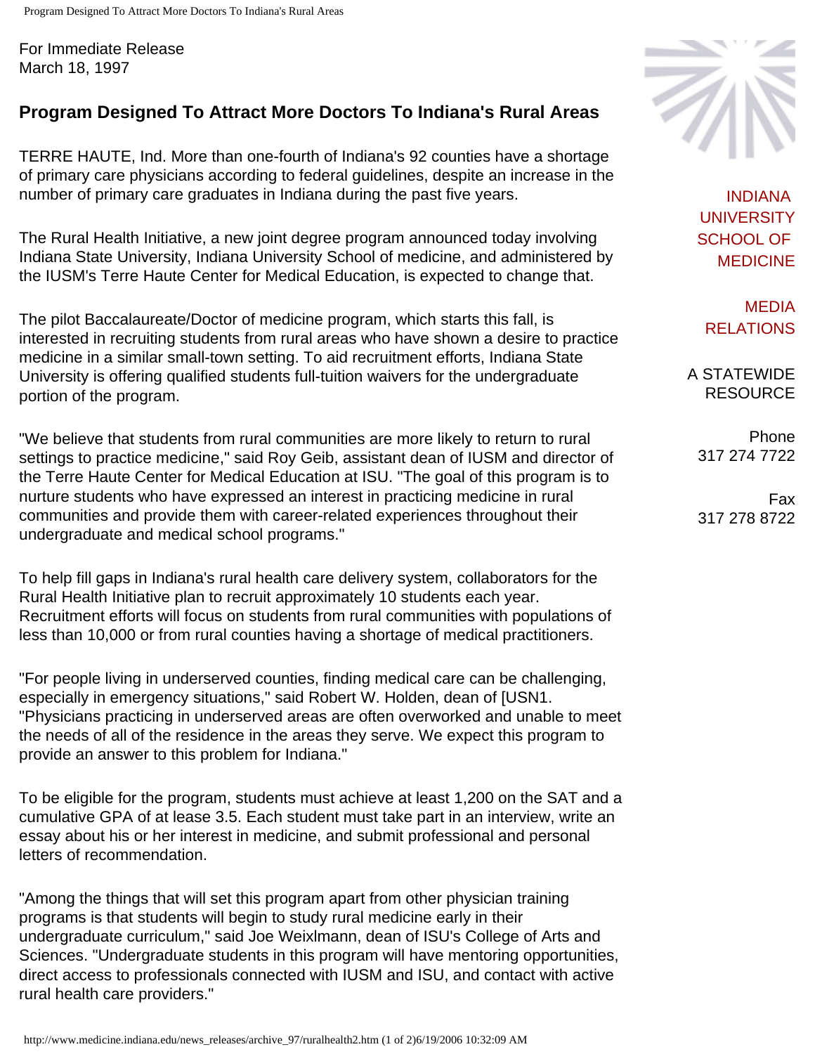For Immediate Release
March 18, 1997

## Program Designed To Attract More Doctors To Indiana's Rural Areas

TERRE HAUTE, Ind. More than one-fourth of Indiana's 92 counties have a shortage of primary care physicians according to federal guidelines, despite an increase in the number of primary care graduates in Indiana during the past five years.

The Rural Health Initiative, a new joint degree program announced today involving Indiana State University, Indiana University School of medicine, and administered by the IUSM's Terre Haute Center for Medical Education, is expected to change that.

The pilot Baccalaureate/Doctor of medicine program, which starts this fall, is interested in recruiting students from rural areas who have shown a desire to practice medicine in a similar small-town setting. To aid recruitment efforts, Indiana State University is offering qualified students full-tuition waivers for the undergraduate portion of the program.

"We believe that students from rural communities are more likely to return to rural settings to practice medicine," said Roy Geib, assistant dean of IUSM and director of the Terre Haute Center for Medical Education at ISU. "The goal of this program is to nurture students who have expressed an interest in practicing medicine in rural communities and provide them with career-related experiences throughout their undergraduate and medical school programs."

To help fill gaps in Indiana's rural health care delivery system, collaborators for the Rural Health Initiative plan to recruit approximately 10 students each year. Recruitment efforts will focus on students from rural communities with populations of less than 10,000 or from rural counties having a shortage of medical practitioners.

"For people living in underserved counties, finding medical care can be challenging, especially in emergency situations," said Robert W. Holden, dean of [USN1. "Physicians practicing in underserved areas are often overworked and unable to meet the needs of all of the residence in the areas they serve. We expect this program to provide an answer to this problem for Indiana."

To be eligible for the program, students must achieve at least 1,200 on the SAT and a cumulative GPA of at lease 3.5. Each student must take part in an interview, write an essay about his or her interest in medicine, and submit professional and personal letters of recommendation.

"Among the things that will set this program apart from other physician training programs is that students will begin to study rural medicine early in their undergraduate curriculum," said Joe Weixlmann, dean of ISU's College of Arts and Sciences. "Undergraduate students in this program will have mentoring opportunities, direct access to professionals connected with IUSM and ISU, and contact with active rural health care providers."

INDIANA UNIVERSITY SCHOOL OF MEDICINE

MEDIA RELATIONS

A STATEWIDE RESOURCE

Phone
317 274 7722

Fax
317 278 8722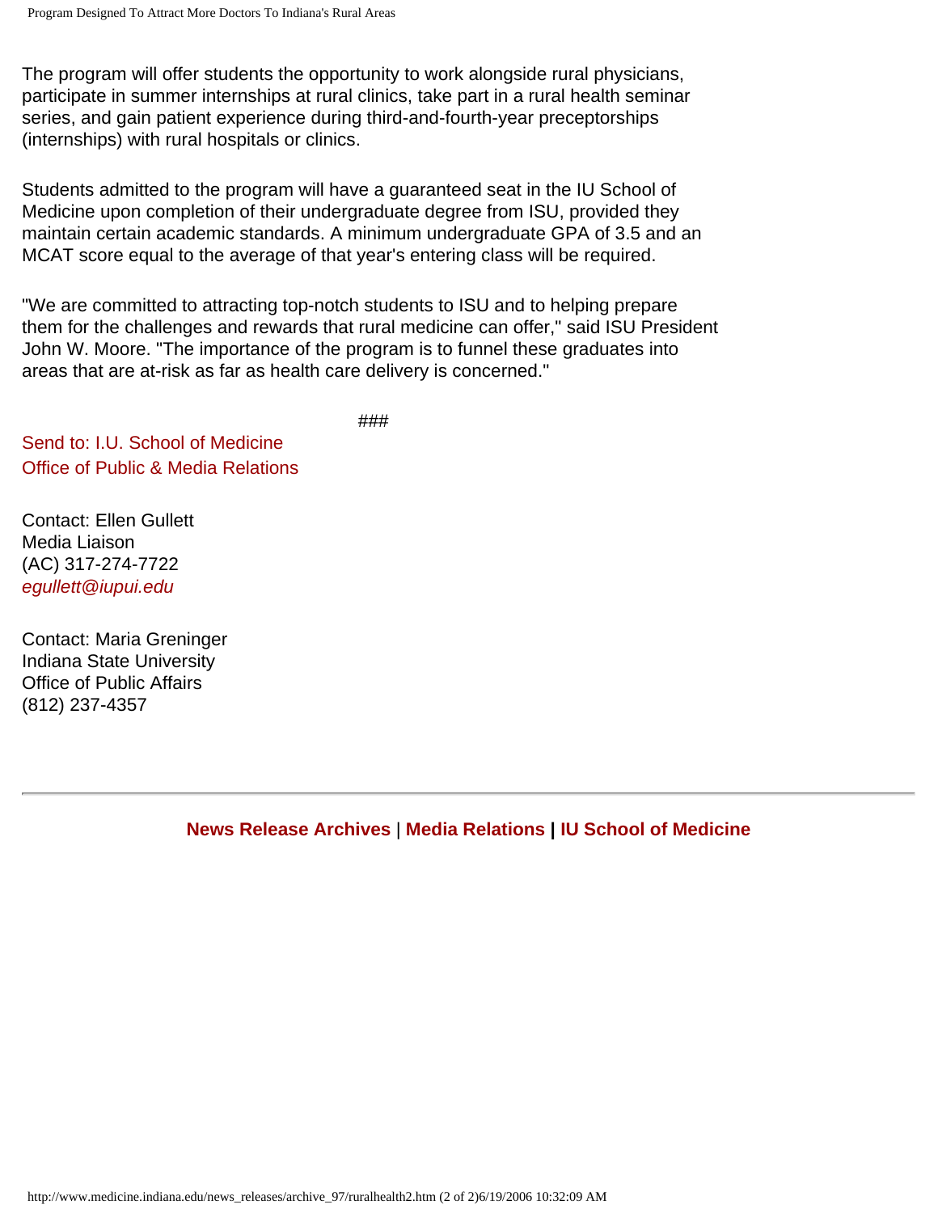The program will offer students the opportunity to work alongside rural physicians, participate in summer internships at rural clinics, take part in a rural health seminar series, and gain patient experience during third-and-fourth-year preceptorships (internships) with rural hospitals or clinics.

Students admitted to the program will have a guaranteed seat in the IU School of Medicine upon completion of their undergraduate degree from ISU, provided they maintain certain academic standards. A minimum undergraduate GPA of 3.5 and an MCAT score equal to the average of that year's entering class will be required.

"We are committed to attracting top-notch students to ISU and to helping prepare them for the challenges and rewards that rural medicine can offer," said ISU President John W. Moore. "The importance of the program is to funnel these graduates into areas that are at-risk as far as health care delivery is concerned."

###

Send to: I.U. School of Medicine
Office of Public & Media Relations

Contact: Ellen Gullett
Media Liaison
(AC) 317-274-7722
*egullett@iupui.edu*

Contact: Maria Greninger
Indiana State University
Office of Public Affairs
(812) 237-4357

---

**News Release Archives** | **Media Relations** | **IU School of Medicine**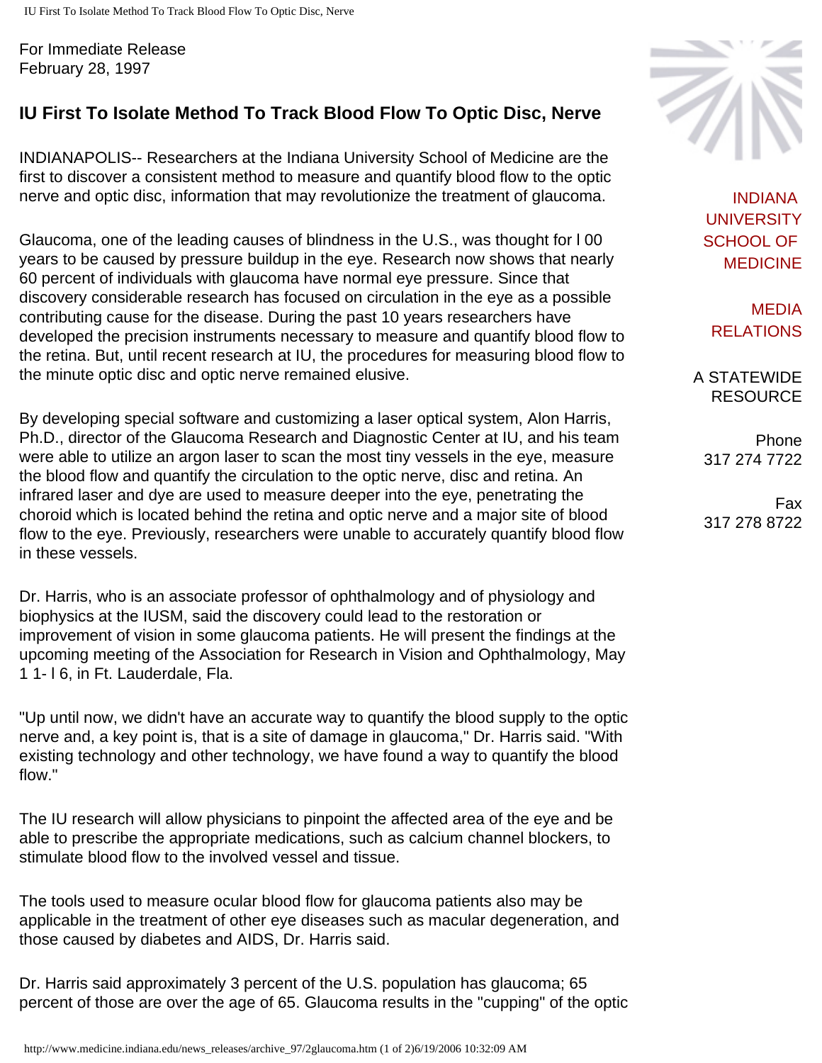For Immediate Release
February 28, 1997

## IU First To Isolate Method To Track Blood Flow To Optic Disc, Nerve

INDIANAPOLIS-- Researchers at the Indiana University School of Medicine are the first to discover a consistent method to measure and quantify blood flow to the optic nerve and optic disc, information that may revolutionize the treatment of glaucoma.

Glaucoma, one of the leading causes of blindness in the U.S., was thought for l 00 years to be caused by pressure buildup in the eye. Research now shows that nearly 60 percent of individuals with glaucoma have normal eye pressure. Since that discovery considerable research has focused on circulation in the eye as a possible contributing cause for the disease. During the past 10 years researchers have developed the precision instruments necessary to measure and quantify blood flow to the retina. But, until recent research at IU, the procedures for measuring blood flow to the minute optic disc and optic nerve remained elusive.

By developing special software and customizing a laser optical system, Alon Harris, Ph.D., director of the Glaucoma Research and Diagnostic Center at IU, and his team were able to utilize an argon laser to scan the most tiny vessels in the eye, measure the blood flow and quantify the circulation to the optic nerve, disc and retina. An infrared laser and dye are used to measure deeper into the eye, penetrating the choroid which is located behind the retina and optic nerve and a major site of blood flow to the eye. Previously, researchers were unable to accurately quantify blood flow in these vessels.

Dr. Harris, who is an associate professor of ophthalmology and of physiology and biophysics at the IUSM, said the discovery could lead to the restoration or improvement of vision in some glaucoma patients. He will present the findings at the upcoming meeting of the Association for Research in Vision and Ophthalmology, May 1 1- l 6, in Ft. Lauderdale, Fla.

"Up until now, we didn't have an accurate way to quantify the blood supply to the optic nerve and, a key point is, that is a site of damage in glaucoma," Dr. Harris said. "With existing technology and other technology, we have found a way to quantify the blood flow."

The IU research will allow physicians to pinpoint the affected area of the eye and be able to prescribe the appropriate medications, such as calcium channel blockers, to stimulate blood flow to the involved vessel and tissue.

The tools used to measure ocular blood flow for glaucoma patients also may be applicable in the treatment of other eye diseases such as macular degeneration, and those caused by diabetes and AIDS, Dr. Harris said.

Dr. Harris said approximately 3 percent of the U.S. population has glaucoma; 65 percent of those are over the age of 65. Glaucoma results in the "cupping" of the optic

INDIANA UNIVERSITY SCHOOL OF MEDICINE

MEDIA RELATIONS

A STATEWIDE RESOURCE

Phone
317 274 7722

Fax
317 278 8722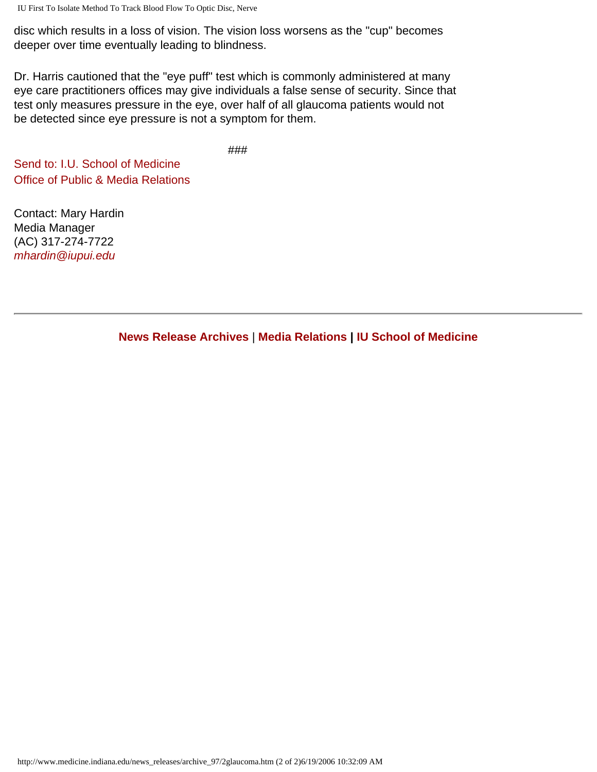disc which results in a loss of vision. The vision loss worsens as the "cup" becomes deeper over time eventually leading to blindness.

Dr. Harris cautioned that the "eye puff" test which is commonly administered at many eye care practitioners offices may give individuals a false sense of security. Since that test only measures pressure in the eye, over half of all glaucoma patients would not be detected since eye pressure is not a symptom for them.

###

Send to: I.U. School of Medicine
Office of Public & Media Relations

Contact: Mary Hardin
Media Manager
(AC) 317-274-7722
*mhardin@iupui.edu*

---

**News Release Archives** | **Media Relations** | **IU School of Medicine**